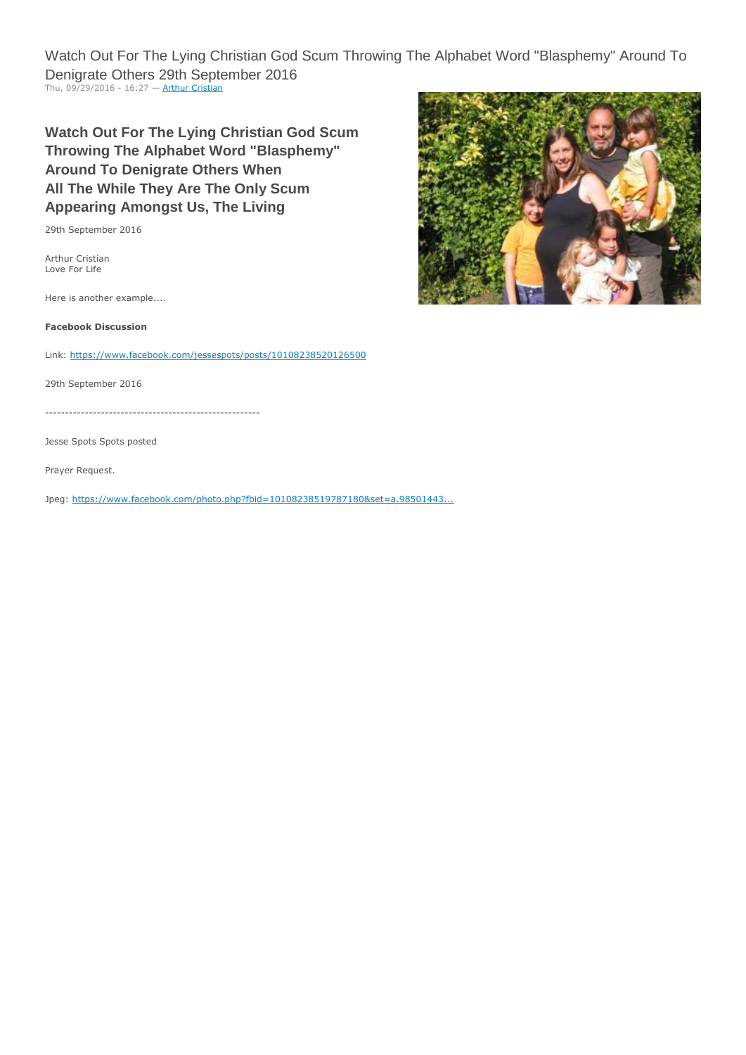# Watch Out For The Lying Christian God Scum Throwing The Alphabet Word "Blasphemy" Around To Denigrate Others 29th September 2016

Thu, 09/29/2016 - 16:27 — Arthur Cristian

## Watch Out For The Lying Christian God Scum Throwing The Alphabet Word "Blasphemy" Around To Denigrate Others When All The While They Are The Only Scum Appearing Amongst Us, The Living

29th September 2016

Arthur Cristian
Love For Life

Here is another example....

**Facebook Discussion**

Link: https://www.facebook.com/jessespots/posts/10108238520126500

29th September 2016

------------------------------------------------------

Jesse Spots Spots posted

Prayer Request.

Jpeg: https://www.facebook.com/photo.php?fbid=10108238519787180&set=a.98501443...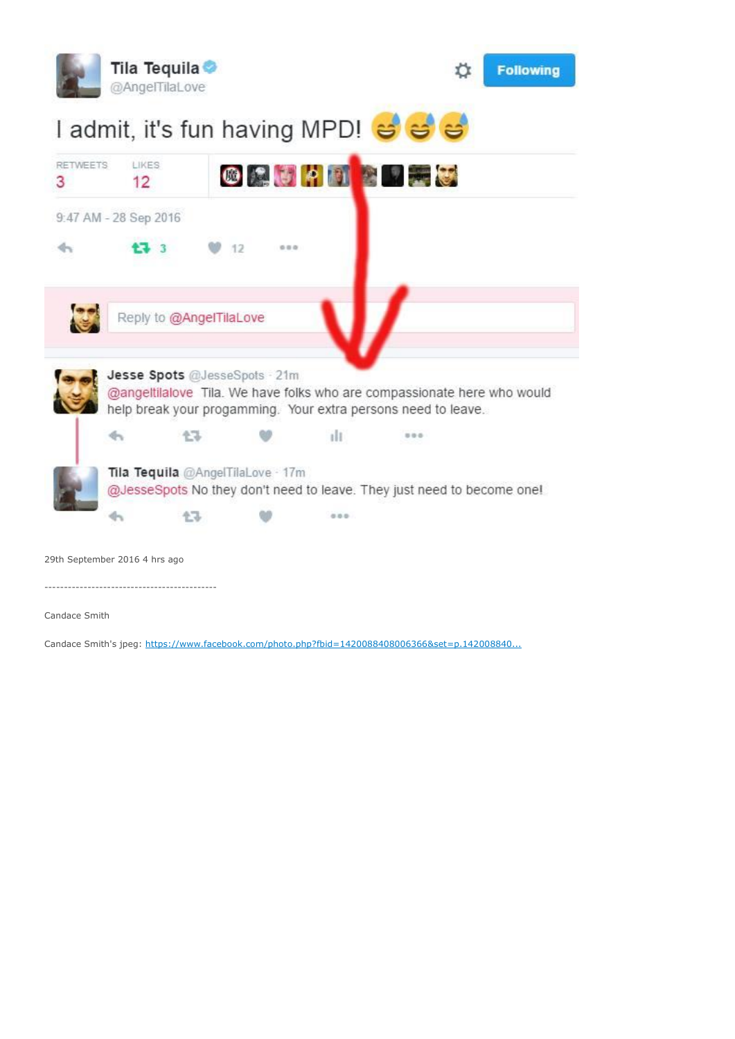**Tila Tequila** @AngelTilaLove

Following

I admit, it's fun having MPD! 😅😅😅

RETWEETS 3 LIKES 12

9:47 AM - 28 Sep 2016

Reply to @AngelTilaLove

**Jesse Spots** @JesseSpots · 21m

@angeltilalove Tila. We have folks who are compassionate here who would help break your progamming. Your extra persons need to leave.

**Tila Tequila** @AngelTilaLove · 17m

@JesseSpots No they don't need to leave. They just need to become one!

29th September 2016 4 hrs ago

--------------------------------------------

Candace Smith

Candace Smith's jpeg: https://www.facebook.com/photo.php?fbid=1420088408006366&set=p.142008840...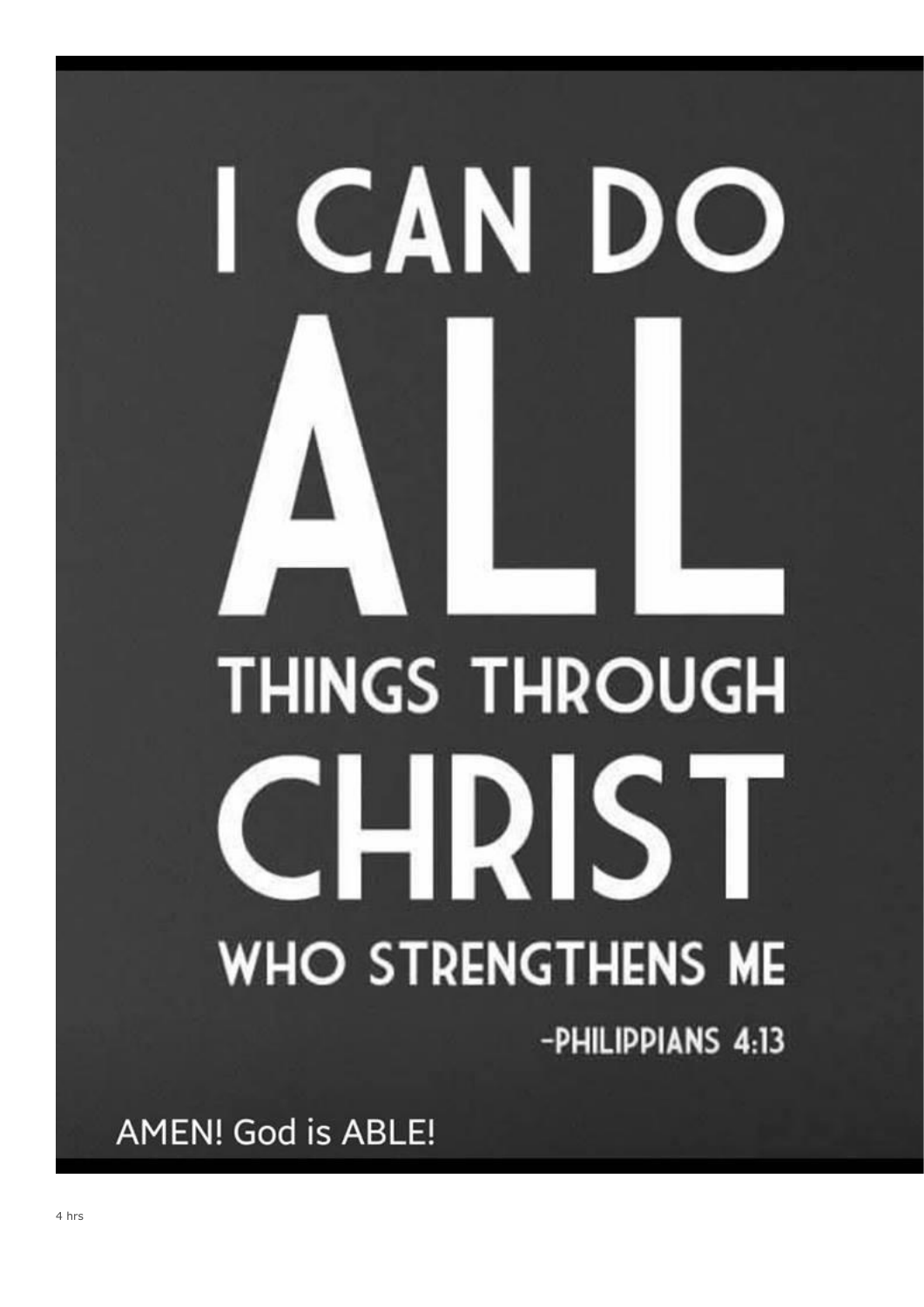# I CAN DO ALL THINGS THROUGH CHRIST WHO STRENGTHENS ME

-PHILIPPIANS 4:13

AMEN! God is ABLE!

4 hrs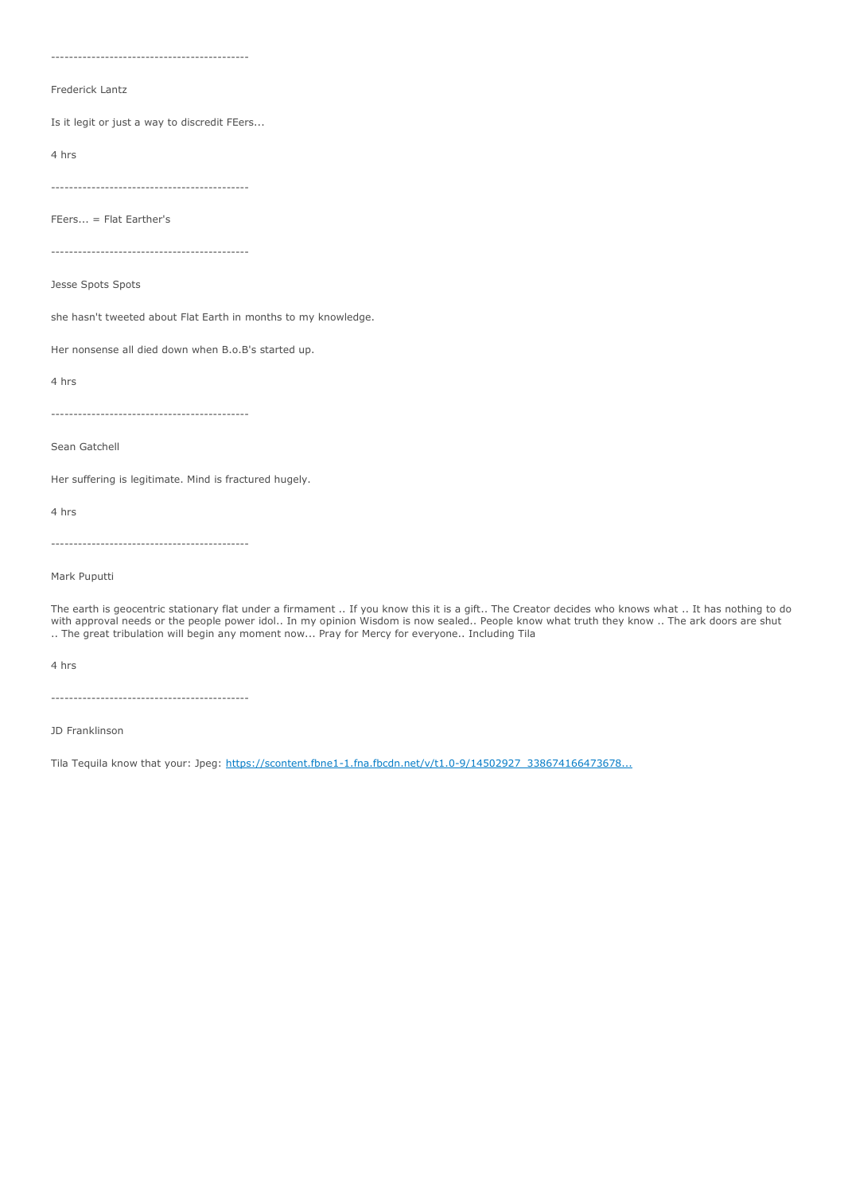--------------------------------------------

Frederick Lantz

Is it legit or just a way to discredit FEers...

4 hrs

--------------------------------------------

FEers... = Flat Earther's

--------------------------------------------

Jesse Spots Spots

she hasn't tweeted about Flat Earth in months to my knowledge.

Her nonsense all died down when B.o.B's started up.

4 hrs

--------------------------------------------

Sean Gatchell

Her suffering is legitimate. Mind is fractured hugely.

4 hrs

--------------------------------------------

Mark Puputti

The earth is geocentric stationary flat under a firmament .. If you know this it is a gift.. The Creator decides who knows what .. It has nothing to do with approval needs or the people power idol.. In my opinion Wisdom is now sealed.. People know what truth they know .. The ark doors are shut .. The great tribulation will begin any moment now... Pray for Mercy for everyone.. Including Tila

4 hrs

--------------------------------------------

JD Franklinson

Tila Tequila know that your: Jpeg: [https://scontent.fbne1-1.fna.fbcdn.net/v/t1.0-9/14502927_338674166473678...](https://scontent.fbne1-1.fna.fbcdn.net/v/t1.0-9/14502927_338674166473678...)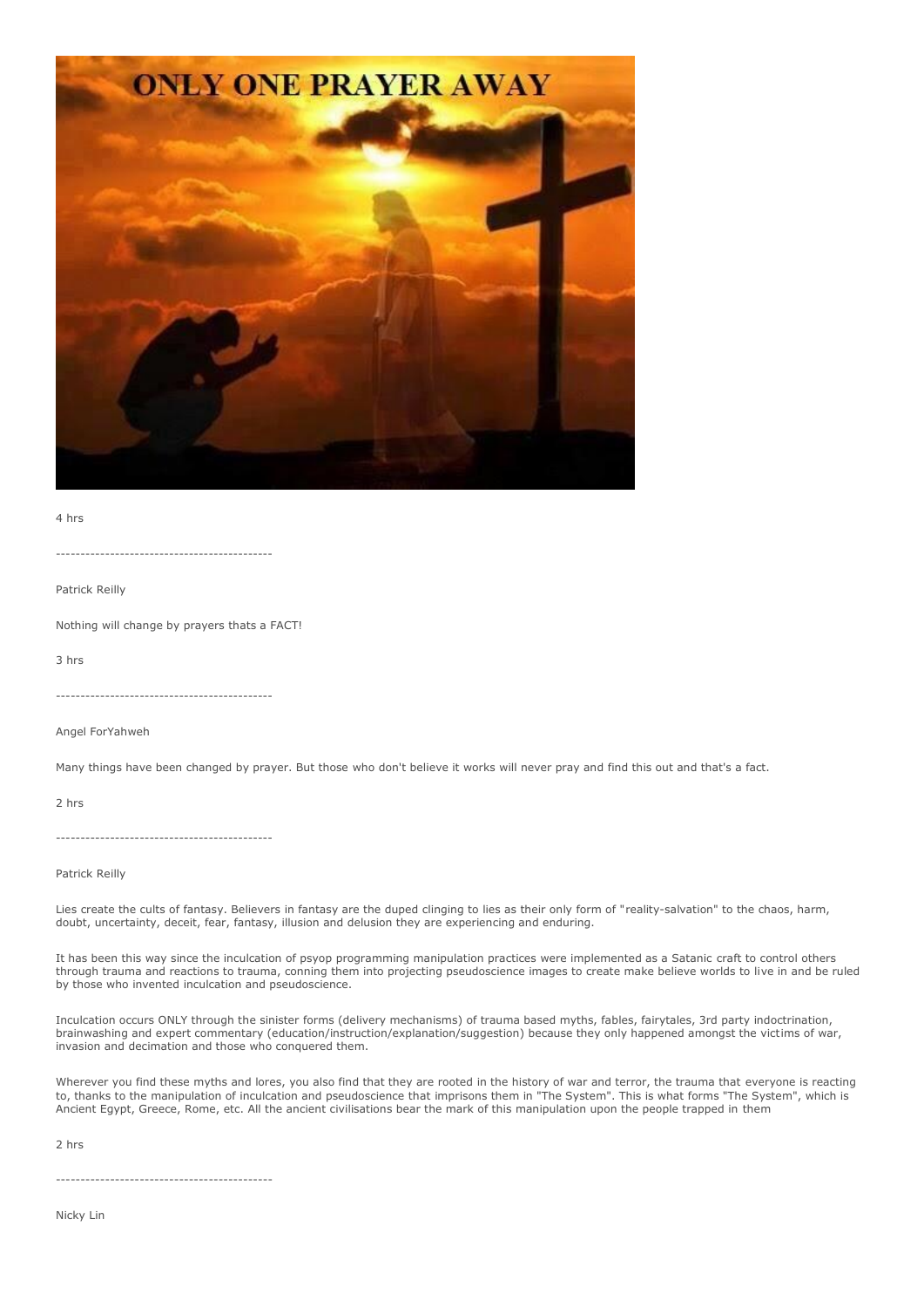ONLY ONE PRAYER AWAY

4 hrs

--------------------------------------------

Patrick Reilly

Nothing will change by prayers thats a FACT!

3 hrs

--------------------------------------------

Angel ForYahweh

Many things have been changed by prayer. But those who don't believe it works will never pray and find this out and that's a fact.

2 hrs

--------------------------------------------

Patrick Reilly

Lies create the cults of fantasy. Believers in fantasy are the duped clinging to lies as their only form of "reality-salvation" to the chaos, harm, doubt, uncertainty, deceit, fear, fantasy, illusion and delusion they are experiencing and enduring.

It has been this way since the inculcation of psyop programming manipulation practices were implemented as a Satanic craft to control others through trauma and reactions to trauma, conning them into projecting pseudoscience images to create make believe worlds to live in and be ruled by those who invented inculcation and pseudoscience.

Inculcation occurs ONLY through the sinister forms (delivery mechanisms) of trauma based myths, fables, fairytales, 3rd party indoctrination, brainwashing and expert commentary (education/instruction/explanation/suggestion) because they only happened amongst the victims of war, invasion and decimation and those who conquered them.

Wherever you find these myths and lores, you also find that they are rooted in the history of war and terror, the trauma that everyone is reacting to, thanks to the manipulation of inculcation and pseudoscience that imprisons them in "The System". This is what forms "The System", which is Ancient Egypt, Greece, Rome, etc. All the ancient civilisations bear the mark of this manipulation upon the people trapped in them

2 hrs

--------------------------------------------

Nicky Lin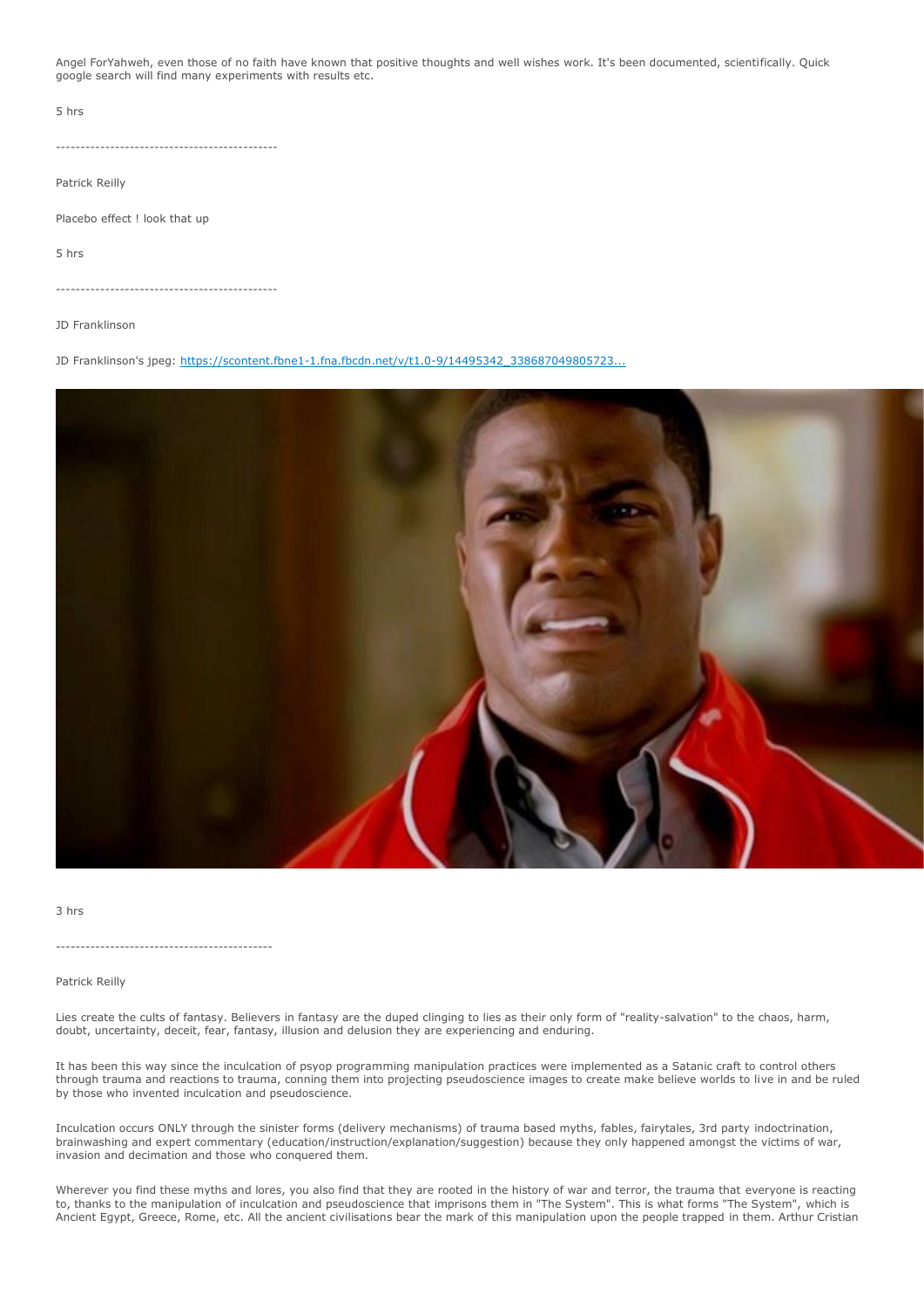Angel ForYahweh, even those of no faith have known that positive thoughts and well wishes work. It's been documented, scientifically. Quick google search will find many experiments with results etc.

5 hrs

---------------------------------------------

Patrick Reilly

Placebo effect ! look that up

5 hrs

---------------------------------------------

JD Franklinson

JD Franklinson's jpeg: https://scontent.fbne1-1.fna.fbcdn.net/v/t1.0-9/14495342_338687049805723...

3 hrs

---------------------------------------------

Patrick Reilly

Lies create the cults of fantasy. Believers in fantasy are the duped clinging to lies as their only form of "reality-salvation" to the chaos, harm, doubt, uncertainty, deceit, fear, fantasy, illusion and delusion they are experiencing and enduring.

It has been this way since the inculcation of psyop programming manipulation practices were implemented as a Satanic craft to control others through trauma and reactions to trauma, conning them into projecting pseudoscience images to create make believe worlds to live in and be ruled by those who invented inculcation and pseudoscience.

Inculcation occurs ONLY through the sinister forms (delivery mechanisms) of trauma based myths, fables, fairytales, 3rd party indoctrination, brainwashing and expert commentary (education/instruction/explanation/suggestion) because they only happened amongst the victims of war, invasion and decimation and those who conquered them.

Wherever you find these myths and lores, you also find that they are rooted in the history of war and terror, the trauma that everyone is reacting to, thanks to the manipulation of inculcation and pseudoscience that imprisons them in "The System". This is what forms "The System", which is Ancient Egypt, Greece, Rome, etc. All the ancient civilisations bear the mark of this manipulation upon the people trapped in them. Arthur Cristian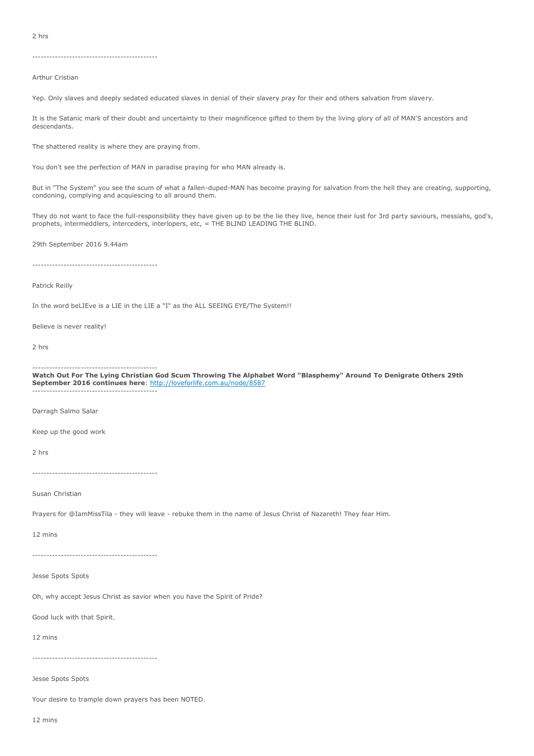2 hrs

--------------------------------------------

Arthur Cristian

Yep. Only slaves and deeply sedated educated slaves in denial of their slavery pray for their and others salvation from slavery.

It is the Satanic mark of their doubt and uncertainty to their magnificence gifted to them by the living glory of all of MAN'S ancestors and descendants.

The shattered reality is where they are praying from.

You don't see the perfection of MAN in paradise praying for who MAN already is.

But in "The System" you see the scum of what a fallen-duped-MAN has become praying for salvation from the hell they are creating, supporting, condoning, complying and acquiescing to all around them.

They do not want to face the full-responsibility they have given up to be the lie they live, hence their lust for 3rd party saviours, messiahs, god's, prophets, intermeddlers, interceders, interlopers, etc, = THE BLIND LEADING THE BLIND.

29th September 2016 9.44am

--------------------------------------------

Patrick Reilly

In the word beLIEve is a LIE in the LIE a "I" as the ALL SEEING EYE/The System!!

Believe is never reality!

2 hrs

--------------------------------------------

**Watch Out For The Lying Christian God Scum Throwing The Alphabet Word "Blasphemy" Around To Denigrate Others 29th September 2016 continues here**: http://loveforlife.com.au/node/8587

--------------------------------------------

Darragh Salmo Salar

Keep up the good work

2 hrs

--------------------------------------------

Susan Christian

Prayers for @IamMissTila - they will leave - rebuke them in the name of Jesus Christ of Nazareth! They fear Him.

12 mins

--------------------------------------------

Jesse Spots Spots

Oh, why accept Jesus Christ as savior when you have the Spirit of Pride?

Good luck with that Spirit.

12 mins

--------------------------------------------

Jesse Spots Spots

Your desire to trample down prayers has been NOTED.

12 mins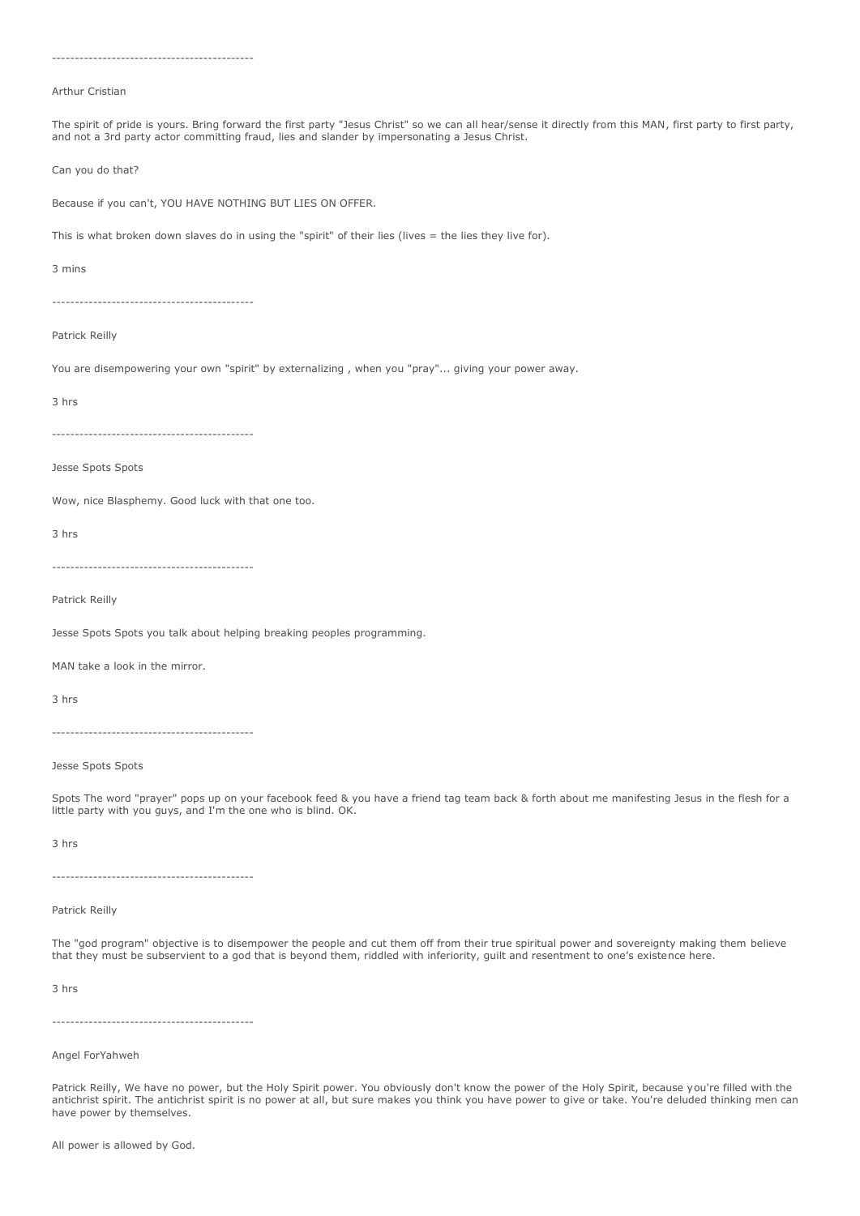--------------------------------------------

Arthur Cristian

The spirit of pride is yours. Bring forward the first party "Jesus Christ" so we can all hear/sense it directly from this MAN, first party to first party, and not a 3rd party actor committing fraud, lies and slander by impersonating a Jesus Christ.

Can you do that?

Because if you can't, YOU HAVE NOTHING BUT LIES ON OFFER.

This is what broken down slaves do in using the "spirit" of their lies (lives = the lies they live for).

3 mins

--------------------------------------------

Patrick Reilly

You are disempowering your own "spirit" by externalizing , when you "pray"... giving your power away.

3 hrs

--------------------------------------------

Jesse Spots Spots

Wow, nice Blasphemy. Good luck with that one too.

3 hrs

--------------------------------------------

Patrick Reilly

Jesse Spots Spots you talk about helping breaking peoples programming.

MAN take a look in the mirror.

3 hrs

--------------------------------------------

Jesse Spots Spots

Spots The word "prayer" pops up on your facebook feed & you have a friend tag team back & forth about me manifesting Jesus in the flesh for a little party with you guys, and I'm the one who is blind. OK.

3 hrs

--------------------------------------------

Patrick Reilly

The "god program" objective is to disempower the people and cut them off from their true spiritual power and sovereignty making them believe that they must be subservient to a god that is beyond them, riddled with inferiority, guilt and resentment to one's existence here.

3 hrs

--------------------------------------------

Angel ForYahweh

Patrick Reilly, We have no power, but the Holy Spirit power. You obviously don't know the power of the Holy Spirit, because you're filled with the antichrist spirit. The antichrist spirit is no power at all, but sure makes you think you have power to give or take. You're deluded thinking men can have power by themselves.

All power is allowed by God.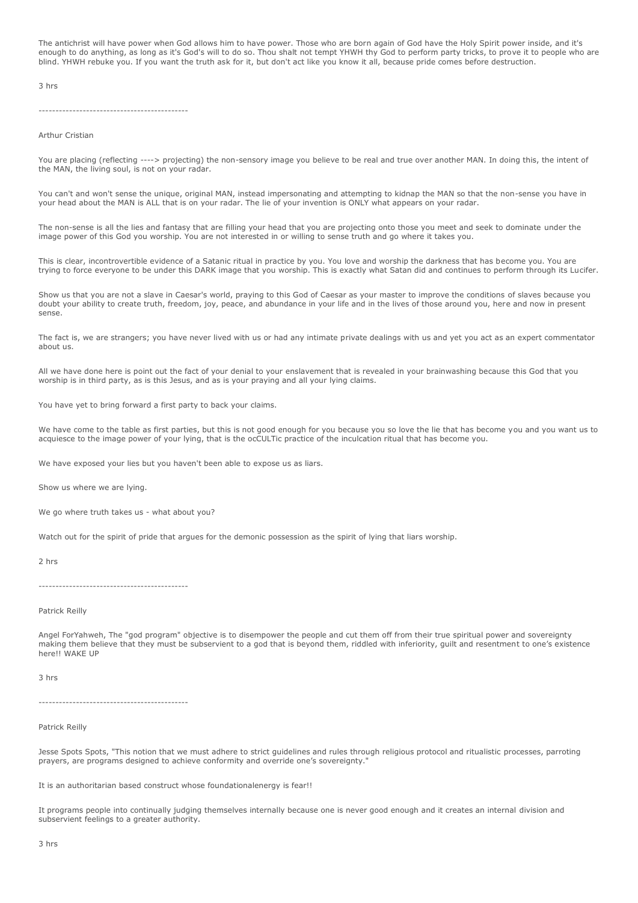The antichrist will have power when God allows him to have power. Those who are born again of God have the Holy Spirit power inside, and it's enough to do anything, as long as it's God's will to do so. Thou shalt not tempt YHWH thy God to perform party tricks, to prove it to people who are blind. YHWH rebuke you. If you want the truth ask for it, but don't act like you know it all, because pride comes before destruction.

3 hrs

--------------------------------------------

Arthur Cristian

You are placing (reflecting ----> projecting) the non-sensory image you believe to be real and true over another MAN. In doing this, the intent of the MAN, the living soul, is not on your radar.

You can't and won't sense the unique, original MAN, instead impersonating and attempting to kidnap the MAN so that the non-sense you have in your head about the MAN is ALL that is on your radar. The lie of your invention is ONLY what appears on your radar.

The non-sense is all the lies and fantasy that are filling your head that you are projecting onto those you meet and seek to dominate under the image power of this God you worship. You are not interested in or willing to sense truth and go where it takes you.

This is clear, incontrovertible evidence of a Satanic ritual in practice by you. You love and worship the darkness that has become you. You are trying to force everyone to be under this DARK image that you worship. This is exactly what Satan did and continues to perform through its Lucifer.

Show us that you are not a slave in Caesar's world, praying to this God of Caesar as your master to improve the conditions of slaves because you doubt your ability to create truth, freedom, joy, peace, and abundance in your life and in the lives of those around you, here and now in present sense.

The fact is, we are strangers; you have never lived with us or had any intimate private dealings with us and yet you act as an expert commentator about us.

All we have done here is point out the fact of your denial to your enslavement that is revealed in your brainwashing because this God that you worship is in third party, as is this Jesus, and as is your praying and all your lying claims.

You have yet to bring forward a first party to back your claims.

We have come to the table as first parties, but this is not good enough for you because you so love the lie that has become you and you want us to acquiesce to the image power of your lying, that is the ocCULTic practice of the inculcation ritual that has become you.

We have exposed your lies but you haven't been able to expose us as liars.

Show us where we are lying.

We go where truth takes us - what about you?

Watch out for the spirit of pride that argues for the demonic possession as the spirit of lying that liars worship.

2 hrs

--------------------------------------------

Patrick Reilly

Angel ForYahweh, The "god program" objective is to disempower the people and cut them off from their true spiritual power and sovereignty making them believe that they must be subservient to a god that is beyond them, riddled with inferiority, guilt and resentment to one's existence here!! WAKE UP

3 hrs

--------------------------------------------

Patrick Reilly

Jesse Spots Spots, "This notion that we must adhere to strict guidelines and rules through religious protocol and ritualistic processes, parroting prayers, are programs designed to achieve conformity and override one's sovereignty."

It is an authoritarian based construct whose foundationalenergy is fear!!

It programs people into continually judging themselves internally because one is never good enough and it creates an internal division and subservient feelings to a greater authority.

3 hrs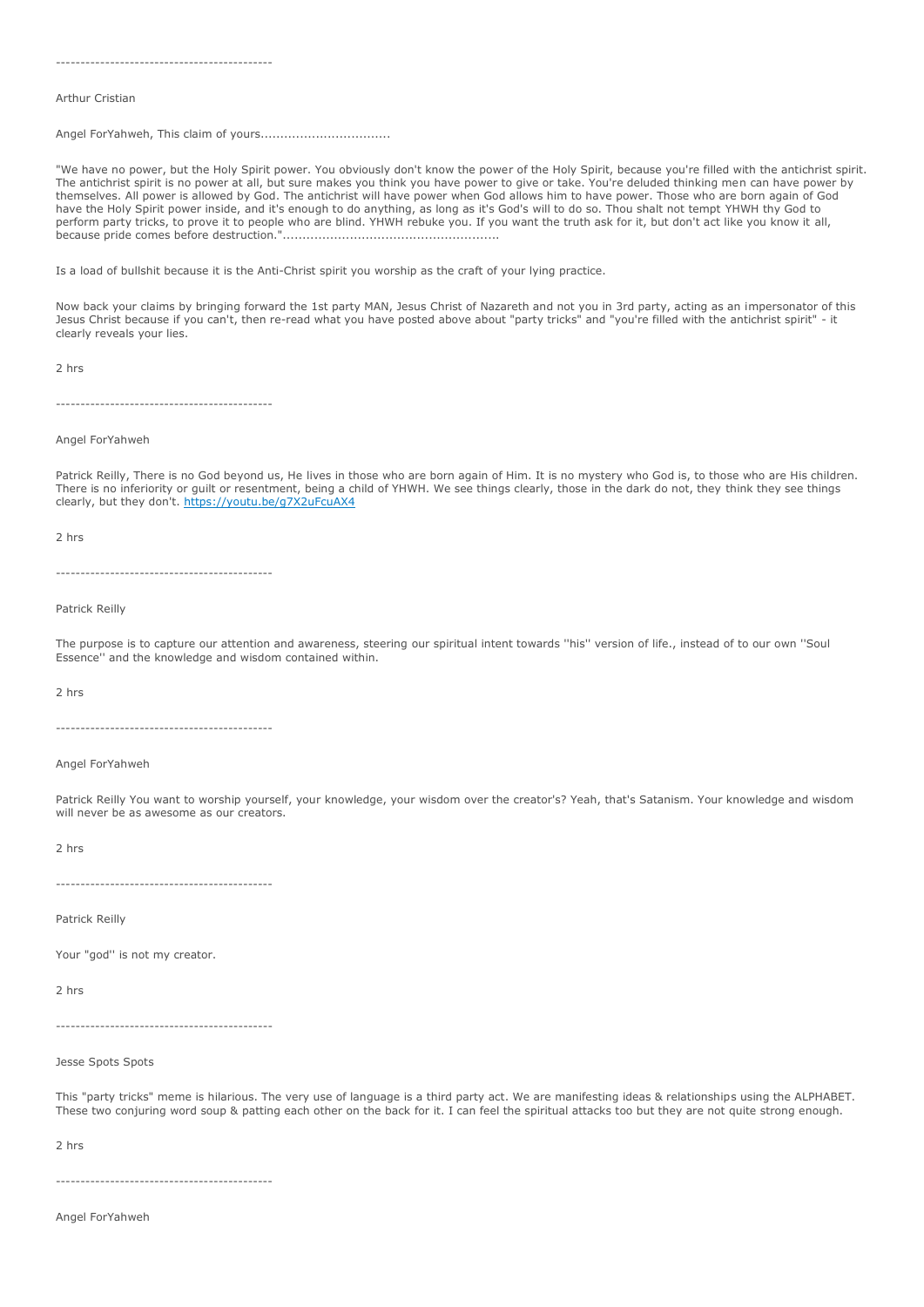--------------------------------------------

Arthur Cristian

Angel ForYahweh, This claim of yours.................................

"We have no power, but the Holy Spirit power. You obviously don't know the power of the Holy Spirit, because you're filled with the antichrist spirit. The antichrist spirit is no power at all, but sure makes you think you have power to give or take. You're deluded thinking men can have power by themselves. All power is allowed by God. The antichrist will have power when God allows him to have power. Those who are born again of God have the Holy Spirit power inside, and it's enough to do anything, as long as it's God's will to do so. Thou shalt not tempt YHWH thy God to perform party tricks, to prove it to people who are blind. YHWH rebuke you. If you want the truth ask for it, but don't act like you know it all, because pride comes before destruction."......................................................

Is a load of bullshit because it is the Anti-Christ spirit you worship as the craft of your lying practice.

Now back your claims by bringing forward the 1st party MAN, Jesus Christ of Nazareth and not you in 3rd party, acting as an impersonator of this Jesus Christ because if you can't, then re-read what you have posted above about "party tricks" and "you're filled with the antichrist spirit" - it clearly reveals your lies.

2 hrs

--------------------------------------------

Angel ForYahweh

Patrick Reilly, There is no God beyond us, He lives in those who are born again of Him. It is no mystery who God is, to those who are His children. There is no inferiority or guilt or resentment, being a child of YHWH. We see things clearly, those in the dark do not, they think they see things clearly, but they don't. https://youtu.be/g7X2uFcuAX4

2 hrs

--------------------------------------------

Patrick Reilly

The purpose is to capture our attention and awareness, steering our spiritual intent towards ''his'' version of life., instead of to our own ''Soul Essence'' and the knowledge and wisdom contained within.

2 hrs

--------------------------------------------

Angel ForYahweh

Patrick Reilly You want to worship yourself, your knowledge, your wisdom over the creator's? Yeah, that's Satanism. Your knowledge and wisdom will never be as awesome as our creators.

2 hrs

--------------------------------------------

Patrick Reilly

Your "god'' is not my creator.

2 hrs

--------------------------------------------

Jesse Spots Spots

This "party tricks" meme is hilarious. The very use of language is a third party act. We are manifesting ideas & relationships using the ALPHABET. These two conjuring word soup & patting each other on the back for it. I can feel the spiritual attacks too but they are not quite strong enough.

2 hrs

--------------------------------------------

Angel ForYahweh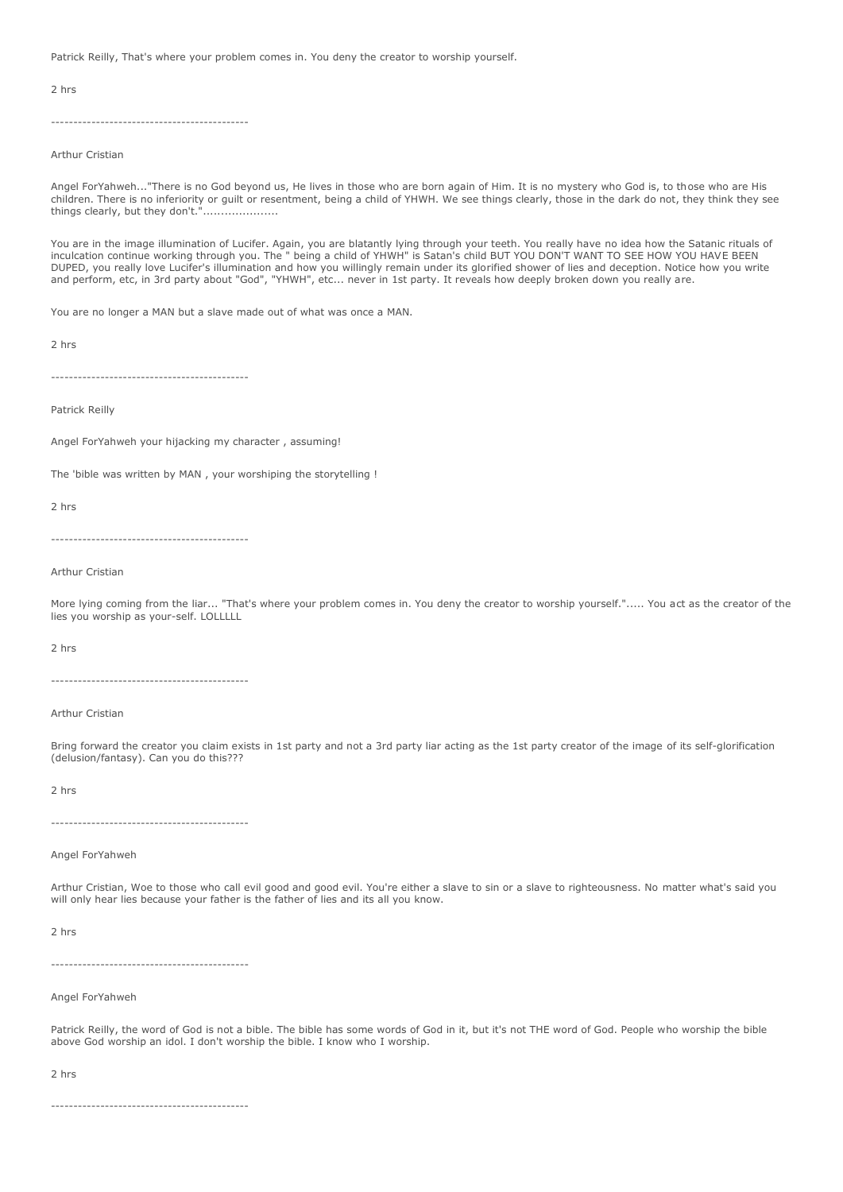Patrick Reilly, That's where your problem comes in. You deny the creator to worship yourself.

2 hrs

--------------------------------------------

Arthur Cristian

Angel ForYahweh..."There is no God beyond us, He lives in those who are born again of Him. It is no mystery who God is, to those who are His children. There is no inferiority or guilt or resentment, being a child of YHWH. We see things clearly, those in the dark do not, they think they see things clearly, but they don't.".....................

You are in the image illumination of Lucifer. Again, you are blatantly lying through your teeth. You really have no idea how the Satanic rituals of inculcation continue working through you. The " being a child of YHWH" is Satan's child BUT YOU DON'T WANT TO SEE HOW YOU HAVE BEEN DUPED, you really love Lucifer's illumination and how you willingly remain under its glorified shower of lies and deception. Notice how you write and perform, etc, in 3rd party about "God", "YHWH", etc... never in 1st party. It reveals how deeply broken down you really are.

You are no longer a MAN but a slave made out of what was once a MAN.

2 hrs

--------------------------------------------

Patrick Reilly

Angel ForYahweh your hijacking my character , assuming!

The 'bible was written by MAN , your worshiping the storytelling !

2 hrs

--------------------------------------------

Arthur Cristian

More lying coming from the liar... "That's where your problem comes in. You deny the creator to worship yourself."..... You act as the creator of the lies you worship as your-self. LOLLLLL

2 hrs

--------------------------------------------

Arthur Cristian

Bring forward the creator you claim exists in 1st party and not a 3rd party liar acting as the 1st party creator of the image of its self-glorification (delusion/fantasy). Can you do this???

2 hrs

--------------------------------------------

Angel ForYahweh

Arthur Cristian, Woe to those who call evil good and good evil. You're either a slave to sin or a slave to righteousness. No matter what's said you will only hear lies because your father is the father of lies and its all you know.

2 hrs

--------------------------------------------

Angel ForYahweh

Patrick Reilly, the word of God is not a bible. The bible has some words of God in it, but it's not THE word of God. People who worship the bible above God worship an idol. I don't worship the bible. I know who I worship.

2 hrs

--------------------------------------------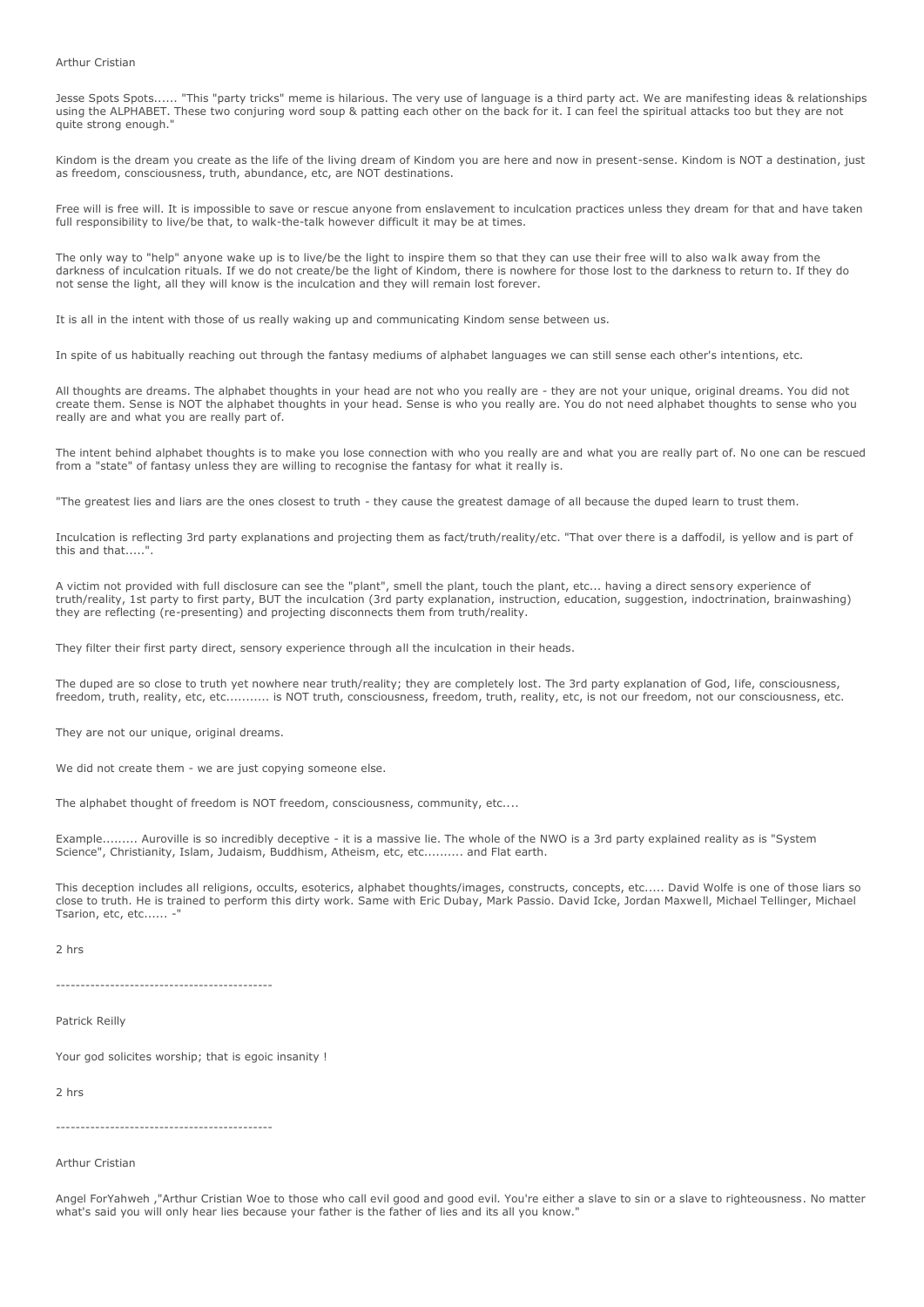Arthur Cristian

Jesse Spots Spots...... "This "party tricks" meme is hilarious. The very use of language is a third party act. We are manifesting ideas & relationships using the ALPHABET. These two conjuring word soup & patting each other on the back for it. I can feel the spiritual attacks too but they are not quite strong enough."

Kindom is the dream you create as the life of the living dream of Kindom you are here and now in present-sense. Kindom is NOT a destination, just as freedom, consciousness, truth, abundance, etc, are NOT destinations.

Free will is free will. It is impossible to save or rescue anyone from enslavement to inculcation practices unless they dream for that and have taken full responsibility to live/be that, to walk-the-talk however difficult it may be at times.

The only way to "help" anyone wake up is to live/be the light to inspire them so that they can use their free will to also walk away from the darkness of inculcation rituals. If we do not create/be the light of Kindom, there is nowhere for those lost to the darkness to return to. If they do not sense the light, all they will know is the inculcation and they will remain lost forever.

It is all in the intent with those of us really waking up and communicating Kindom sense between us.

In spite of us habitually reaching out through the fantasy mediums of alphabet languages we can still sense each other's intentions, etc.

All thoughts are dreams. The alphabet thoughts in your head are not who you really are - they are not your unique, original dreams. You did not create them. Sense is NOT the alphabet thoughts in your head. Sense is who you really are. You do not need alphabet thoughts to sense who you really are and what you are really part of.

The intent behind alphabet thoughts is to make you lose connection with who you really are and what you are really part of. No one can be rescued from a "state" of fantasy unless they are willing to recognise the fantasy for what it really is.

"The greatest lies and liars are the ones closest to truth - they cause the greatest damage of all because the duped learn to trust them.

Inculcation is reflecting 3rd party explanations and projecting them as fact/truth/reality/etc. "That over there is a daffodil, is yellow and is part of this and that.....".

A victim not provided with full disclosure can see the "plant", smell the plant, touch the plant, etc... having a direct sensory experience of truth/reality, 1st party to first party, BUT the inculcation (3rd party explanation, instruction, education, suggestion, indoctrination, brainwashing) they are reflecting (re-presenting) and projecting disconnects them from truth/reality.

They filter their first party direct, sensory experience through all the inculcation in their heads.

The duped are so close to truth yet nowhere near truth/reality; they are completely lost. The 3rd party explanation of God, life, consciousness, freedom, truth, reality, etc, etc........... is NOT truth, consciousness, freedom, truth, reality, etc, is not our freedom, not our consciousness, etc.

They are not our unique, original dreams.

We did not create them - we are just copying someone else.

The alphabet thought of freedom is NOT freedom, consciousness, community, etc....

Example......... Auroville is so incredibly deceptive - it is a massive lie. The whole of the NWO is a 3rd party explained reality as is "System Science", Christianity, Islam, Judaism, Buddhism, Atheism, etc, etc.......... and Flat earth.

This deception includes all religions, occults, esoterics, alphabet thoughts/images, constructs, concepts, etc..... David Wolfe is one of those liars so close to truth. He is trained to perform this dirty work. Same with Eric Dubay, Mark Passio. David Icke, Jordan Maxwell, Michael Tellinger, Michael Tsarion, etc, etc...... -"

2 hrs

--------------------------------------------

Patrick Reilly

Your god solicites worship; that is egoic insanity !

2 hrs

--------------------------------------------

Arthur Cristian

Angel ForYahweh ,"Arthur Cristian Woe to those who call evil good and good evil. You're either a slave to sin or a slave to righteousness. No matter what's said you will only hear lies because your father is the father of lies and its all you know."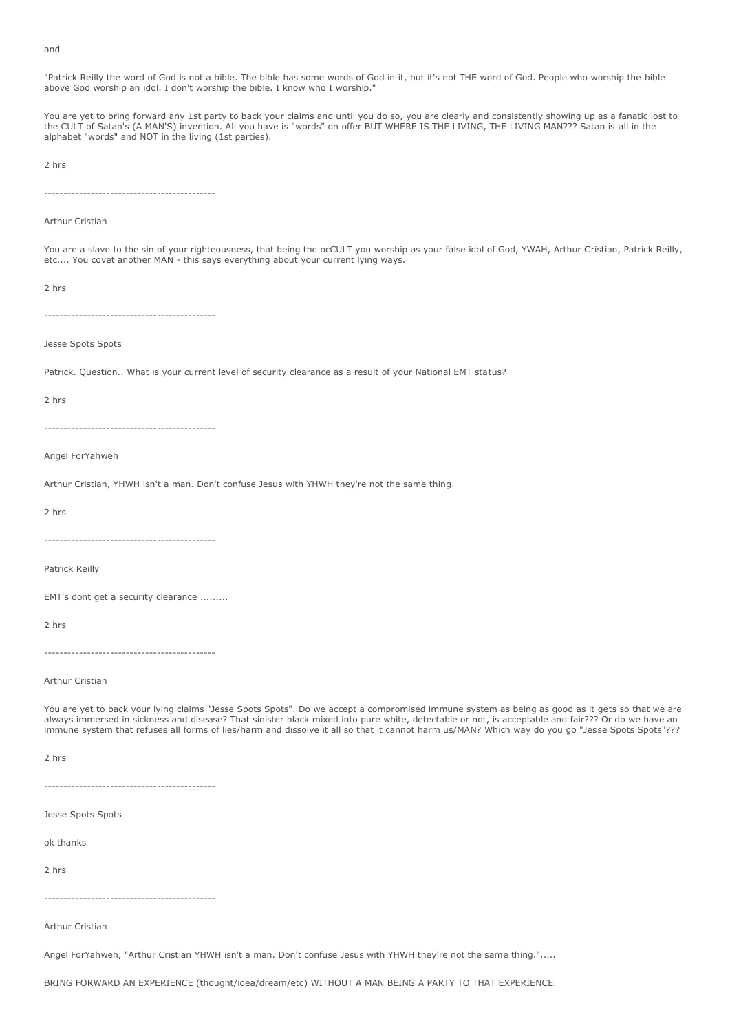and

"Patrick Reilly the word of God is not a bible. The bible has some words of God in it, but it's not THE word of God. People who worship the bible above God worship an idol. I don't worship the bible. I know who I worship."

You are yet to bring forward any 1st party to back your claims and until you do so, you are clearly and consistently showing up as a fanatic lost to the CULT of Satan's (A MAN'S) invention. All you have is "words" on offer BUT WHERE IS THE LIVING, THE LIVING MAN??? Satan is all in the alphabet "words" and NOT in the living (1st parties).

2 hrs

--------------------------------------------

Arthur Cristian

You are a slave to the sin of your righteousness, that being the ocCULT you worship as your false idol of God, YWAH, Arthur Cristian, Patrick Reilly, etc.... You covet another MAN - this says everything about your current lying ways.

2 hrs

--------------------------------------------

Jesse Spots Spots

Patrick. Question.. What is your current level of security clearance as a result of your National EMT status?

2 hrs

--------------------------------------------

Angel ForYahweh

Arthur Cristian, YHWH isn't a man. Don't confuse Jesus with YHWH they're not the same thing.

2 hrs

--------------------------------------------

Patrick Reilly

EMT's dont get a security clearance .........

2 hrs

--------------------------------------------

Arthur Cristian

You are yet to back your lying claims "Jesse Spots Spots". Do we accept a compromised immune system as being as good as it gets so that we are always immersed in sickness and disease? That sinister black mixed into pure white, detectable or not, is acceptable and fair??? Or do we have an immune system that refuses all forms of lies/harm and dissolve it all so that it cannot harm us/MAN? Which way do you go "Jesse Spots Spots"???

2 hrs

--------------------------------------------

Jesse Spots Spots

ok thanks

2 hrs

--------------------------------------------

Arthur Cristian

Angel ForYahweh, "Arthur Cristian YHWH isn't a man. Don't confuse Jesus with YHWH they're not the same thing.".....

BRING FORWARD AN EXPERIENCE (thought/idea/dream/etc) WITHOUT A MAN BEING A PARTY TO THAT EXPERIENCE.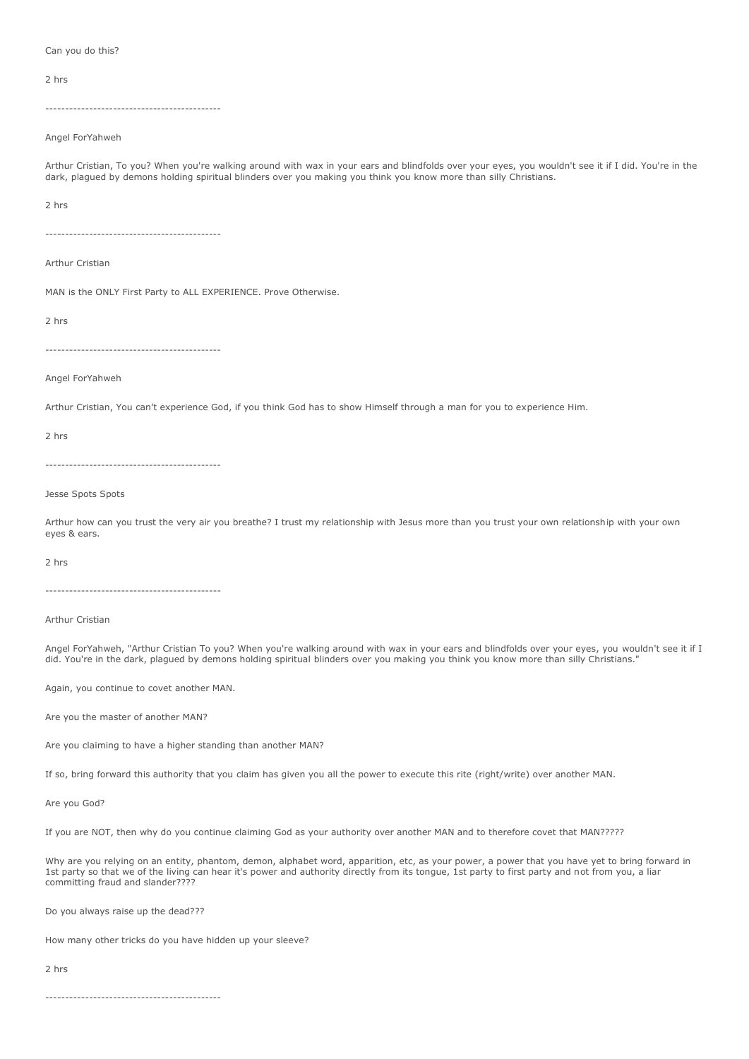Can you do this?

2 hrs

--------------------------------------------

Angel ForYahweh

Arthur Cristian, To you? When you're walking around with wax in your ears and blindfolds over your eyes, you wouldn't see it if I did. You're in the dark, plagued by demons holding spiritual blinders over you making you think you know more than silly Christians.

2 hrs

--------------------------------------------

Arthur Cristian

MAN is the ONLY First Party to ALL EXPERIENCE. Prove Otherwise.

2 hrs

--------------------------------------------

Angel ForYahweh

Arthur Cristian, You can't experience God, if you think God has to show Himself through a man for you to experience Him.

2 hrs

--------------------------------------------

Jesse Spots Spots

Arthur how can you trust the very air you breathe? I trust my relationship with Jesus more than you trust your own relationship with your own eyes & ears.

2 hrs

--------------------------------------------

Arthur Cristian

Angel ForYahweh, "Arthur Cristian To you? When you're walking around with wax in your ears and blindfolds over your eyes, you wouldn't see it if I did. You're in the dark, plagued by demons holding spiritual blinders over you making you think you know more than silly Christians."

Again, you continue to covet another MAN.

Are you the master of another MAN?

Are you claiming to have a higher standing than another MAN?

If so, bring forward this authority that you claim has given you all the power to execute this rite (right/write) over another MAN.

Are you God?

If you are NOT, then why do you continue claiming God as your authority over another MAN and to therefore covet that MAN?????

Why are you relying on an entity, phantom, demon, alphabet word, apparition, etc, as your power, a power that you have yet to bring forward in 1st party so that we of the living can hear it's power and authority directly from its tongue, 1st party to first party and not from you, a liar committing fraud and slander????

Do you always raise up the dead???

How many other tricks do you have hidden up your sleeve?

2 hrs

--------------------------------------------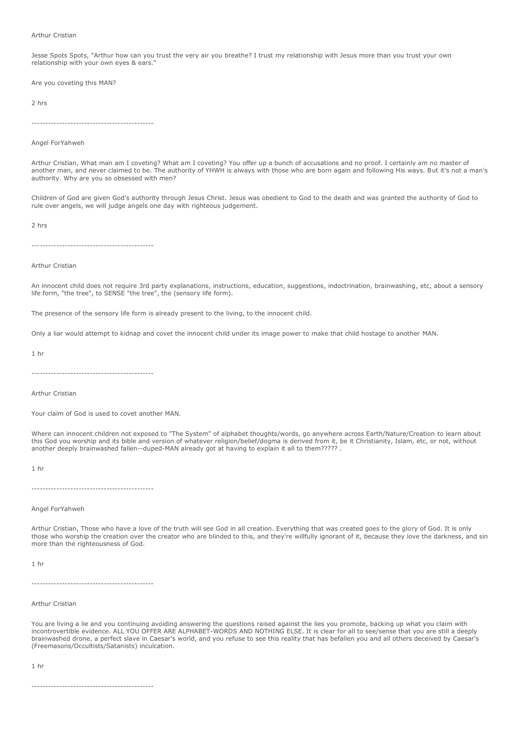Arthur Cristian

Jesse Spots Spots, "Arthur how can you trust the very air you breathe? I trust my relationship with Jesus more than you trust your own relationship with your own eyes & ears."

Are you coveting this MAN?

2 hrs

--------------------------------------------

Angel ForYahweh

Arthur Cristian, What man am I coveting? What am I coveting? You offer up a bunch of accusations and no proof. I certainly am no master of another man, and never claimed to be. The authority of YHWH is always with those who are born again and following His ways. But it's not a man's authority. Why are you so obsessed with men?

Children of God are given God's authority through Jesus Christ. Jesus was obedient to God to the death and was granted the authority of God to rule over angels, we will judge angels one day with righteous judgement.

2 hrs

--------------------------------------------

Arthur Cristian

An innocent child does not require 3rd party explanations, instructions, education, suggestions, indoctrination, brainwashing, etc, about a sensory life form, "the tree", to SENSE "the tree", the (sensory life form).

The presence of the sensory life form is already present to the living, to the innocent child.

Only a liar would attempt to kidnap and covet the innocent child under its image power to make that child hostage to another MAN.

1 hr

--------------------------------------------

Arthur Cristian

Your claim of God is used to covet another MAN.

Where can innocent children not exposed to "The System" of alphabet thoughts/words, go anywhere across Earth/Nature/Creation to learn about this God you worship and its bible and version of whatever religion/belief/dogma is derived from it, be it Christianity, Islam, etc, or not, without another deeply brainwashed fallen--duped-MAN already got at having to explain it all to them????? .

1 hr

--------------------------------------------

Angel ForYahweh

Arthur Cristian, Those who have a love of the truth will see God in all creation. Everything that was created goes to the glory of God. It is only those who worship the creation over the creator who are blinded to this, and they're willfully ignorant of it, because they love the darkness, and sin more than the righteousness of God.

1 hr

--------------------------------------------

Arthur Cristian

You are living a lie and you continuing avoiding answering the questions raised against the lies you promote, backing up what you claim with incontrovertible evidence. ALL YOU OFFER ARE ALPHABET-WORDS AND NOTHING ELSE. It is clear for all to see/sense that you are still a deeply brainwashed drone, a perfect slave in Caesar's world, and you refuse to see this reality that has befallen you and all others deceived by Caesar's (Freemasons/Occultists/Satanists) inculcation.

1 hr

--------------------------------------------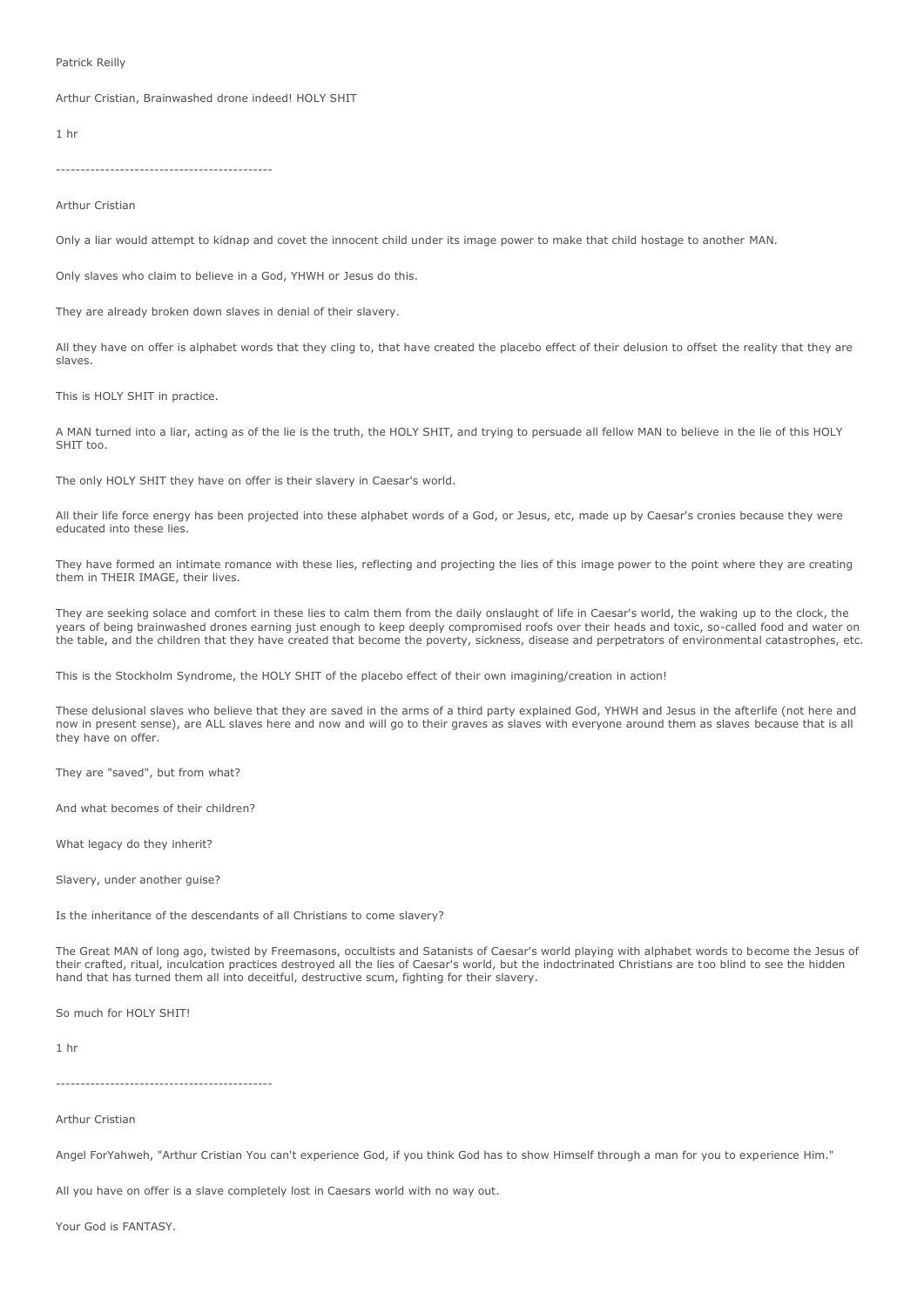Patrick Reilly

Arthur Cristian, Brainwashed drone indeed! HOLY SHIT

1 hr

--------------------------------------------

Arthur Cristian

Only a liar would attempt to kidnap and covet the innocent child under its image power to make that child hostage to another MAN.

Only slaves who claim to believe in a God, YHWH or Jesus do this.

They are already broken down slaves in denial of their slavery.

All they have on offer is alphabet words that they cling to, that have created the placebo effect of their delusion to offset the reality that they are slaves.

This is HOLY SHIT in practice.

A MAN turned into a liar, acting as of the lie is the truth, the HOLY SHIT, and trying to persuade all fellow MAN to believe in the lie of this HOLY SHIT too.

The only HOLY SHIT they have on offer is their slavery in Caesar's world.

All their life force energy has been projected into these alphabet words of a God, or Jesus, etc, made up by Caesar's cronies because they were educated into these lies.

They have formed an intimate romance with these lies, reflecting and projecting the lies of this image power to the point where they are creating them in THEIR IMAGE, their lives.

They are seeking solace and comfort in these lies to calm them from the daily onslaught of life in Caesar's world, the waking up to the clock, the years of being brainwashed drones earning just enough to keep deeply compromised roofs over their heads and toxic, so-called food and water on the table, and the children that they have created that become the poverty, sickness, disease and perpetrators of environmental catastrophes, etc.

This is the Stockholm Syndrome, the HOLY SHIT of the placebo effect of their own imagining/creation in action!

These delusional slaves who believe that they are saved in the arms of a third party explained God, YHWH and Jesus in the afterlife (not here and now in present sense), are ALL slaves here and now and will go to their graves as slaves with everyone around them as slaves because that is all they have on offer.

They are "saved", but from what?

And what becomes of their children?

What legacy do they inherit?

Slavery, under another guise?

Is the inheritance of the descendants of all Christians to come slavery?

The Great MAN of long ago, twisted by Freemasons, occultists and Satanists of Caesar's world playing with alphabet words to become the Jesus of their crafted, ritual, inculcation practices destroyed all the lies of Caesar's world, but the indoctrinated Christians are too blind to see the hidden hand that has turned them all into deceitful, destructive scum, fighting for their slavery.

So much for HOLY SHIT!

1 hr

--------------------------------------------

Arthur Cristian

Angel ForYahweh, "Arthur Cristian You can't experience God, if you think God has to show Himself through a man for you to experience Him."

All you have on offer is a slave completely lost in Caesars world with no way out.

Your God is FANTASY.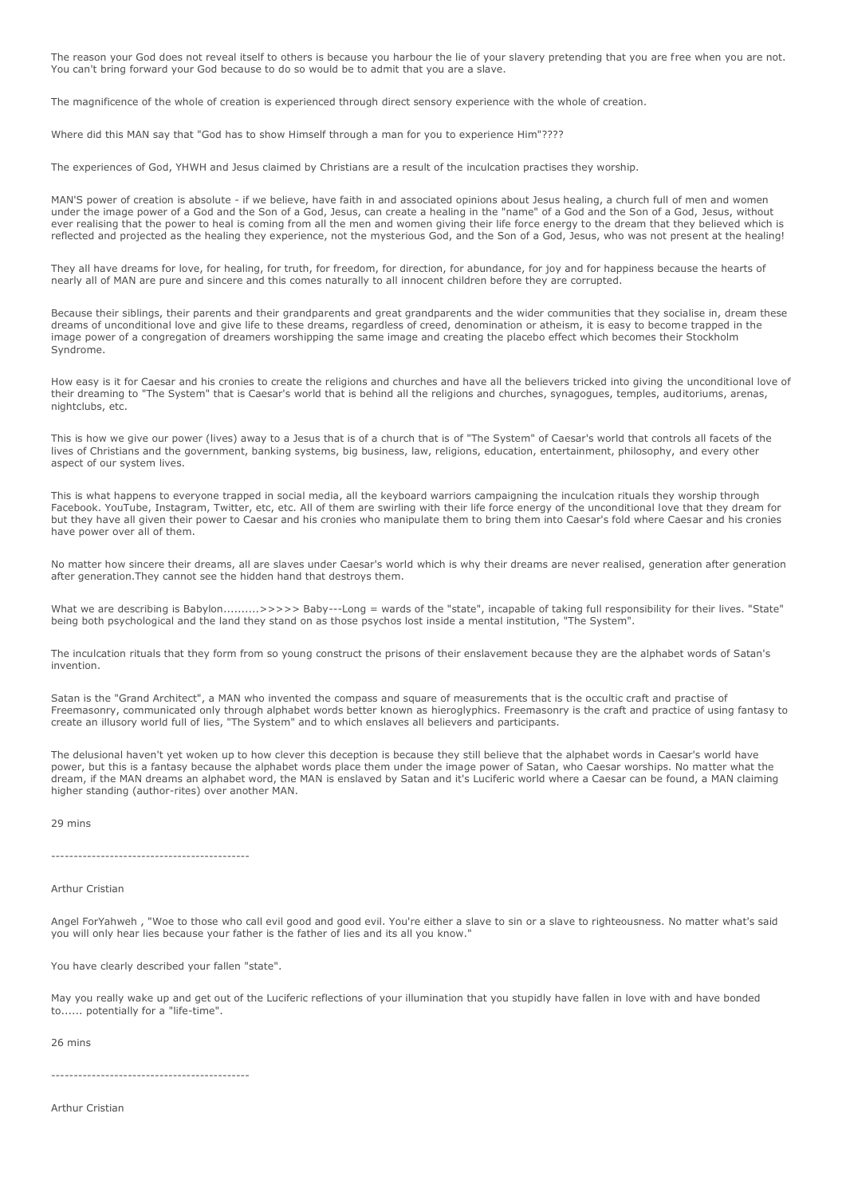The reason your God does not reveal itself to others is because you harbour the lie of your slavery pretending that you are free when you are not. You can't bring forward your God because to do so would be to admit that you are a slave.

The magnificence of the whole of creation is experienced through direct sensory experience with the whole of creation.

Where did this MAN say that "God has to show Himself through a man for you to experience Him"????

The experiences of God, YHWH and Jesus claimed by Christians are a result of the inculcation practises they worship.

MAN'S power of creation is absolute - if we believe, have faith in and associated opinions about Jesus healing, a church full of men and women under the image power of a God and the Son of a God, Jesus, can create a healing in the "name" of a God and the Son of a God, Jesus, without ever realising that the power to heal is coming from all the men and women giving their life force energy to the dream that they believed which is reflected and projected as the healing they experience, not the mysterious God, and the Son of a God, Jesus, who was not present at the healing!

They all have dreams for love, for healing, for truth, for freedom, for direction, for abundance, for joy and for happiness because the hearts of nearly all of MAN are pure and sincere and this comes naturally to all innocent children before they are corrupted.

Because their siblings, their parents and their grandparents and great grandparents and the wider communities that they socialise in, dream these dreams of unconditional love and give life to these dreams, regardless of creed, denomination or atheism, it is easy to become trapped in the image power of a congregation of dreamers worshipping the same image and creating the placebo effect which becomes their Stockholm Syndrome.

How easy is it for Caesar and his cronies to create the religions and churches and have all the believers tricked into giving the unconditional love of their dreaming to "The System" that is Caesar's world that is behind all the religions and churches, synagogues, temples, auditoriums, arenas, nightclubs, etc.

This is how we give our power (lives) away to a Jesus that is of a church that is of "The System" of Caesar's world that controls all facets of the lives of Christians and the government, banking systems, big business, law, religions, education, entertainment, philosophy, and every other aspect of our system lives.

This is what happens to everyone trapped in social media, all the keyboard warriors campaigning the inculcation rituals they worship through Facebook. YouTube, Instagram, Twitter, etc, etc. All of them are swirling with their life force energy of the unconditional love that they dream for but they have all given their power to Caesar and his cronies who manipulate them to bring them into Caesar's fold where Caesar and his cronies have power over all of them.

No matter how sincere their dreams, all are slaves under Caesar's world which is why their dreams are never realised, generation after generation after generation.They cannot see the hidden hand that destroys them.

What we are describing is Babylon..........>>>>> Baby---Long = wards of the "state", incapable of taking full responsibility for their lives. "State" being both psychological and the land they stand on as those psychos lost inside a mental institution, "The System".

The inculcation rituals that they form from so young construct the prisons of their enslavement because they are the alphabet words of Satan's invention.

Satan is the "Grand Architect", a MAN who invented the compass and square of measurements that is the occultic craft and practise of Freemasonry, communicated only through alphabet words better known as hieroglyphics. Freemasonry is the craft and practice of using fantasy to create an illusory world full of lies, "The System" and to which enslaves all believers and participants.

The delusional haven't yet woken up to how clever this deception is because they still believe that the alphabet words in Caesar's world have power, but this is a fantasy because the alphabet words place them under the image power of Satan, who Caesar worships. No matter what the dream, if the MAN dreams an alphabet word, the MAN is enslaved by Satan and it's Luciferic world where a Caesar can be found, a MAN claiming higher standing (author-rites) over another MAN.

29 mins

--------------------------------------------

Arthur Cristian

Angel ForYahweh , "Woe to those who call evil good and good evil. You're either a slave to sin or a slave to righteousness. No matter what's said you will only hear lies because your father is the father of lies and its all you know."

You have clearly described your fallen "state".

May you really wake up and get out of the Luciferic reflections of your illumination that you stupidly have fallen in love with and have bonded to...... potentially for a "life-time".

26 mins

--------------------------------------------

Arthur Cristian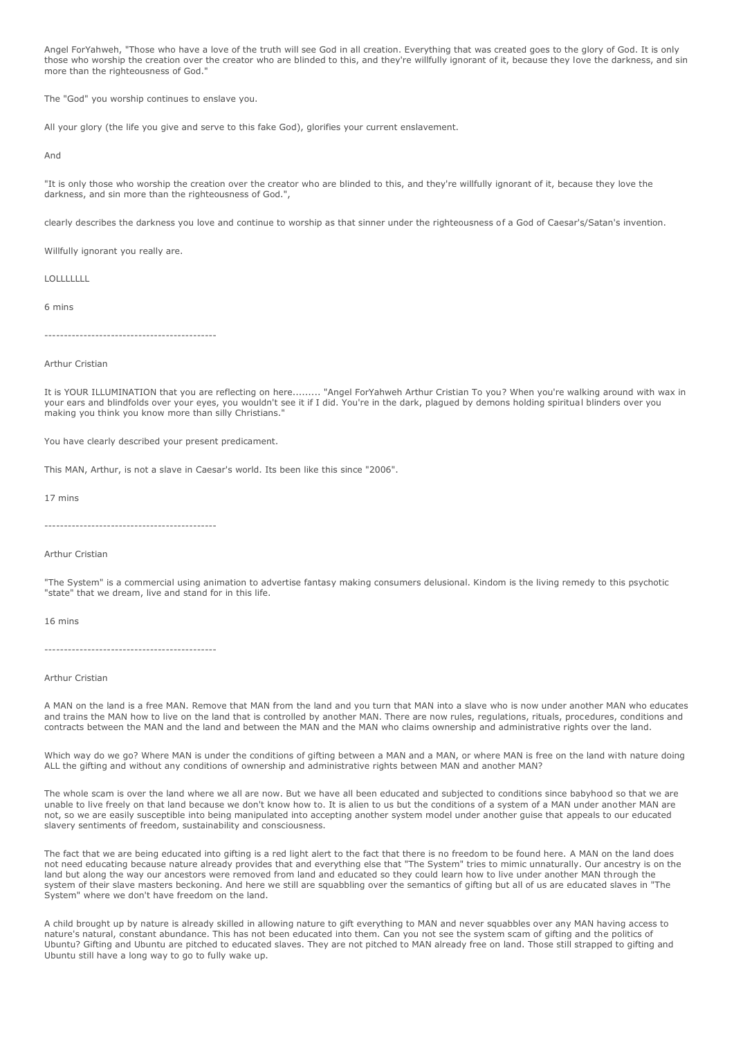Angel ForYahweh, "Those who have a love of the truth will see God in all creation. Everything that was created goes to the glory of God. It is only those who worship the creation over the creator who are blinded to this, and they're willfully ignorant of it, because they love the darkness, and sin more than the righteousness of God."

The "God" you worship continues to enslave you.

All your glory (the life you give and serve to this fake God), glorifies your current enslavement.

And

"It is only those who worship the creation over the creator who are blinded to this, and they're willfully ignorant of it, because they love the darkness, and sin more than the righteousness of God.",

clearly describes the darkness you love and continue to worship as that sinner under the righteousness of a God of Caesar's/Satan's invention.

Willfully ignorant you really are.

LOLLLLLLL

6 mins

--------------------------------------------

Arthur Cristian

It is YOUR ILLUMINATION that you are reflecting on here......... "Angel ForYahweh Arthur Cristian To you? When you're walking around with wax in your ears and blindfolds over your eyes, you wouldn't see it if I did. You're in the dark, plagued by demons holding spiritual blinders over you making you think you know more than silly Christians."

You have clearly described your present predicament.

This MAN, Arthur, is not a slave in Caesar's world. Its been like this since "2006".

17 mins

--------------------------------------------

Arthur Cristian

"The System" is a commercial using animation to advertise fantasy making consumers delusional. Kindom is the living remedy to this psychotic "state" that we dream, live and stand for in this life.

16 mins

--------------------------------------------

Arthur Cristian

A MAN on the land is a free MAN. Remove that MAN from the land and you turn that MAN into a slave who is now under another MAN who educates and trains the MAN how to live on the land that is controlled by another MAN. There are now rules, regulations, rituals, procedures, conditions and contracts between the MAN and the land and between the MAN and the MAN who claims ownership and administrative rights over the land.

Which way do we go? Where MAN is under the conditions of gifting between a MAN and a MAN, or where MAN is free on the land with nature doing ALL the gifting and without any conditions of ownership and administrative rights between MAN and another MAN?

The whole scam is over the land where we all are now. But we have all been educated and subjected to conditions since babyhood so that we are unable to live freely on that land because we don't know how to. It is alien to us but the conditions of a system of a MAN under another MAN are not, so we are easily susceptible into being manipulated into accepting another system model under another guise that appeals to our educated slavery sentiments of freedom, sustainability and consciousness.

The fact that we are being educated into gifting is a red light alert to the fact that there is no freedom to be found here. A MAN on the land does not need educating because nature already provides that and everything else that "The System" tries to mimic unnaturally. Our ancestry is on the land but along the way our ancestors were removed from land and educated so they could learn how to live under another MAN through the system of their slave masters beckoning. And here we still are squabbling over the semantics of gifting but all of us are educated slaves in "The System" where we don't have freedom on the land.

A child brought up by nature is already skilled in allowing nature to gift everything to MAN and never squabbles over any MAN having access to nature's natural, constant abundance. This has not been educated into them. Can you not see the system scam of gifting and the politics of Ubuntu? Gifting and Ubuntu are pitched to educated slaves. They are not pitched to MAN already free on land. Those still strapped to gifting and Ubuntu still have a long way to go to fully wake up.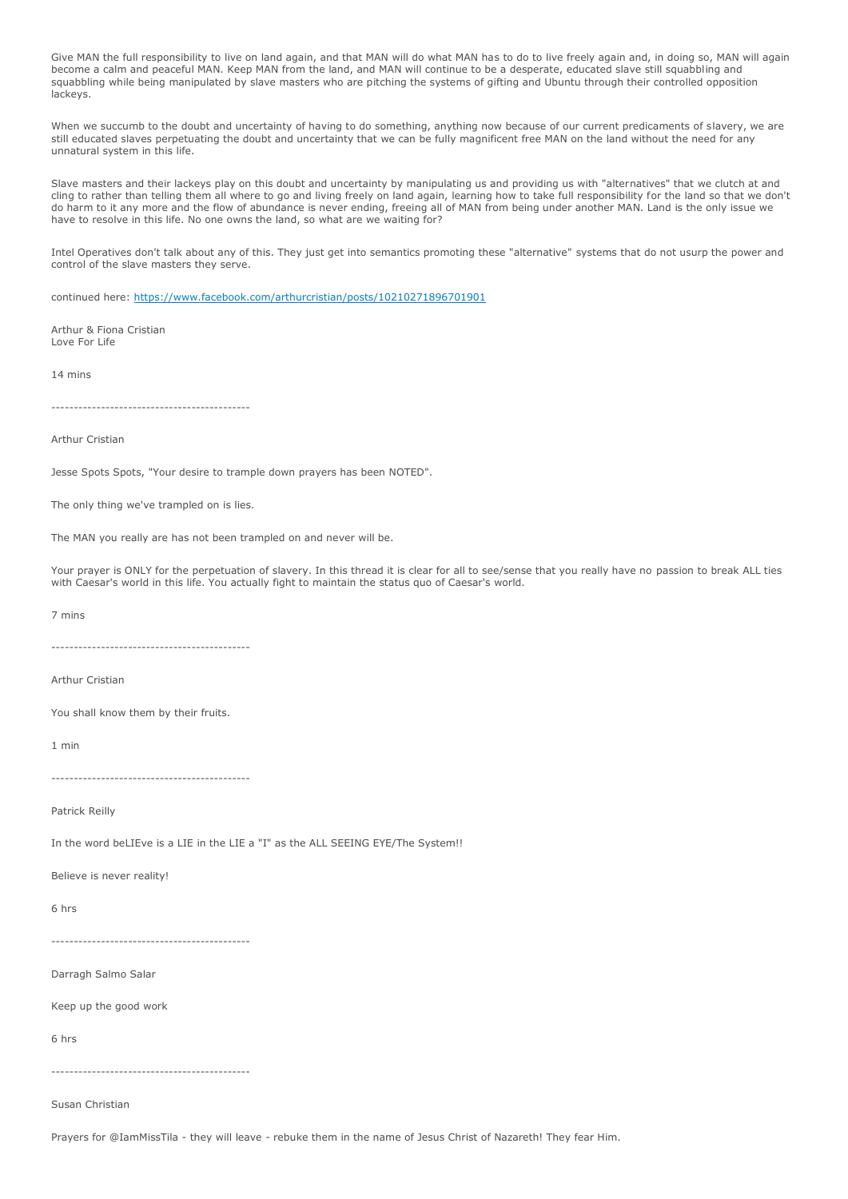Give MAN the full responsibility to live on land again, and that MAN will do what MAN has to do to live freely again and, in doing so, MAN will again become a calm and peaceful MAN. Keep MAN from the land, and MAN will continue to be a desperate, educated slave still squabbling and squabbling while being manipulated by slave masters who are pitching the systems of gifting and Ubuntu through their controlled opposition lackeys.

When we succumb to the doubt and uncertainty of having to do something, anything now because of our current predicaments of slavery, we are still educated slaves perpetuating the doubt and uncertainty that we can be fully magnificent free MAN on the land without the need for any unnatural system in this life.

Slave masters and their lackeys play on this doubt and uncertainty by manipulating us and providing us with "alternatives" that we clutch at and cling to rather than telling them all where to go and living freely on land again, learning how to take full responsibility for the land so that we don't do harm to it any more and the flow of abundance is never ending, freeing all of MAN from being under another MAN. Land is the only issue we have to resolve in this life. No one owns the land, so what are we waiting for?

Intel Operatives don't talk about any of this. They just get into semantics promoting these "alternative" systems that do not usurp the power and control of the slave masters they serve.

continued here: https://www.facebook.com/arthurcristian/posts/10210271896701901

Arthur & Fiona Cristian
Love For Life

14 mins

--------------------------------------------

Arthur Cristian

Jesse Spots Spots, "Your desire to trample down prayers has been NOTED".

The only thing we've trampled on is lies.

The MAN you really are has not been trampled on and never will be.

Your prayer is ONLY for the perpetuation of slavery. In this thread it is clear for all to see/sense that you really have no passion to break ALL ties with Caesar's world in this life. You actually fight to maintain the status quo of Caesar's world.

7 mins

--------------------------------------------

Arthur Cristian

You shall know them by their fruits.

1 min

--------------------------------------------

Patrick Reilly

In the word beLIEve is a LIE in the LIE a "I" as the ALL SEEING EYE/The System!!

Believe is never reality!

6 hrs

--------------------------------------------

Darragh Salmo Salar

Keep up the good work

6 hrs

--------------------------------------------

Susan Christian

Prayers for @IamMissTila - they will leave - rebuke them in the name of Jesus Christ of Nazareth! They fear Him.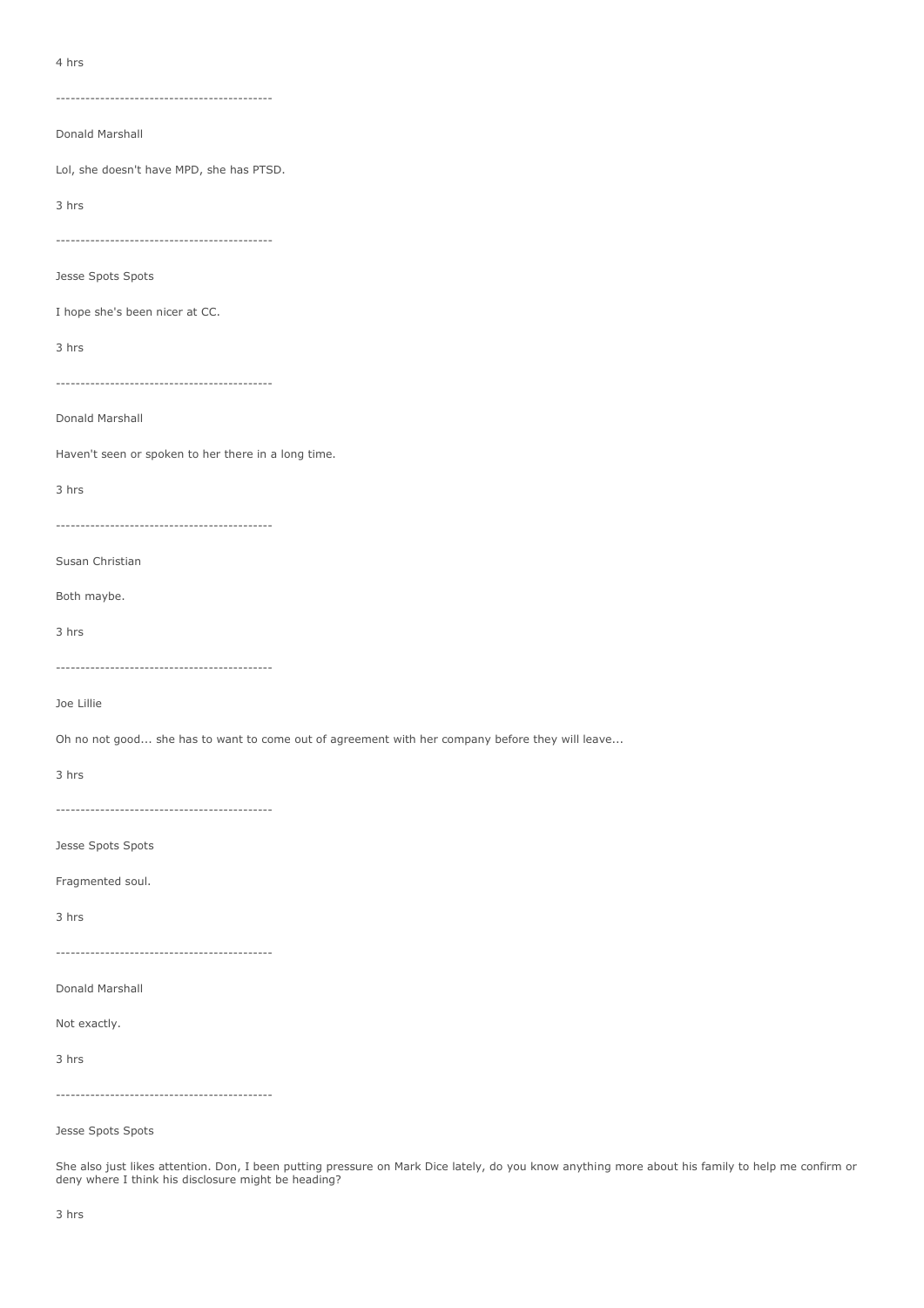4 hrs

--------------------------------------------

Donald Marshall

Lol, she doesn't have MPD, she has PTSD.

3 hrs

--------------------------------------------

Jesse Spots Spots

I hope she's been nicer at CC.

3 hrs

--------------------------------------------

Donald Marshall

Haven't seen or spoken to her there in a long time.

3 hrs

--------------------------------------------

Susan Christian

Both maybe.

3 hrs

--------------------------------------------

Joe Lillie

Oh no not good... she has to want to come out of agreement with her company before they will leave...

3 hrs

--------------------------------------------

Jesse Spots Spots

Fragmented soul.

3 hrs

--------------------------------------------

Donald Marshall

Not exactly.

3 hrs

--------------------------------------------

Jesse Spots Spots

She also just likes attention. Don, I been putting pressure on Mark Dice lately, do you know anything more about his family to help me confirm or deny where I think his disclosure might be heading?

3 hrs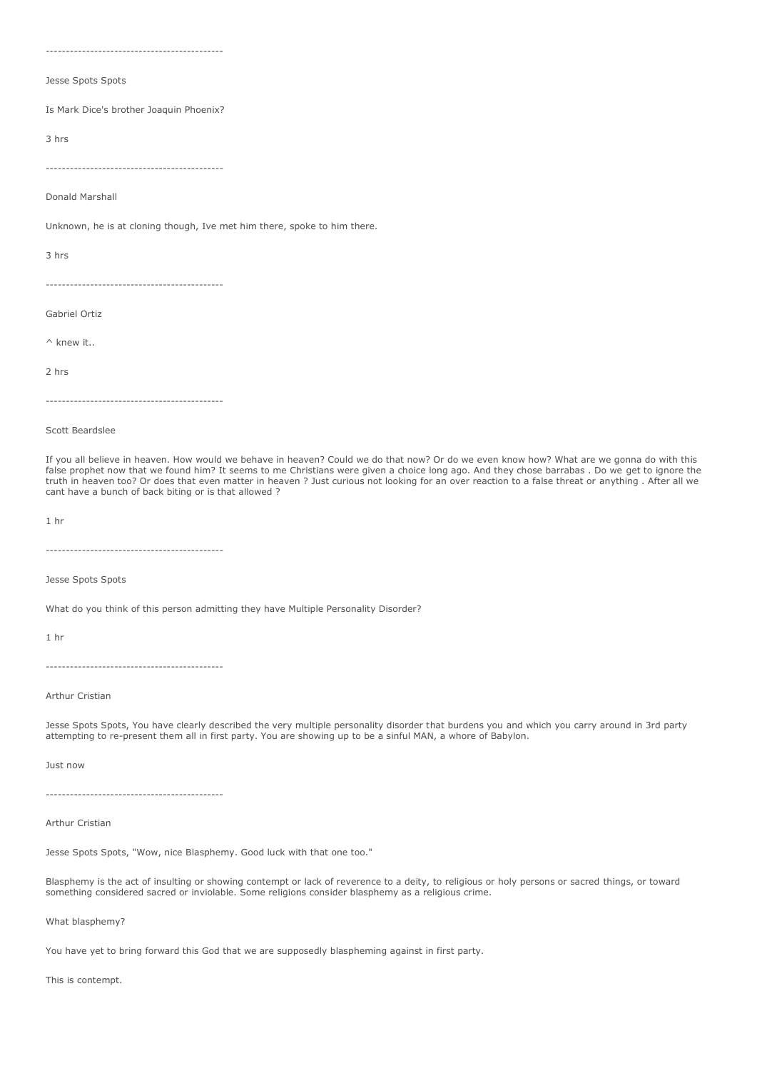--------------------------------------------

Jesse Spots Spots

Is Mark Dice's brother Joaquin Phoenix?

3 hrs

--------------------------------------------

Donald Marshall

Unknown, he is at cloning though, Ive met him there, spoke to him there.

3 hrs

--------------------------------------------

Gabriel Ortiz

^ knew it..

2 hrs

--------------------------------------------

Scott Beardslee

If you all believe in heaven. How would we behave in heaven? Could we do that now? Or do we even know how? What are we gonna do with this false prophet now that we found him? It seems to me Christians were given a choice long ago. And they chose barrabas . Do we get to ignore the truth in heaven too? Or does that even matter in heaven ? Just curious not looking for an over reaction to a false threat or anything . After all we cant have a bunch of back biting or is that allowed ?

1 hr

--------------------------------------------

Jesse Spots Spots

What do you think of this person admitting they have Multiple Personality Disorder?

1 hr

--------------------------------------------

Arthur Cristian

Jesse Spots Spots, You have clearly described the very multiple personality disorder that burdens you and which you carry around in 3rd party attempting to re-present them all in first party. You are showing up to be a sinful MAN, a whore of Babylon.

Just now

--------------------------------------------

Arthur Cristian

Jesse Spots Spots, "Wow, nice Blasphemy. Good luck with that one too."

Blasphemy is the act of insulting or showing contempt or lack of reverence to a deity, to religious or holy persons or sacred things, or toward something considered sacred or inviolable. Some religions consider blasphemy as a religious crime.

What blasphemy?

You have yet to bring forward this God that we are supposedly blaspheming against in first party.

This is contempt.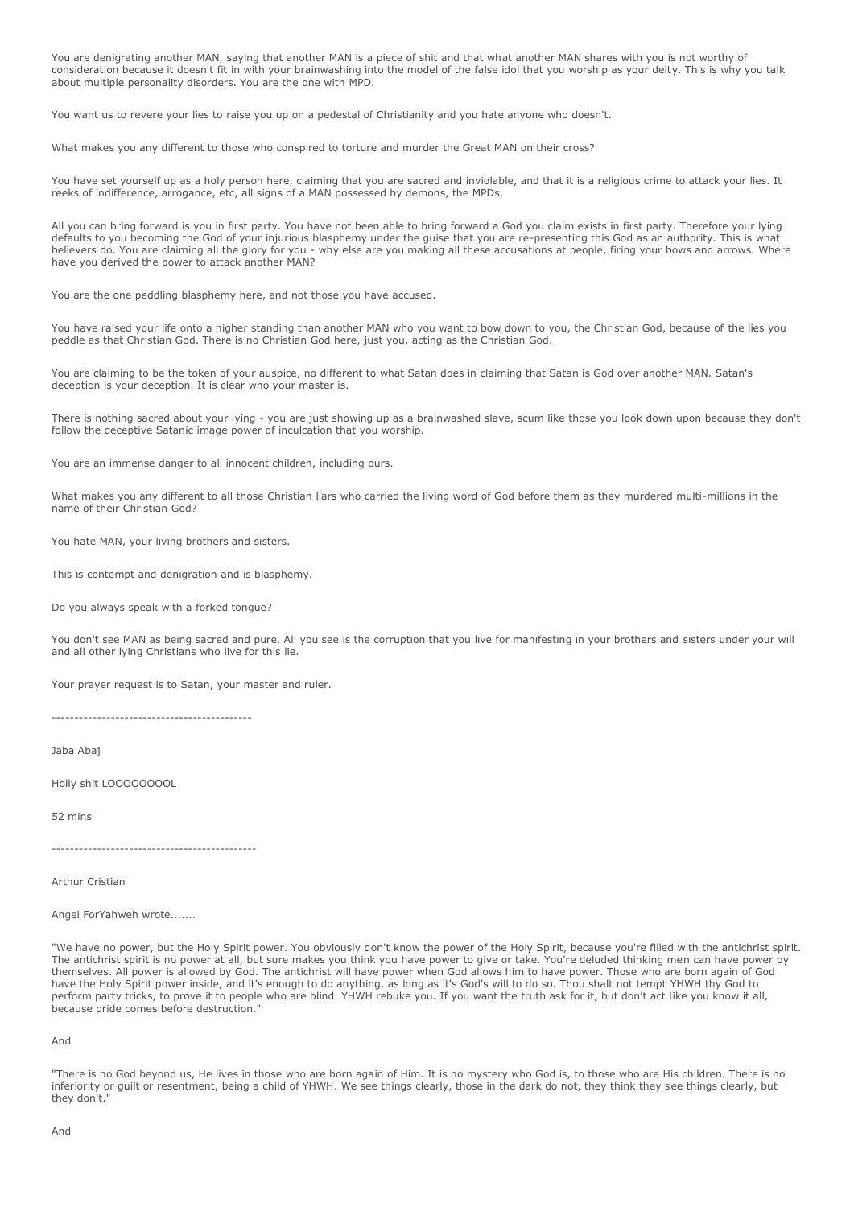You are denigrating another MAN, saying that another MAN is a piece of shit and that what another MAN shares with you is not worthy of consideration because it doesn't fit in with your brainwashing into the model of the false idol that you worship as your deity. This is why you talk about multiple personality disorders. You are the one with MPD.

You want us to revere your lies to raise you up on a pedestal of Christianity and you hate anyone who doesn't.

What makes you any different to those who conspired to torture and murder the Great MAN on their cross?

You have set yourself up as a holy person here, claiming that you are sacred and inviolable, and that it is a religious crime to attack your lies. It reeks of indifference, arrogance, etc, all signs of a MAN possessed by demons, the MPDs.

All you can bring forward is you in first party. You have not been able to bring forward a God you claim exists in first party. Therefore your lying defaults to you becoming the God of your injurious blasphemy under the guise that you are re-presenting this God as an authority. This is what believers do. You are claiming all the glory for you - why else are you making all these accusations at people, firing your bows and arrows. Where have you derived the power to attack another MAN?

You are the one peddling blasphemy here, and not those you have accused.

You have raised your life onto a higher standing than another MAN who you want to bow down to you, the Christian God, because of the lies you peddle as that Christian God. There is no Christian God here, just you, acting as the Christian God.

You are claiming to be the token of your auspice, no different to what Satan does in claiming that Satan is God over another MAN. Satan's deception is your deception. It is clear who your master is.

There is nothing sacred about your lying - you are just showing up as a brainwashed slave, scum like those you look down upon because they don't follow the deceptive Satanic image power of inculcation that you worship.

You are an immense danger to all innocent children, including ours.

What makes you any different to all those Christian liars who carried the living word of God before them as they murdered multi-millions in the name of their Christian God?

You hate MAN, your living brothers and sisters.

This is contempt and denigration and is blasphemy.

Do you always speak with a forked tongue?

You don't see MAN as being sacred and pure. All you see is the corruption that you live for manifesting in your brothers and sisters under your will and all other lying Christians who live for this lie.

Your prayer request is to Satan, your master and ruler.

--------------------------------------------

Jaba Abaj

Holly shit LOOOOOOOOL

52 mins

--------------------------------------------

Arthur Cristian

Angel ForYahweh wrote.......

"We have no power, but the Holy Spirit power. You obviously don't know the power of the Holy Spirit, because you're filled with the antichrist spirit. The antichrist spirit is no power at all, but sure makes you think you have power to give or take. You're deluded thinking men can have power by themselves. All power is allowed by God. The antichrist will have power when God allows him to have power. Those who are born again of God have the Holy Spirit power inside, and it's enough to do anything, as long as it's God's will to do so. Thou shalt not tempt YHWH thy God to perform party tricks, to prove it to people who are blind. YHWH rebuke you. If you want the truth ask for it, but don't act like you know it all, because pride comes before destruction."

And

"There is no God beyond us, He lives in those who are born again of Him. It is no mystery who God is, to those who are His children. There is no inferiority or guilt or resentment, being a child of YHWH. We see things clearly, those in the dark do not, they think they see things clearly, but they don't."

And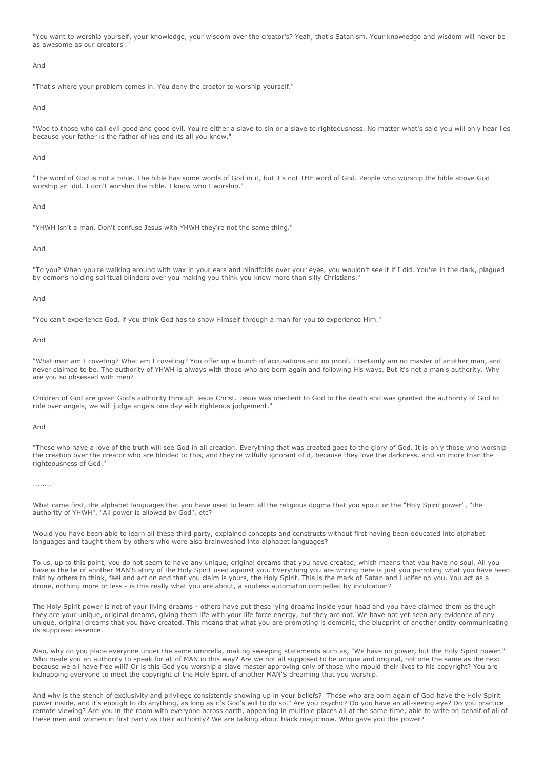"You want to worship yourself, your knowledge, your wisdom over the creator's? Yeah, that's Satanism. Your knowledge and wisdom will never be as awesome as our creators'."

And

"That's where your problem comes in. You deny the creator to worship yourself."

And

"Woe to those who call evil good and good evil. You're either a slave to sin or a slave to righteousness. No matter what's said you will only hear lies because your father is the father of lies and its all you know."

And

"The word of God is not a bible. The bible has some words of God in it, but it's not THE word of God. People who worship the bible above God worship an idol. I don't worship the bible. I know who I worship."

And

"YHWH isn't a man. Don't confuse Jesus with YHWH they're not the same thing."

And

"To you? When you're walking around with wax in your ears and blindfolds over your eyes, you wouldn't see it if I did. You're in the dark, plagued by demons holding spiritual blinders over you making you think you know more than silly Christians."

And

"You can't experience God, if you think God has to show Himself through a man for you to experience Him."

And

"What man am I coveting? What am I coveting? You offer up a bunch of accusations and no proof. I certainly am no master of another man, and never claimed to be. The authority of YHWH is always with those who are born again and following His ways. But it's not a man's authority. Why are you so obsessed with men?

Children of God are given God's authority through Jesus Christ. Jesus was obedient to God to the death and was granted the authority of God to rule over angels, we will judge angels one day with righteous judgement."

And

"Those who have a love of the truth will see God in all creation. Everything that was created goes to the glory of God. It is only those who worship the creation over the creator who are blinded to this, and they're wilfully ignorant of it, because they love the darkness, and sin more than the righteousness of God."

........

What came first, the alphabet languages that you have used to learn all the religious dogma that you spout or the "Holy Spirit power", "the authority of YHWH", "All power is allowed by God", etc?

Would you have been able to learn all these third party, explained concepts and constructs without first having been educated into alphabet languages and taught them by others who were also brainwashed into alphabet languages?

To us, up to this point, you do not seem to have any unique, original dreams that you have created, which means that you have no soul. All you have is the lie of another MAN'S story of the Holy Spirit used against you. Everything you are writing here is just you parroting what you have been told by others to think, feel and act on and that you claim is yours, the Holy Spirit. This is the mark of Satan and Lucifer on you. You act as a drone, nothing more or less - is this really what you are about, a soulless automaton compelled by inculcation?

The Holy Spirit power is not of your living dreams - others have put these lying dreams inside your head and you have claimed them as though they are your unique, original dreams, giving them life with your life force energy, but they are not. We have not yet seen any evidence of any unique, original dreams that you have created. This means that what you are promoting is demonic, the blueprint of another entity communicating its supposed essence.

Also, why do you place everyone under the same umbrella, making sweeping statements such as, "We have no power, but the Holy Spirit power." Who made you an authority to speak for all of MAN in this way? Are we not all supposed to be unique and original, not one the same as the next because we all have free will? Or is this God you worship a slave master approving only of those who mould their lives to his copyright? You are kidnapping everyone to meet the copyright of the Holy Spirit of another MAN'S dreaming that you worship.

And why is the stench of exclusivity and privilege consistently showing up in your beliefs? "Those who are born again of God have the Holy Spirit power inside, and it's enough to do anything, as long as it's God's will to do so." Are you psychic? Do you have an all-seeing eye? Do you practice remote viewing? Are you in the room with everyone across earth, appearing in multiple places all at the same time, able to write on behalf of all of these men and women in first party as their authority? We are talking about black magic now. Who gave you this power?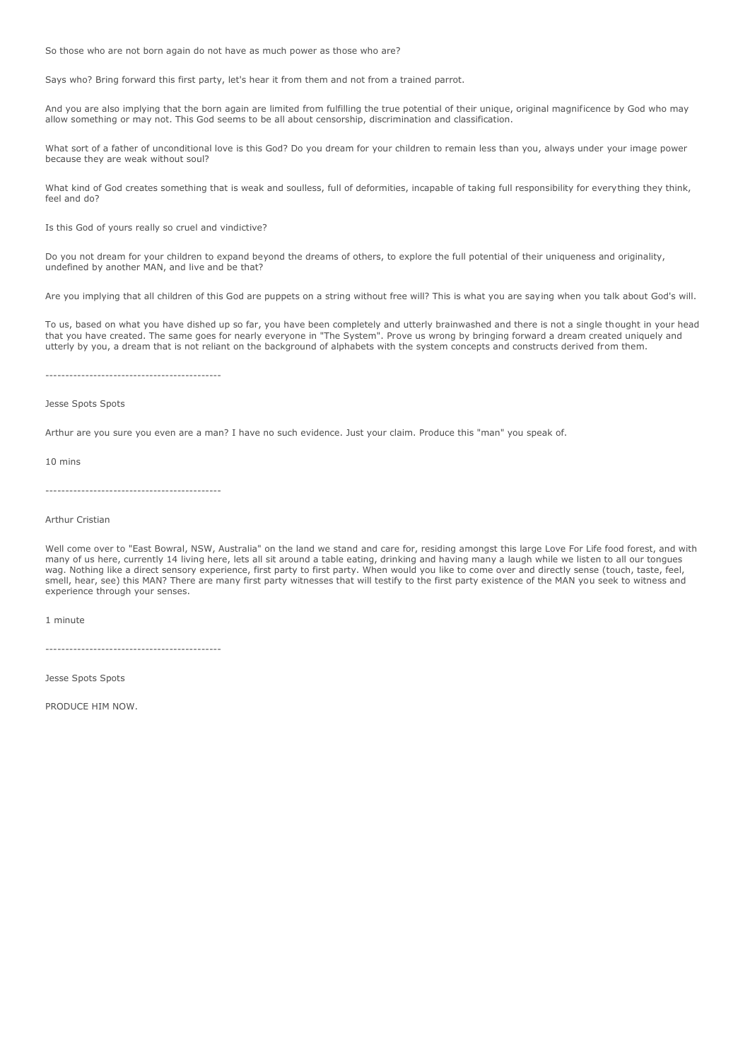So those who are not born again do not have as much power as those who are?

Says who? Bring forward this first party, let's hear it from them and not from a trained parrot.

And you are also implying that the born again are limited from fulfilling the true potential of their unique, original magnificence by God who may allow something or may not. This God seems to be all about censorship, discrimination and classification.

What sort of a father of unconditional love is this God? Do you dream for your children to remain less than you, always under your image power because they are weak without soul?

What kind of God creates something that is weak and soulless, full of deformities, incapable of taking full responsibility for everything they think, feel and do?

Is this God of yours really so cruel and vindictive?

Do you not dream for your children to expand beyond the dreams of others, to explore the full potential of their uniqueness and originality, undefined by another MAN, and live and be that?

Are you implying that all children of this God are puppets on a string without free will? This is what you are saying when you talk about God's will.

To us, based on what you have dished up so far, you have been completely and utterly brainwashed and there is not a single thought in your head that you have created. The same goes for nearly everyone in "The System". Prove us wrong by bringing forward a dream created uniquely and utterly by you, a dream that is not reliant on the background of alphabets with the system concepts and constructs derived from them.

--------------------------------------------

Jesse Spots Spots

Arthur are you sure you even are a man? I have no such evidence. Just your claim. Produce this "man" you speak of.

10 mins

--------------------------------------------

Arthur Cristian

Well come over to "East Bowral, NSW, Australia" on the land we stand and care for, residing amongst this large Love For Life food forest, and with many of us here, currently 14 living here, lets all sit around a table eating, drinking and having many a laugh while we listen to all our tongues wag. Nothing like a direct sensory experience, first party to first party. When would you like to come over and directly sense (touch, taste, feel, smell, hear, see) this MAN? There are many first party witnesses that will testify to the first party existence of the MAN you seek to witness and experience through your senses.

1 minute

--------------------------------------------

Jesse Spots Spots

PRODUCE HIM NOW.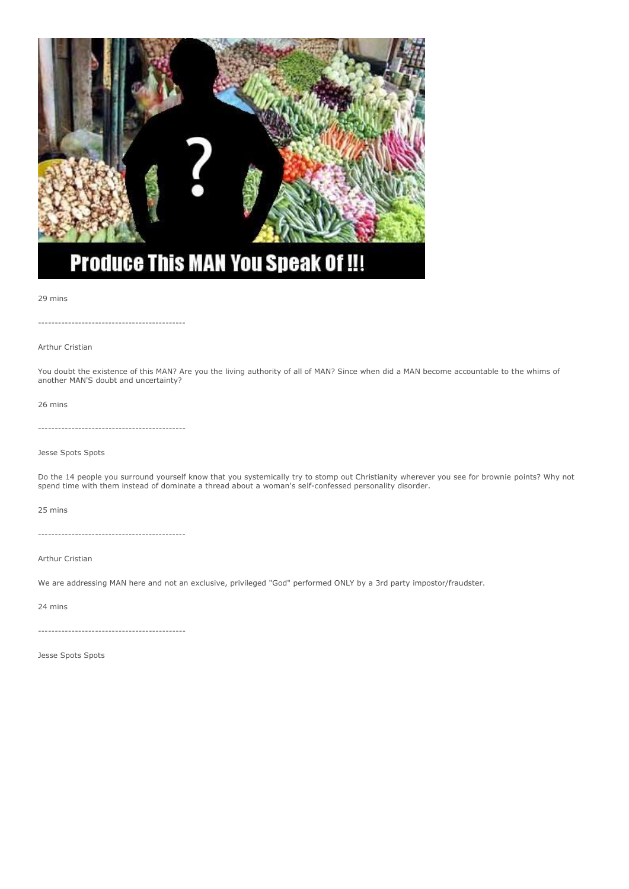Produce This MAN You Speak Of !!!

29 mins

--------------------------------------------

Arthur Cristian

You doubt the existence of this MAN? Are you the living authority of all of MAN? Since when did a MAN become accountable to the whims of another MAN'S doubt and uncertainty?

26 mins

--------------------------------------------

Jesse Spots Spots

Do the 14 people you surround yourself know that you systemically try to stomp out Christianity wherever you see for brownie points? Why not spend time with them instead of dominate a thread about a woman's self-confessed personality disorder.

25 mins

--------------------------------------------

Arthur Cristian

We are addressing MAN here and not an exclusive, privileged "God" performed ONLY by a 3rd party impostor/fraudster.

24 mins

--------------------------------------------

Jesse Spots Spots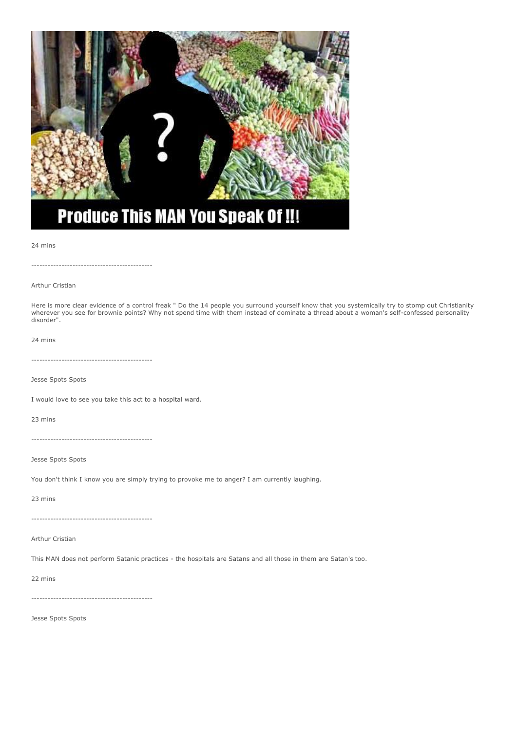Produce This MAN You Speak Of !!!

24 mins

--------------------------------------------

Arthur Cristian

Here is more clear evidence of a control freak " Do the 14 people you surround yourself know that you systemically try to stomp out Christianity wherever you see for brownie points? Why not spend time with them instead of dominate a thread about a woman's self-confessed personality disorder".

24 mins

--------------------------------------------

Jesse Spots Spots

I would love to see you take this act to a hospital ward.

23 mins

--------------------------------------------

Jesse Spots Spots

You don't think I know you are simply trying to provoke me to anger? I am currently laughing.

23 mins

--------------------------------------------

Arthur Cristian

This MAN does not perform Satanic practices - the hospitals are Satans and all those in them are Satan's too.

22 mins

--------------------------------------------

Jesse Spots Spots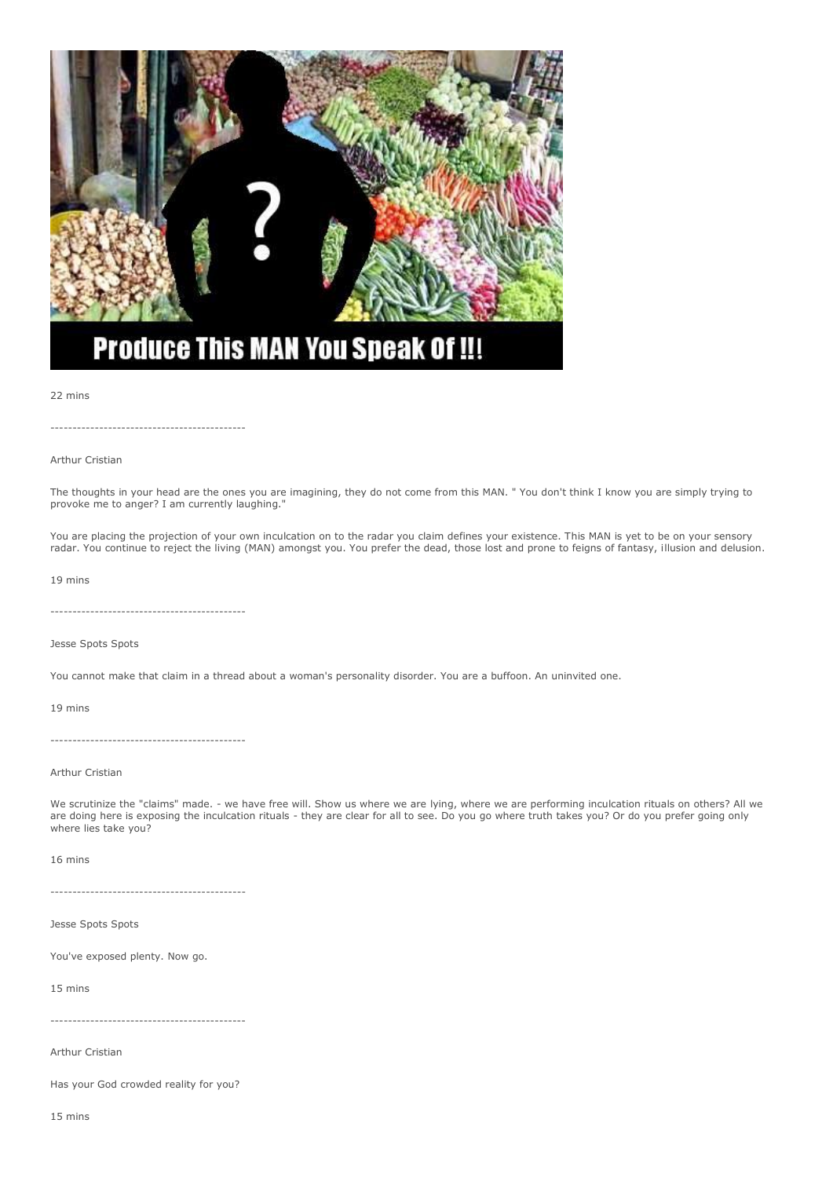Produce This MAN You Speak Of !!!

22 mins

--------------------------------------------

Arthur Cristian

The thoughts in your head are the ones you are imagining, they do not come from this MAN. " You don't think I know you are simply trying to provoke me to anger? I am currently laughing."

You are placing the projection of your own inculcation on to the radar you claim defines your existence. This MAN is yet to be on your sensory radar. You continue to reject the living (MAN) amongst you. You prefer the dead, those lost and prone to feigns of fantasy, illusion and delusion.

19 mins

--------------------------------------------

Jesse Spots Spots

You cannot make that claim in a thread about a woman's personality disorder. You are a buffoon. An uninvited one.

19 mins

--------------------------------------------

Arthur Cristian

We scrutinize the "claims" made. - we have free will. Show us where we are lying, where we are performing inculcation rituals on others? All we are doing here is exposing the inculcation rituals - they are clear for all to see. Do you go where truth takes you? Or do you prefer going only where lies take you?

16 mins

--------------------------------------------

Jesse Spots Spots

You've exposed plenty. Now go.

15 mins

--------------------------------------------

Arthur Cristian

Has your God crowded reality for you?

15 mins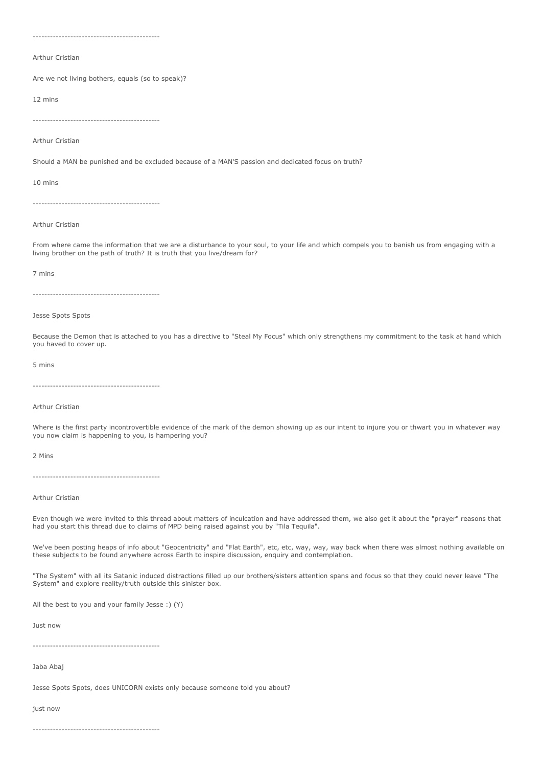--------------------------------------------

Arthur Cristian

Are we not living bothers, equals (so to speak)?

12 mins

--------------------------------------------

Arthur Cristian

Should a MAN be punished and be excluded because of a MAN'S passion and dedicated focus on truth?

10 mins

--------------------------------------------

Arthur Cristian

From where came the information that we are a disturbance to your soul, to your life and which compels you to banish us from engaging with a living brother on the path of truth? It is truth that you live/dream for?

7 mins

--------------------------------------------

Jesse Spots Spots

Because the Demon that is attached to you has a directive to "Steal My Focus" which only strengthens my commitment to the task at hand which you haved to cover up.

5 mins

--------------------------------------------

Arthur Cristian

Where is the first party incontrovertible evidence of the mark of the demon showing up as our intent to injure you or thwart you in whatever way you now claim is happening to you, is hampering you?

2 Mins

--------------------------------------------

Arthur Cristian

Even though we were invited to this thread about matters of inculcation and have addressed them, we also get it about the "prayer" reasons that had you start this thread due to claims of MPD being raised against you by "Tila Tequila".

We've been posting heaps of info about "Geocentricity" and "Flat Earth", etc, etc, way, way, way back when there was almost nothing available on these subjects to be found anywhere across Earth to inspire discussion, enquiry and contemplation.

"The System" with all its Satanic induced distractions filled up our brothers/sisters attention spans and focus so that they could never leave "The System" and explore reality/truth outside this sinister box.

All the best to you and your family Jesse :) (Y)

Just now

--------------------------------------------

Jaba Abaj

Jesse Spots Spots, does UNICORN exists only because someone told you about?

just now

--------------------------------------------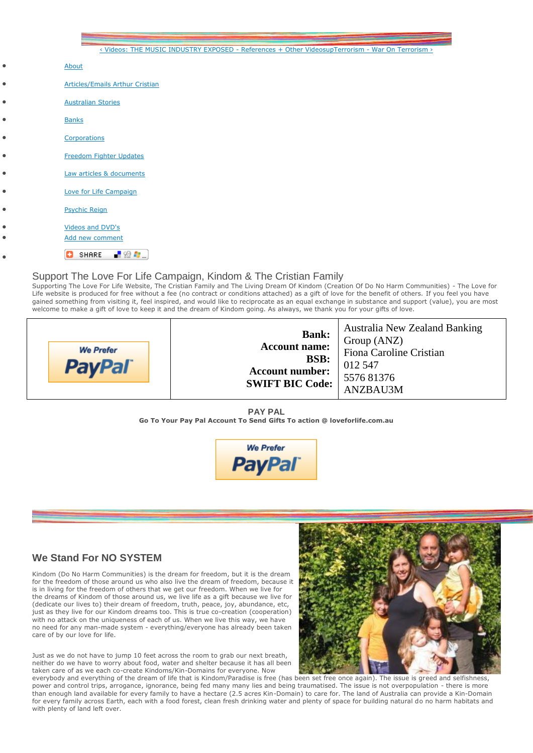‹ Videos: THE MUSIC INDUSTRY EXPOSED - References + Other VideosupTerrorism - War On Terrorism ›

- About
- Articles/Emails Arthur Cristian
- Australian Stories
- Banks
- Corporations
- Freedom Fighter Updates
- Law articles & documents
- Love for Life Campaign
- Psychic Reign
- Videos and DVD's
- Add new comment
- SHARE

## Support The Love For Life Campaign, Kindom & The Cristian Family

Supporting The Love For Life Website, The Cristian Family and The Living Dream Of Kindom (Creation Of Do No Harm Communities) - The Love for Life website is produced for free without a fee (no contract or conditions attached) as a gift of love for the benefit of others. If you feel you have gained something from visiting it, feel inspired, and would like to reciprocate as an equal exchange in substance and support (value), you are most welcome to make a gift of love to keep it and the dream of Kindom going. As always, we thank you for your gifts of love.

| We Prefer PayPal | **Bank:**<br>**Account name:**<br>**BSB:**<br>**Account number:**<br>**SWIFT BIC Code:** | Australia New Zealand Banking Group (ANZ)<br>Fiona Caroline Cristian<br>012 547<br>5576 81376<br>ANZBAU3M |
|---|---|---|

**PAY PAL**

**Go To Your Pay Pal Account To Send Gifts To action @ loveforlife.com.au**

We Prefer PayPal

## We Stand For NO SYSTEM

Kindom (Do No Harm Communities) is the dream for freedom, but it is the dream for the freedom of those around us who also live the dream of freedom, because it is in living for the freedom of others that we get our freedom. When we live for the dreams of Kindom of those around us, we live life as a gift because we live for (dedicate our lives to) their dream of freedom, truth, peace, joy, abundance, etc, just as they live for our Kindom dreams too. This is true co-creation (cooperation) with no attack on the uniqueness of each of us. When we live this way, we have no need for any man-made system - everything/everyone has already been taken care of by our love for life.

Just as we do not have to jump 10 feet across the room to grab our next breath, neither do we have to worry about food, water and shelter because it has all been taken care of as we each co-create Kindoms/Kin-Domains for everyone. Now everybody and everything of the dream of life that is Kindom/Paradise is free (has been set free once again). The issue is greed and selfishness, power and control trips, arrogance, ignorance, being fed many many lies and being traumatised. The issue is not overpopulation - there is more than enough land available for every family to have a hectare (2.5 acres Kin-Domain) to care for. The land of Australia can provide a Kin-Domain for every family across Earth, each with a food forest, clean fresh drinking water and plenty of space for building natural do no harm habitats and with plenty of land left over.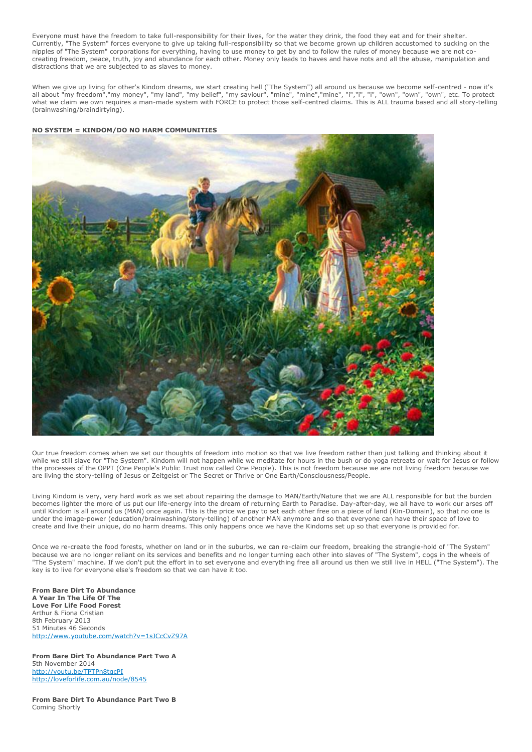Everyone must have the freedom to take full-responsibility for their lives, for the water they drink, the food they eat and for their shelter. Currently, "The System" forces everyone to give up taking full-responsibility so that we become grown up children accustomed to sucking on the nipples of "The System" corporations for everything, having to use money to get by and to follow the rules of money because we are not co-creating freedom, peace, truth, joy and abundance for each other. Money only leads to haves and have nots and all the abuse, manipulation and distractions that we are subjected to as slaves to money.

When we give up living for other's Kindom dreams, we start creating hell ("The System") all around us because we become self-centred - now it's all about "my freedom","my money", "my land", "my belief", "my saviour", "mine", "mine","mine", "i","i", "i", "own", "own", "own", etc. To protect what we claim we own requires a man-made system with FORCE to protect those self-centred claims. This is ALL trauma based and all story-telling (brainwashing/braindirtying).

**NO SYSTEM = KINDOM/DO NO HARM COMMUNITIES**

Our true freedom comes when we set our thoughts of freedom into motion so that we live freedom rather than just talking and thinking about it while we still slave for "The System". Kindom will not happen while we meditate for hours in the bush or do yoga retreats or wait for Jesus or follow the processes of the OPPT (One People's Public Trust now called One People). This is not freedom because we are not living freedom because we are living the story-telling of Jesus or Zeitgeist or The Secret or Thrive or One Earth/Consciousness/People.

Living Kindom is very, very hard work as we set about repairing the damage to MAN/Earth/Nature that we are ALL responsible for but the burden becomes lighter the more of us put our life-energy into the dream of returning Earth to Paradise. Day-after-day, we all have to work our arses off until Kindom is all around us (MAN) once again. This is the price we pay to set each other free on a piece of land (Kin-Domain), so that no one is under the image-power (education/brainwashing/story-telling) of another MAN anymore and so that everyone can have their space of love to create and live their unique, do no harm dreams. This only happens once we have the Kindoms set up so that everyone is provided for.

Once we re-create the food forests, whether on land or in the suburbs, we can re-claim our freedom, breaking the strangle-hold of "The System" because we are no longer reliant on its services and benefits and no longer turning each other into slaves of "The System", cogs in the wheels of "The System" machine. If we don't put the effort in to set everyone and everything free all around us then we still live in HELL ("The System"). The key is to live for everyone else's freedom so that we can have it too.

**From Bare Dirt To Abundance**
**A Year In The Life Of The**
**Love For Life Food Forest**
Arthur & Fiona Cristian
8th February 2013
51 Minutes 46 Seconds
http://www.youtube.com/watch?v=1sJCcCvZ97A

**From Bare Dirt To Abundance Part Two A**
5th November 2014
http://youtu.be/TPTPn8tgcPI
http://loveforlife.com.au/node/8545

**From Bare Dirt To Abundance Part Two B**
Coming Shortly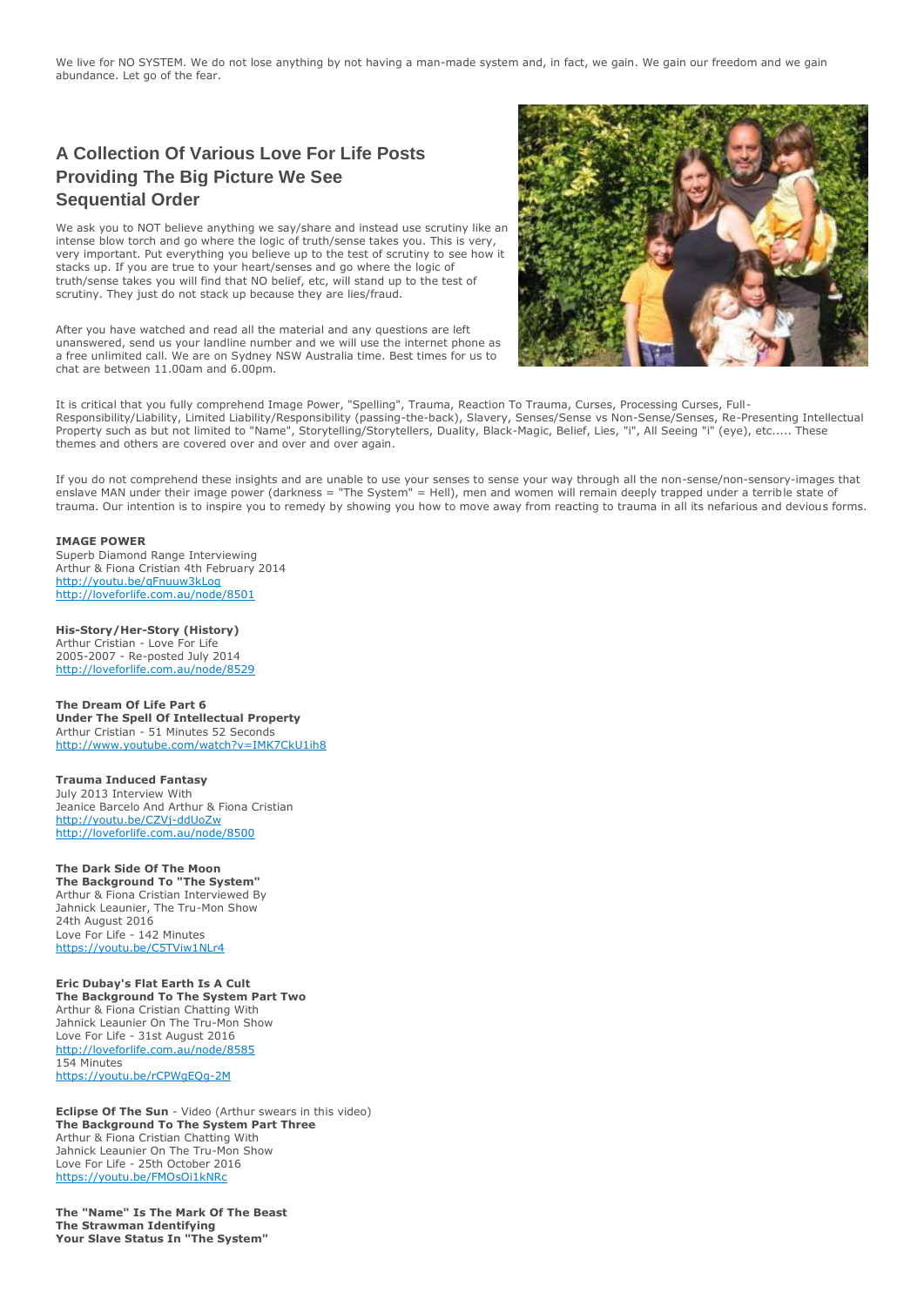We live for NO SYSTEM. We do not lose anything by not having a man-made system and, in fact, we gain. We gain our freedom and we gain abundance. Let go of the fear.

## A Collection Of Various Love For Life Posts Providing The Big Picture We See Sequential Order

We ask you to NOT believe anything we say/share and instead use scrutiny like an intense blow torch and go where the logic of truth/sense takes you. This is very, very important. Put everything you believe up to the test of scrutiny to see how it stacks up. If you are true to your heart/senses and go where the logic of truth/sense takes you will find that NO belief, etc, will stand up to the test of scrutiny. They just do not stack up because they are lies/fraud.

After you have watched and read all the material and any questions are left unanswered, send us your landline number and we will use the internet phone as a free unlimited call. We are on Sydney NSW Australia time. Best times for us to chat are between 11.00am and 6.00pm.

It is critical that you fully comprehend Image Power, "Spelling", Trauma, Reaction To Trauma, Curses, Processing Curses, Full-Responsibility/Liability, Limited Liability/Responsibility (passing-the-back), Slavery, Senses/Sense vs Non-Sense/Senses, Re-Presenting Intellectual Property such as but not limited to "Name", Storytelling/Storytellers, Duality, Black-Magic, Belief, Lies, "i", All Seeing "i" (eye), etc..... These themes and others are covered over and over and over again.

If you do not comprehend these insights and are unable to use your senses to sense your way through all the non-sense/non-sensory-images that enslave MAN under their image power (darkness = "The System" = Hell), men and women will remain deeply trapped under a terrible state of trauma. Our intention is to inspire you to remedy by showing you how to move away from reacting to trauma in all its nefarious and devious forms.

**IMAGE POWER**
Superb Diamond Range Interviewing
Arthur & Fiona Cristian 4th February 2014
http://youtu.be/qFnuuw3kLog
http://loveforlife.com.au/node/8501

**His-Story/Her-Story (History)**
Arthur Cristian - Love For Life
2005-2007 - Re-posted July 2014
http://loveforlife.com.au/node/8529

**The Dream Of Life Part 6**
**Under The Spell Of Intellectual Property**
Arthur Cristian - 51 Minutes 52 Seconds
http://www.youtube.com/watch?v=IMK7CkU1ih8

**Trauma Induced Fantasy**
July 2013 Interview With
Jeanice Barcelo And Arthur & Fiona Cristian
http://youtu.be/CZVj-ddUoZw
http://loveforlife.com.au/node/8500

**The Dark Side Of The Moon**
**The Background To "The System"**
Arthur & Fiona Cristian Interviewed By
Jahnick Leaunier, The Tru-Mon Show
24th August 2016
Love For Life - 142 Minutes
https://youtu.be/C5TViw1NLr4

**Eric Dubay's Flat Earth Is A Cult**
**The Background To The System Part Two**
Arthur & Fiona Cristian Chatting With
Jahnick Leaunier On The Tru-Mon Show
Love For Life - 31st August 2016
http://loveforlife.com.au/node/8585
154 Minutes
https://youtu.be/rCPWgEQg-2M

**Eclipse Of The Sun** - Video (Arthur swears in this video)
**The Background To The System Part Three**
Arthur & Fiona Cristian Chatting With
Jahnick Leaunier On The Tru-Mon Show
Love For Life - 25th October 2016
https://youtu.be/FMOsOi1kNRc

**The "Name" Is The Mark Of The Beast**
**The Strawman Identifying**
**Your Slave Status In "The System"**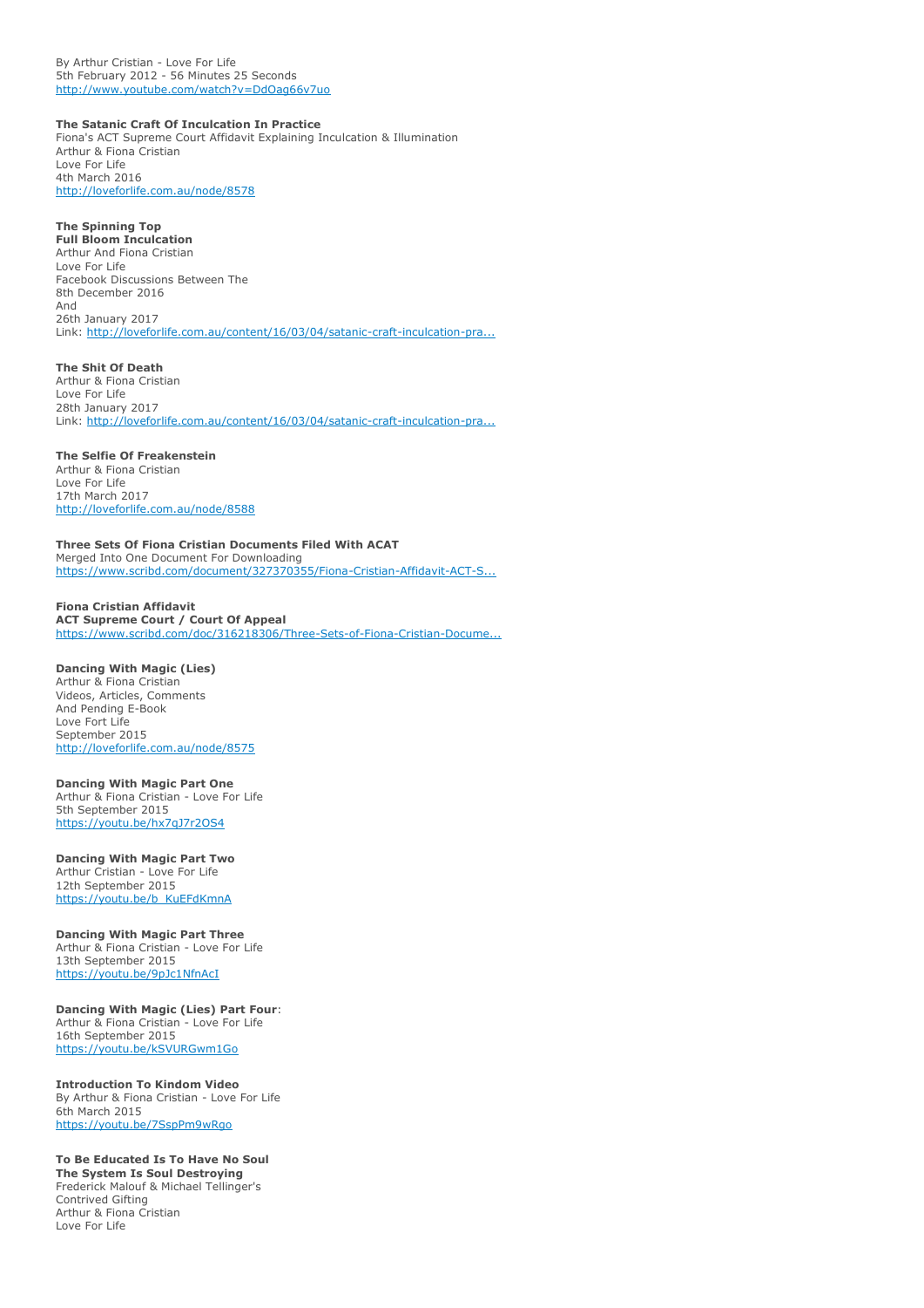By Arthur Cristian - Love For Life
5th February 2012 - 56 Minutes 25 Seconds
http://www.youtube.com/watch?v=DdOag66v7uo

**The Satanic Craft Of Inculcation In Practice**
Fiona's ACT Supreme Court Affidavit Explaining Inculcation & Illumination
Arthur & Fiona Cristian
Love For Life
4th March 2016
http://loveforlife.com.au/node/8578

**The Spinning Top**
**Full Bloom Inculcation**
Arthur And Fiona Cristian
Love For Life
Facebook Discussions Between The
8th December 2016
And
26th January 2017
Link: http://loveforlife.com.au/content/16/03/04/satanic-craft-inculcation-pra...

**The Shit Of Death**
Arthur & Fiona Cristian
Love For Life
28th January 2017
Link: http://loveforlife.com.au/content/16/03/04/satanic-craft-inculcation-pra...

**The Selfie Of Freakenstein**
Arthur & Fiona Cristian
Love For Life
17th March 2017
http://loveforlife.com.au/node/8588

**Three Sets Of Fiona Cristian Documents Filed With ACAT**
Merged Into One Document For Downloading
https://www.scribd.com/document/327370355/Fiona-Cristian-Affidavit-ACT-S...

**Fiona Cristian Affidavit**
**ACT Supreme Court / Court Of Appeal**
https://www.scribd.com/doc/316218306/Three-Sets-of-Fiona-Cristian-Docume...

**Dancing With Magic (Lies)**
Arthur & Fiona Cristian
Videos, Articles, Comments
And Pending E-Book
Love Fort Life
September 2015
http://loveforlife.com.au/node/8575

**Dancing With Magic Part One**
Arthur & Fiona Cristian - Love For Life
5th September 2015
https://youtu.be/hx7qJ7r2OS4

**Dancing With Magic Part Two**
Arthur Cristian - Love For Life
12th September 2015
https://youtu.be/b_KuEFdKmnA

**Dancing With Magic Part Three**
Arthur & Fiona Cristian - Love For Life
13th September 2015
https://youtu.be/9pJc1NfnAcI

**Dancing With Magic (Lies) Part Four**:
Arthur & Fiona Cristian - Love For Life
16th September 2015
https://youtu.be/kSVURGwm1Go

**Introduction To Kindom Video**
By Arthur & Fiona Cristian - Love For Life
6th March 2015
https://youtu.be/7SspPm9wRgo

**To Be Educated Is To Have No Soul**
**The System Is Soul Destroying**
Frederick Malouf & Michael Tellinger's
Contrived Gifting
Arthur & Fiona Cristian
Love For Life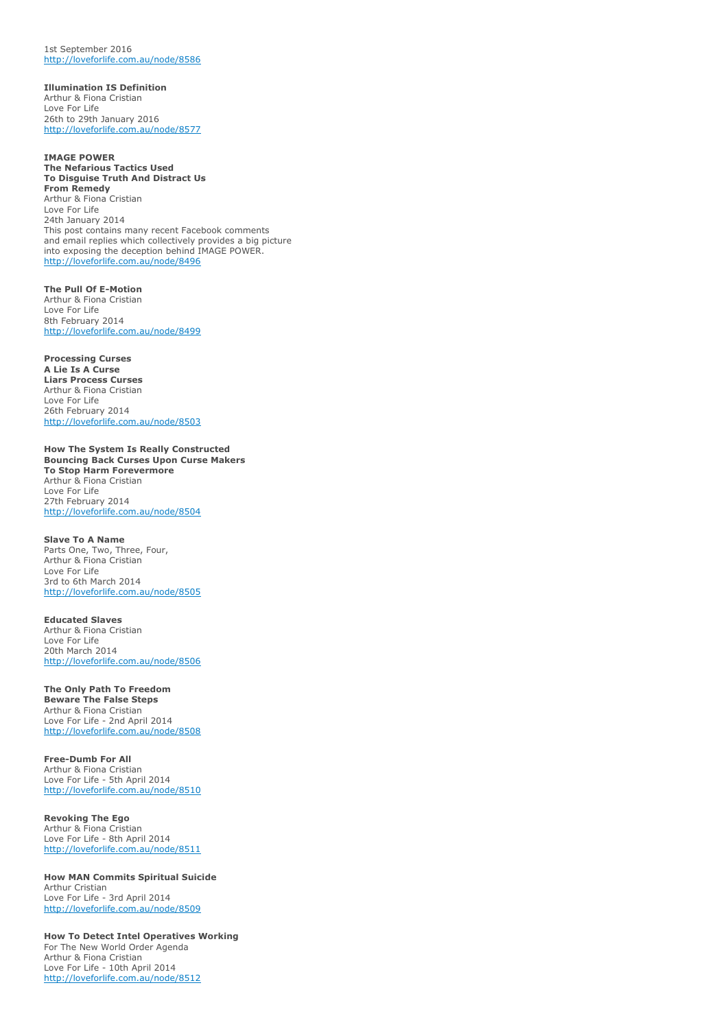1st September 2016
http://loveforlife.com.au/node/8586

**Illumination IS Definition**
Arthur & Fiona Cristian
Love For Life
26th to 29th January 2016
http://loveforlife.com.au/node/8577

**IMAGE POWER**
**The Nefarious Tactics Used**
**To Disguise Truth And Distract Us**
**From Remedy**
Arthur & Fiona Cristian
Love For Life
24th January 2014
This post contains many recent Facebook comments
and email replies which collectively provides a big picture
into exposing the deception behind IMAGE POWER.
http://loveforlife.com.au/node/8496

**The Pull Of E-Motion**
Arthur & Fiona Cristian
Love For Life
8th February 2014
http://loveforlife.com.au/node/8499

**Processing Curses**
**A Lie Is A Curse**
**Liars Process Curses**
Arthur & Fiona Cristian
Love For Life
26th February 2014
http://loveforlife.com.au/node/8503

**How The System Is Really Constructed**
**Bouncing Back Curses Upon Curse Makers**
**To Stop Harm Forevermore**
Arthur & Fiona Cristian
Love For Life
27th February 2014
http://loveforlife.com.au/node/8504

**Slave To A Name**
Parts One, Two, Three, Four,
Arthur & Fiona Cristian
Love For Life
3rd to 6th March 2014
http://loveforlife.com.au/node/8505

**Educated Slaves**
Arthur & Fiona Cristian
Love For Life
20th March 2014
http://loveforlife.com.au/node/8506

**The Only Path To Freedom**
**Beware The False Steps**
Arthur & Fiona Cristian
Love For Life - 2nd April 2014
http://loveforlife.com.au/node/8508

**Free-Dumb For All**
Arthur & Fiona Cristian
Love For Life - 5th April 2014
http://loveforlife.com.au/node/8510

**Revoking The Ego**
Arthur & Fiona Cristian
Love For Life - 8th April 2014
http://loveforlife.com.au/node/8511

**How MAN Commits Spiritual Suicide**
Arthur Cristian
Love For Life - 3rd April 2014
http://loveforlife.com.au/node/8509

**How To Detect Intel Operatives Working**
For The New World Order Agenda
Arthur & Fiona Cristian
Love For Life - 10th April 2014
http://loveforlife.com.au/node/8512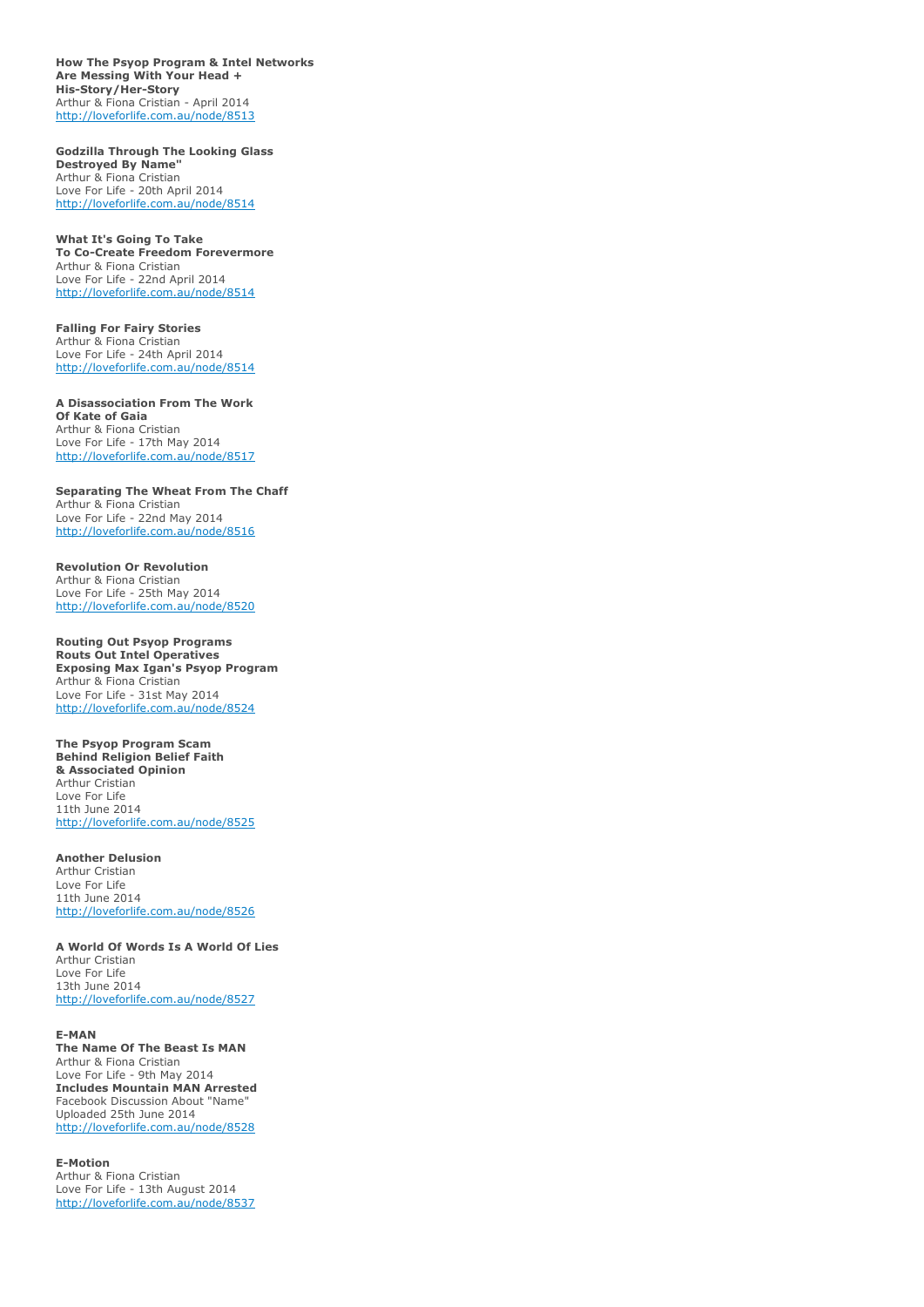**How The Psyop Program & Intel Networks**
**Are Messing With Your Head +**
**His-Story/Her-Story**
Arthur & Fiona Cristian - April 2014
http://loveforlife.com.au/node/8513

**Godzilla Through The Looking Glass**
**Destroyed By Name"**
Arthur & Fiona Cristian
Love For Life - 20th April 2014
http://loveforlife.com.au/node/8514

**What It's Going To Take**
**To Co-Create Freedom Forevermore**
Arthur & Fiona Cristian
Love For Life - 22nd April 2014
http://loveforlife.com.au/node/8514

**Falling For Fairy Stories**
Arthur & Fiona Cristian
Love For Life - 24th April 2014
http://loveforlife.com.au/node/8514

**A Disassociation From The Work**
**Of Kate of Gaia**
Arthur & Fiona Cristian
Love For Life - 17th May 2014
http://loveforlife.com.au/node/8517

**Separating The Wheat From The Chaff**
Arthur & Fiona Cristian
Love For Life - 22nd May 2014
http://loveforlife.com.au/node/8516

**Revolution Or Revolution**
Arthur & Fiona Cristian
Love For Life - 25th May 2014
http://loveforlife.com.au/node/8520

**Routing Out Psyop Programs**
**Routs Out Intel Operatives**
**Exposing Max Igan's Psyop Program**
Arthur & Fiona Cristian
Love For Life - 31st May 2014
http://loveforlife.com.au/node/8524

**The Psyop Program Scam**
**Behind Religion Belief Faith**
**& Associated Opinion**
Arthur Cristian
Love For Life
11th June 2014
http://loveforlife.com.au/node/8525

**Another Delusion**
Arthur Cristian
Love For Life
11th June 2014
http://loveforlife.com.au/node/8526

**A World Of Words Is A World Of Lies**
Arthur Cristian
Love For Life
13th June 2014
http://loveforlife.com.au/node/8527

**E-MAN**
**The Name Of The Beast Is MAN**
Arthur & Fiona Cristian
Love For Life - 9th May 2014
**Includes Mountain MAN Arrested**
Facebook Discussion About "Name"
Uploaded 25th June 2014
http://loveforlife.com.au/node/8528

**E-Motion**
Arthur & Fiona Cristian
Love For Life - 13th August 2014
http://loveforlife.com.au/node/8537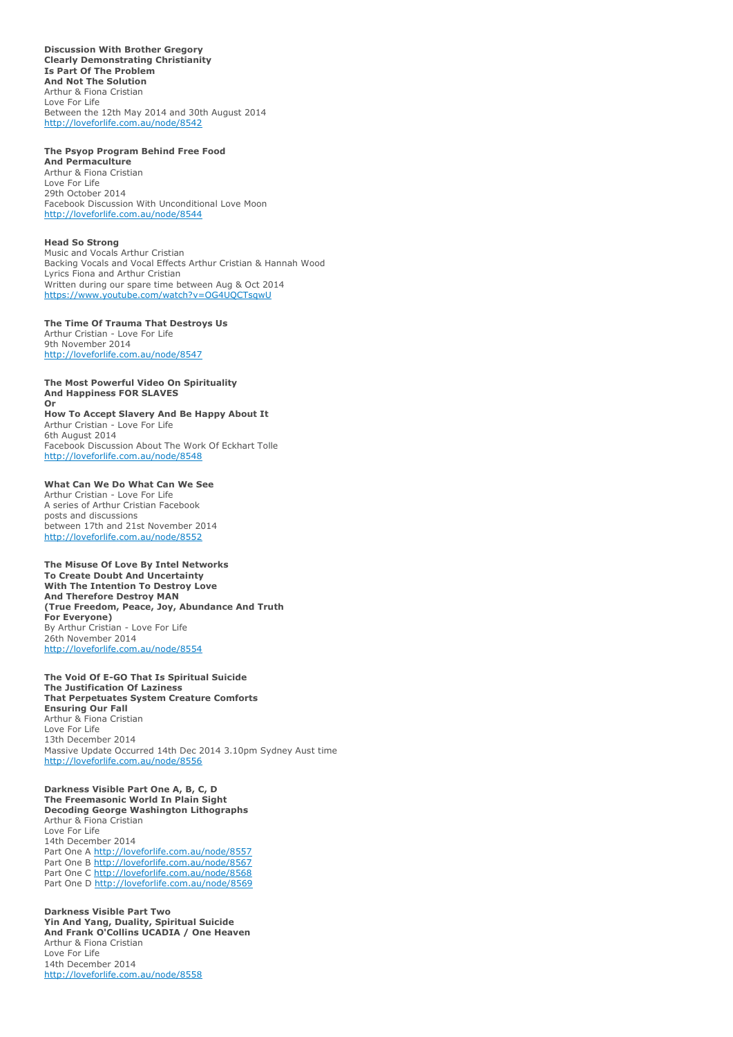**Discussion With Brother Gregory**
**Clearly Demonstrating Christianity**
**Is Part Of The Problem**
**And Not The Solution**
Arthur & Fiona Cristian
Love For Life
Between the 12th May 2014 and 30th August 2014
http://loveforlife.com.au/node/8542

**The Psyop Program Behind Free Food**
**And Permaculture**
Arthur & Fiona Cristian
Love For Life
29th October 2014
Facebook Discussion With Unconditional Love Moon
http://loveforlife.com.au/node/8544

**Head So Strong**
Music and Vocals Arthur Cristian
Backing Vocals and Vocal Effects Arthur Cristian & Hannah Wood
Lyrics Fiona and Arthur Cristian
Written during our spare time between Aug & Oct 2014
https://www.youtube.com/watch?v=OG4UQCTsqwU

**The Time Of Trauma That Destroys Us**
Arthur Cristian - Love For Life
9th November 2014
http://loveforlife.com.au/node/8547

**The Most Powerful Video On Spirituality**
**And Happiness FOR SLAVES**
**Or**
**How To Accept Slavery And Be Happy About It**
Arthur Cristian - Love For Life
6th August 2014
Facebook Discussion About The Work Of Eckhart Tolle
http://loveforlife.com.au/node/8548

**What Can We Do What Can We See**
Arthur Cristian - Love For Life
A series of Arthur Cristian Facebook
posts and discussions
between 17th and 21st November 2014
http://loveforlife.com.au/node/8552

**The Misuse Of Love By Intel Networks**
**To Create Doubt And Uncertainty**
**With The Intention To Destroy Love**
**And Therefore Destroy MAN**
**(True Freedom, Peace, Joy, Abundance And Truth**
**For Everyone)**
By Arthur Cristian - Love For Life
26th November 2014
http://loveforlife.com.au/node/8554

**The Void Of E-GO That Is Spiritual Suicide**
**The Justification Of Laziness**
**That Perpetuates System Creature Comforts**
**Ensuring Our Fall**
Arthur & Fiona Cristian
Love For Life
13th December 2014
Massive Update Occurred 14th Dec 2014 3.10pm Sydney Aust time
http://loveforlife.com.au/node/8556

**Darkness Visible Part One A, B, C, D**
**The Freemasonic World In Plain Sight**
**Decoding George Washington Lithographs**
Arthur & Fiona Cristian
Love For Life
14th December 2014
Part One A http://loveforlife.com.au/node/8557
Part One B http://loveforlife.com.au/node/8567
Part One C http://loveforlife.com.au/node/8568
Part One D http://loveforlife.com.au/node/8569

**Darkness Visible Part Two**
**Yin And Yang, Duality, Spiritual Suicide**
**And Frank O'Collins UCADIA / One Heaven**
Arthur & Fiona Cristian
Love For Life
14th December 2014
http://loveforlife.com.au/node/8558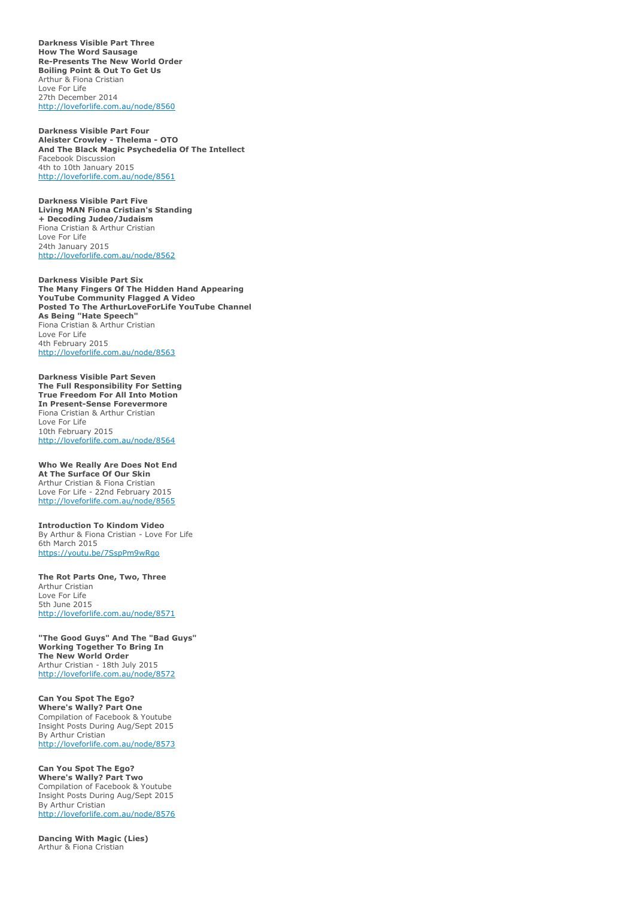**Darkness Visible Part Three**
**How The Word Sausage**
**Re-Presents The New World Order**
**Boiling Point & Out To Get Us**
Arthur & Fiona Cristian
Love For Life
27th December 2014
http://loveforlife.com.au/node/8560

**Darkness Visible Part Four**
**Aleister Crowley - Thelema - OTO**
**And The Black Magic Psychedelia Of The Intellect**
Facebook Discussion
4th to 10th January 2015
http://loveforlife.com.au/node/8561

**Darkness Visible Part Five**
**Living MAN Fiona Cristian's Standing**
**+ Decoding Judeo/Judaism**
Fiona Cristian & Arthur Cristian
Love For Life
24th January 2015
http://loveforlife.com.au/node/8562

**Darkness Visible Part Six**
**The Many Fingers Of The Hidden Hand Appearing**
**YouTube Community Flagged A Video**
**Posted To The ArthurLoveForLife YouTube Channel**
**As Being "Hate Speech"**
Fiona Cristian & Arthur Cristian
Love For Life
4th February 2015
http://loveforlife.com.au/node/8563

**Darkness Visible Part Seven**
**The Full Responsibility For Setting**
**True Freedom For All Into Motion**
**In Present-Sense Forevermore**
Fiona Cristian & Arthur Cristian
Love For Life
10th February 2015
http://loveforlife.com.au/node/8564

**Who We Really Are Does Not End**
**At The Surface Of Our Skin**
Arthur Cristian & Fiona Cristian
Love For Life - 22nd February 2015
http://loveforlife.com.au/node/8565

**Introduction To Kindom Video**
By Arthur & Fiona Cristian - Love For Life
6th March 2015
https://youtu.be/7SspPm9wRgo

**The Rot Parts One, Two, Three**
Arthur Cristian
Love For Life
5th June 2015
http://loveforlife.com.au/node/8571

**"The Good Guys" And The "Bad Guys"**
**Working Together To Bring In**
**The New World Order**
Arthur Cristian - 18th July 2015
http://loveforlife.com.au/node/8572

**Can You Spot The Ego?**
**Where's Wally? Part One**
Compilation of Facebook & Youtube
Insight Posts During Aug/Sept 2015
By Arthur Cristian
http://loveforlife.com.au/node/8573

**Can You Spot The Ego?**
**Where's Wally? Part Two**
Compilation of Facebook & Youtube
Insight Posts During Aug/Sept 2015
By Arthur Cristian
http://loveforlife.com.au/node/8576

**Dancing With Magic (Lies)**
Arthur & Fiona Cristian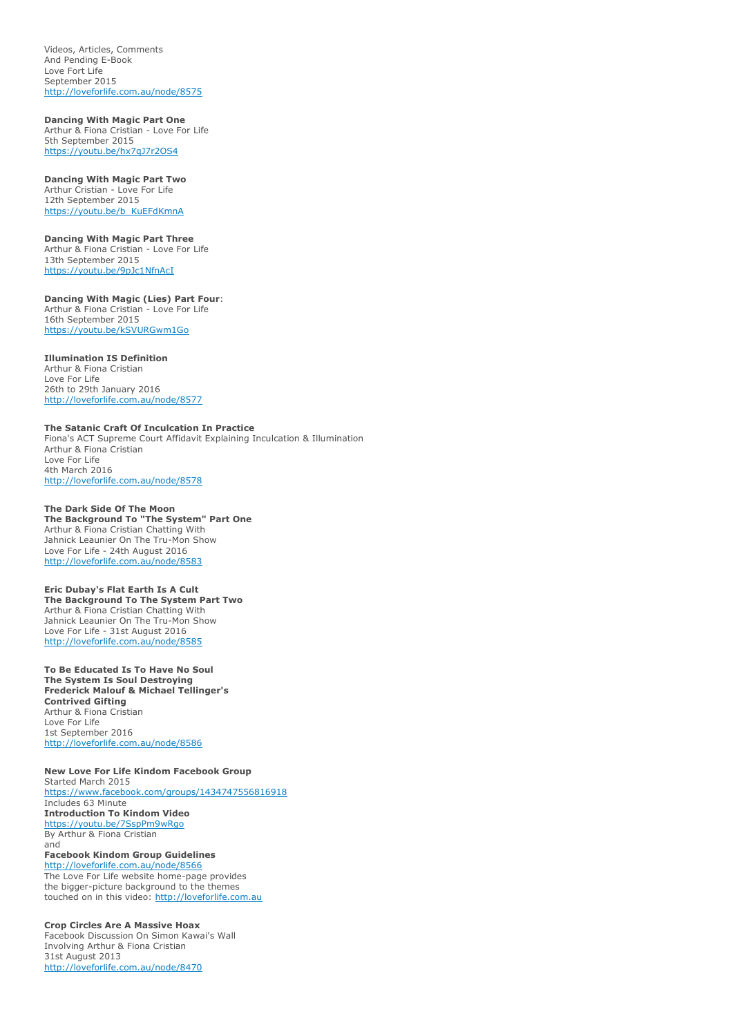Videos, Articles, Comments
And Pending E-Book
Love Fort Life
September 2015
http://loveforlife.com.au/node/8575

**Dancing With Magic Part One**
Arthur & Fiona Cristian - Love For Life
5th September 2015
https://youtu.be/hx7qJ7r2OS4

**Dancing With Magic Part Two**
Arthur Cristian - Love For Life
12th September 2015
https://youtu.be/b_KuEFdKmnA

**Dancing With Magic Part Three**
Arthur & Fiona Cristian - Love For Life
13th September 2015
https://youtu.be/9pJc1NfnAcI

**Dancing With Magic (Lies) Part Four**:
Arthur & Fiona Cristian - Love For Life
16th September 2015
https://youtu.be/kSVURGwm1Go

**Illumination IS Definition**
Arthur & Fiona Cristian
Love For Life
26th to 29th January 2016
http://loveforlife.com.au/node/8577

**The Satanic Craft Of Inculcation In Practice**
Fiona's ACT Supreme Court Affidavit Explaining Inculcation & Illumination
Arthur & Fiona Cristian
Love For Life
4th March 2016
http://loveforlife.com.au/node/8578

**The Dark Side Of The Moon**
**The Background To "The System" Part One**
Arthur & Fiona Cristian Chatting With
Jahnick Leaunier On The Tru-Mon Show
Love For Life - 24th August 2016
http://loveforlife.com.au/node/8583

**Eric Dubay's Flat Earth Is A Cult**
**The Background To The System Part Two**
Arthur & Fiona Cristian Chatting With
Jahnick Leaunier On The Tru-Mon Show
Love For Life - 31st August 2016
http://loveforlife.com.au/node/8585

**To Be Educated Is To Have No Soul**
**The System Is Soul Destroying**
**Frederick Malouf & Michael Tellinger's**
**Contrived Gifting**
Arthur & Fiona Cristian
Love For Life
1st September 2016
http://loveforlife.com.au/node/8586

**New Love For Life Kindom Facebook Group**
Started March 2015
https://www.facebook.com/groups/1434747556816918
Includes 63 Minute
**Introduction To Kindom Video**
https://youtu.be/7SspPm9wRgo
By Arthur & Fiona Cristian
and
**Facebook Kindom Group Guidelines**
http://loveforlife.com.au/node/8566
The Love For Life website home-page provides
the bigger-picture background to the themes
touched on in this video: http://loveforlife.com.au

**Crop Circles Are A Massive Hoax**
Facebook Discussion On Simon Kawai's Wall
Involving Arthur & Fiona Cristian
31st August 2013
http://loveforlife.com.au/node/8470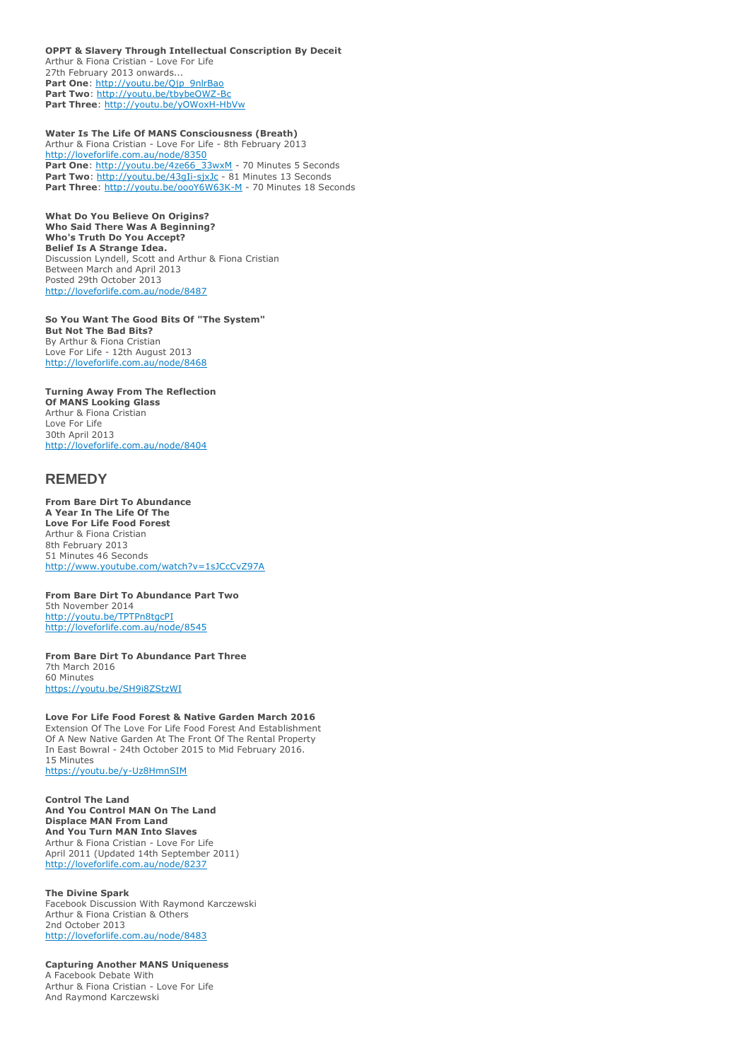**OPPT & Slavery Through Intellectual Conscription By Deceit**
Arthur & Fiona Cristian - Love For Life
27th February 2013 onwards...
**Part One**: http://youtu.be/Qjp_9nlrBao
**Part Two**: http://youtu.be/tbybeOWZ-Bc
**Part Three**: http://youtu.be/yOWoxH-HbVw

**Water Is The Life Of MANS Consciousness (Breath)**
Arthur & Fiona Cristian - Love For Life - 8th February 2013
http://loveforlife.com.au/node/8350
**Part One**: http://youtu.be/4ze66_33wxM - 70 Minutes 5 Seconds
**Part Two**: http://youtu.be/43gIi-sjxJc - 81 Minutes 13 Seconds
**Part Three**: http://youtu.be/oooY6W63K-M - 70 Minutes 18 Seconds

**What Do You Believe On Origins?**
**Who Said There Was A Beginning?**
**Who's Truth Do You Accept?**
**Belief Is A Strange Idea.**
Discussion Lyndell, Scott and Arthur & Fiona Cristian
Between March and April 2013
Posted 29th October 2013
http://loveforlife.com.au/node/8487

**So You Want The Good Bits Of "The System"**
**But Not The Bad Bits?**
By Arthur & Fiona Cristian
Love For Life - 12th August 2013
http://loveforlife.com.au/node/8468

**Turning Away From The Reflection**
**Of MANS Looking Glass**
Arthur & Fiona Cristian
Love For Life
30th April 2013
http://loveforlife.com.au/node/8404

## REMEDY

**From Bare Dirt To Abundance**
**A Year In The Life Of The**
**Love For Life Food Forest**
Arthur & Fiona Cristian
8th February 2013
51 Minutes 46 Seconds
http://www.youtube.com/watch?v=1sJCcCvZ97A

**From Bare Dirt To Abundance Part Two**
5th November 2014
http://youtu.be/TPTPn8tgcPI
http://loveforlife.com.au/node/8545

**From Bare Dirt To Abundance Part Three**
7th March 2016
60 Minutes
https://youtu.be/SH9i8ZStzWI

**Love For Life Food Forest & Native Garden March 2016**
Extension Of The Love For Life Food Forest And Establishment
Of A New Native Garden At The Front Of The Rental Property
In East Bowral - 24th October 2015 to Mid February 2016.
15 Minutes
https://youtu.be/y-Uz8HmnSIM

**Control The Land**
**And You Control MAN On The Land**
**Displace MAN From Land**
**And You Turn MAN Into Slaves**
Arthur & Fiona Cristian - Love For Life
April 2011 (Updated 14th September 2011)
http://loveforlife.com.au/node/8237

**The Divine Spark**
Facebook Discussion With Raymond Karczewski
Arthur & Fiona Cristian & Others
2nd October 2013
http://loveforlife.com.au/node/8483

**Capturing Another MANS Uniqueness**
A Facebook Debate With
Arthur & Fiona Cristian - Love For Life
And Raymond Karczewski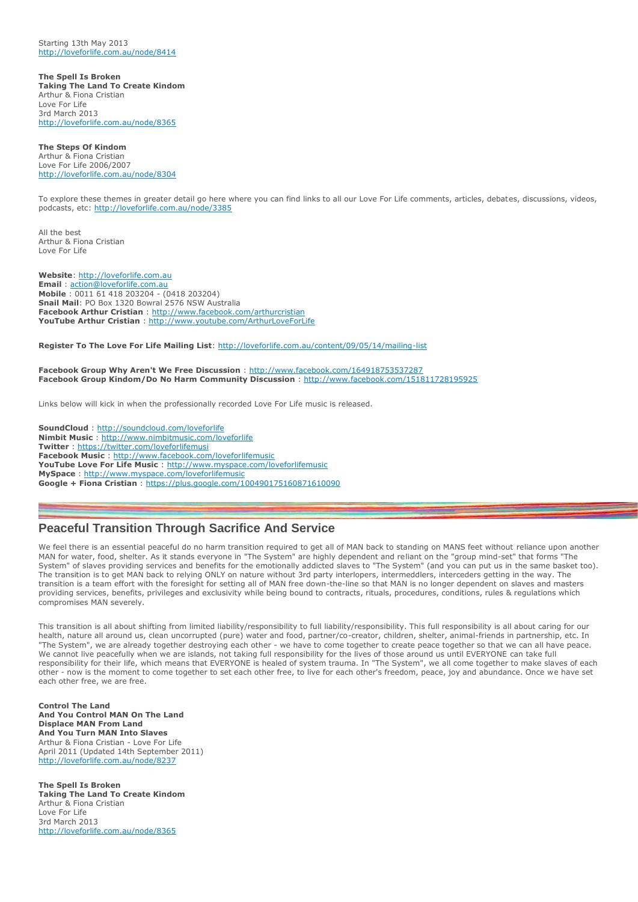Starting 13th May 2013
http://loveforlife.com.au/node/8414

**The Spell Is Broken**
**Taking The Land To Create Kindom**
Arthur & Fiona Cristian
Love For Life
3rd March 2013
http://loveforlife.com.au/node/8365

**The Steps Of Kindom**
Arthur & Fiona Cristian
Love For Life 2006/2007
http://loveforlife.com.au/node/8304

To explore these themes in greater detail go here where you can find links to all our Love For Life comments, articles, debates, discussions, videos, podcasts, etc: http://loveforlife.com.au/node/3385

All the best
Arthur & Fiona Cristian
Love For Life

**Website**: http://loveforlife.com.au
**Email** : action@loveforlife.com.au
**Mobile** : 0011 61 418 203204 - (0418 203204)
**Snail Mail**: PO Box 1320 Bowral 2576 NSW Australia
**Facebook Arthur Cristian** : http://www.facebook.com/arthurcristian
**YouTube Arthur Cristian** : http://www.youtube.com/ArthurLoveForLife

**Register To The Love For Life Mailing List**: http://loveforlife.com.au/content/09/05/14/mailing-list

**Facebook Group Why Aren't We Free Discussion** : http://www.facebook.com/164918753537287
**Facebook Group Kindom/Do No Harm Community Discussion** : http://www.facebook.com/151811728195925

Links below will kick in when the professionally recorded Love For Life music is released.

**SoundCloud** : http://soundcloud.com/loveforlife
**Nimbit Music** : http://www.nimbitmusic.com/loveforlife
**Twitter** : https://twitter.com/loveforlifemusi
**Facebook Music** : http://www.facebook.com/loveforlifemusic
**YouTube Love For Life Music** : http://www.myspace.com/loveforlifemusic
**MySpace** : http://www.myspace.com/loveforlifemusic
**Google + Fiona Cristian** : https://plus.google.com/100490175160871610090

---

## Peaceful Transition Through Sacrifice And Service

We feel there is an essential peaceful do no harm transition required to get all of MAN back to standing on MANS feet without reliance upon another MAN for water, food, shelter. As it stands everyone in "The System" are highly dependent and reliant on the "group mind-set" that forms "The System" of slaves providing services and benefits for the emotionally addicted slaves to "The System" (and you can put us in the same basket too). The transition is to get MAN back to relying ONLY on nature without 3rd party interlopers, intermeddlers, interceders getting in the way. The transition is a team effort with the foresight for setting all of MAN free down-the-line so that MAN is no longer dependent on slaves and masters providing services, benefits, privileges and exclusivity while being bound to contracts, rituals, procedures, conditions, rules & regulations which compromises MAN severely.

This transition is all about shifting from limited liability/responsibility to full liability/responsibility. This full responsibility is all about caring for our health, nature all around us, clean uncorrupted (pure) water and food, partner/co-creator, children, shelter, animal-friends in partnership, etc. In "The System", we are already together destroying each other - we have to come together to create peace together so that we can all have peace. We cannot live peacefully when we are islands, not taking full responsibility for the lives of those around us until EVERYONE can take full responsibility for their life, which means that EVERYONE is healed of system trauma. In "The System", we all come together to make slaves of each other - now is the moment to come together to set each other free, to live for each other's freedom, peace, joy and abundance. Once we have set each other free, we are free.

**Control The Land**
**And You Control MAN On The Land**
**Displace MAN From Land**
**And You Turn MAN Into Slaves**
Arthur & Fiona Cristian - Love For Life
April 2011 (Updated 14th September 2011)
http://loveforlife.com.au/node/8237

**The Spell Is Broken**
**Taking The Land To Create Kindom**
Arthur & Fiona Cristian
Love For Life
3rd March 2013
http://loveforlife.com.au/node/8365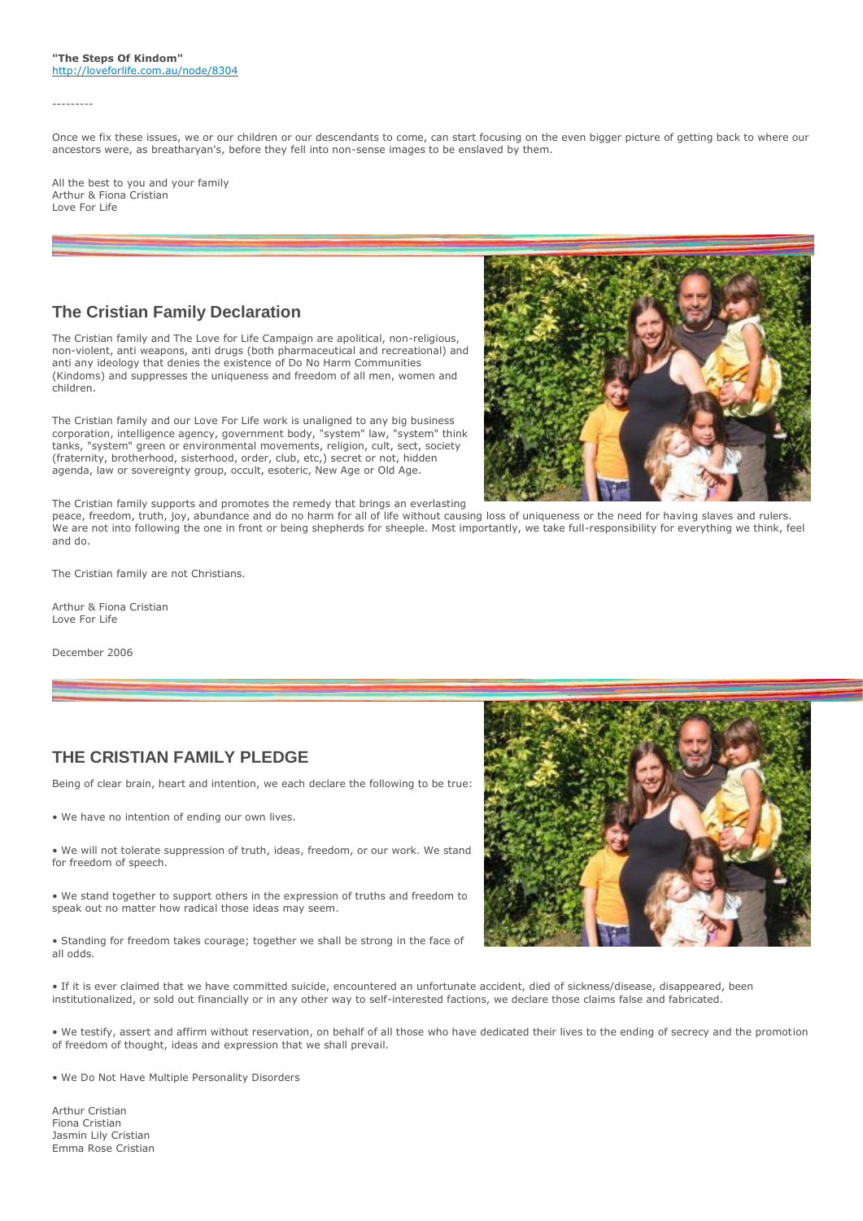**"The Steps Of Kindom"**
http://loveforlife.com.au/node/8304

---------

Once we fix these issues, we or our children or our descendants to come, can start focusing on the even bigger picture of getting back to where our ancestors were, as breatharyan's, before they fell into non-sense images to be enslaved by them.

All the best to you and your family
Arthur & Fiona Cristian
Love For Life

## The Cristian Family Declaration

The Cristian family and The Love for Life Campaign are apolitical, non-religious, non-violent, anti weapons, anti drugs (both pharmaceutical and recreational) and anti any ideology that denies the existence of Do No Harm Communities (Kindoms) and suppresses the uniqueness and freedom of all men, women and children.

The Cristian family and our Love For Life work is unaligned to any big business corporation, intelligence agency, government body, "system" law, "system" think tanks, "system" green or environmental movements, religion, cult, sect, society (fraternity, brotherhood, sisterhood, order, club, etc,) secret or not, hidden agenda, law or sovereignty group, occult, esoteric, New Age or Old Age.

The Cristian family supports and promotes the remedy that brings an everlasting peace, freedom, truth, joy, abundance and do no harm for all of life without causing loss of uniqueness or the need for having slaves and rulers. We are not into following the one in front or being shepherds for sheeple. Most importantly, we take full-responsibility for everything we think, feel and do.

The Cristian family are not Christians.

Arthur & Fiona Cristian
Love For Life

December 2006

## THE CRISTIAN FAMILY PLEDGE

Being of clear brain, heart and intention, we each declare the following to be true:

• We have no intention of ending our own lives.

• We will not tolerate suppression of truth, ideas, freedom, or our work. We stand for freedom of speech.

• We stand together to support others in the expression of truths and freedom to speak out no matter how radical those ideas may seem.

• Standing for freedom takes courage; together we shall be strong in the face of all odds.

• If it is ever claimed that we have committed suicide, encountered an unfortunate accident, died of sickness/disease, disappeared, been institutionalized, or sold out financially or in any other way to self-interested factions, we declare those claims false and fabricated.

• We testify, assert and affirm without reservation, on behalf of all those who have dedicated their lives to the ending of secrecy and the promotion of freedom of thought, ideas and expression that we shall prevail.

• We Do Not Have Multiple Personality Disorders

Arthur Cristian
Fiona Cristian
Jasmin Lily Cristian
Emma Rose Cristian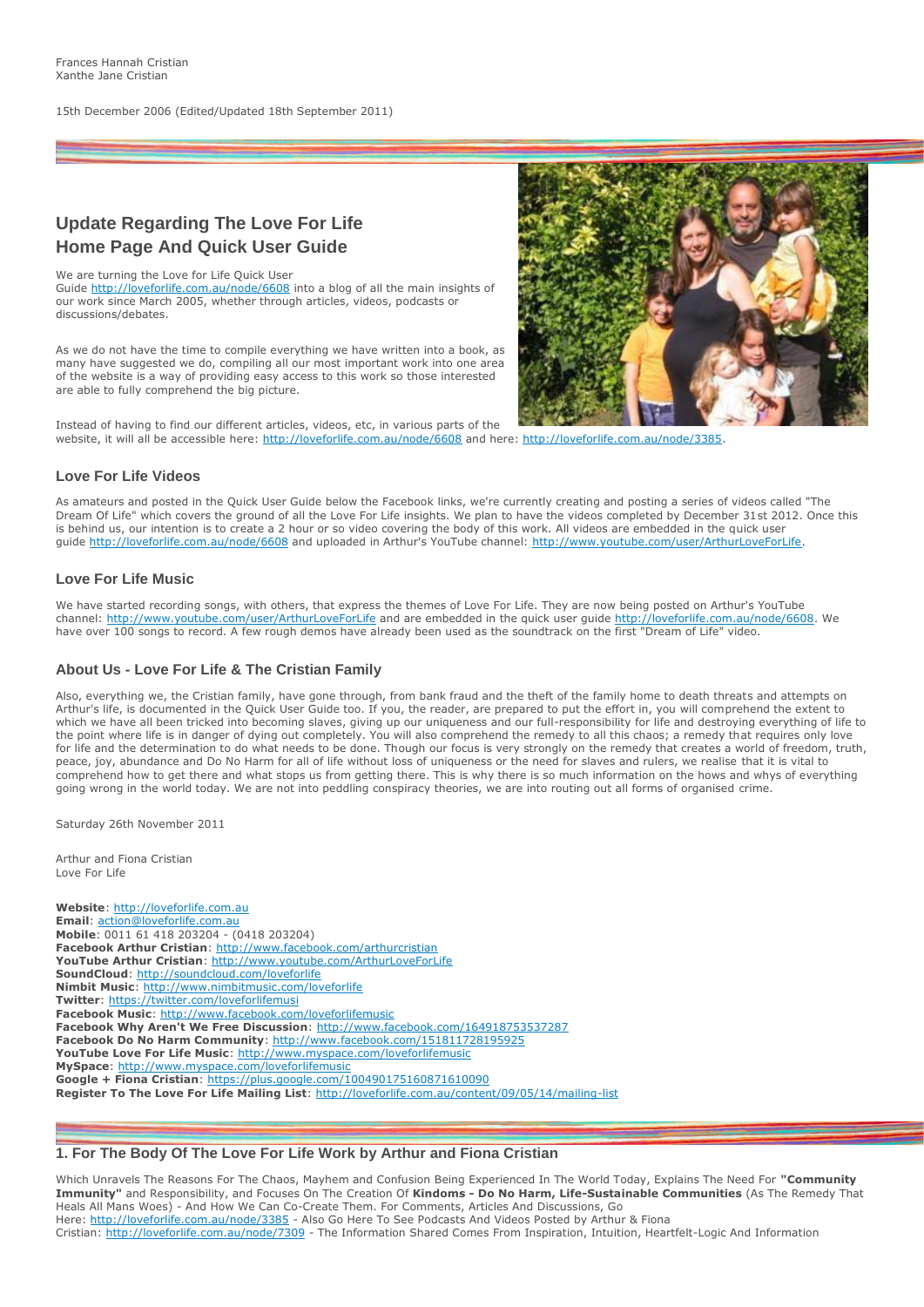Frances Hannah Cristian
Xanthe Jane Cristian

15th December 2006 (Edited/Updated 18th September 2011)

## Update Regarding The Love For Life Home Page And Quick User Guide

We are turning the Love for Life Quick User Guide http://loveforlife.com.au/node/6608 into a blog of all the main insights of our work since March 2005, whether through articles, videos, podcasts or discussions/debates.

As we do not have the time to compile everything we have written into a book, as many have suggested we do, compiling all our most important work into one area of the website is a way of providing easy access to this work so those interested are able to fully comprehend the big picture.

Instead of having to find our different articles, videos, etc, in various parts of the website, it will all be accessible here: http://loveforlife.com.au/node/6608 and here: http://loveforlife.com.au/node/3385.

### Love For Life Videos

As amateurs and posted in the Quick User Guide below the Facebook links, we're currently creating and posting a series of videos called "The Dream Of Life" which covers the ground of all the Love For Life insights. We plan to have the videos completed by December 31st 2012. Once this is behind us, our intention is to create a 2 hour or so video covering the body of this work. All videos are embedded in the quick user guide http://loveforlife.com.au/node/6608 and uploaded in Arthur's YouTube channel: http://www.youtube.com/user/ArthurLoveForLife.

### Love For Life Music

We have started recording songs, with others, that express the themes of Love For Life. They are now being posted on Arthur's YouTube channel: http://www.youtube.com/user/ArthurLoveForLife and are embedded in the quick user guide http://loveforlife.com.au/node/6608. We have over 100 songs to record. A few rough demos have already been used as the soundtrack on the first "Dream of Life" video.

### About Us - Love For Life & The Cristian Family

Also, everything we, the Cristian family, have gone through, from bank fraud and the theft of the family home to death threats and attempts on Arthur's life, is documented in the Quick User Guide too. If you, the reader, are prepared to put the effort in, you will comprehend the extent to which we have all been tricked into becoming slaves, giving up our uniqueness and our full-responsibility for life and destroying everything of life to the point where life is in danger of dying out completely. You will also comprehend the remedy to all this chaos; a remedy that requires only love for life and the determination to do what needs to be done. Though our focus is very strongly on the remedy that creates a world of freedom, truth, peace, joy, abundance and Do No Harm for all of life without loss of uniqueness or the need for slaves and rulers, we realise that it is vital to comprehend how to get there and what stops us from getting there. This is why there is so much information on the hows and whys of everything going wrong in the world today. We are not into peddling conspiracy theories, we are into routing out all forms of organised crime.

Saturday 26th November 2011

Arthur and Fiona Cristian
Love For Life

**Website**: http://loveforlife.com.au
**Email**: action@loveforlife.com.au
**Mobile**: 0011 61 418 203204 - (0418 203204)
**Facebook Arthur Cristian**: http://www.facebook.com/arthurcristian
**YouTube Arthur Cristian**: http://www.youtube.com/user/ArthurLoveForLife
**SoundCloud**: http://soundcloud.com/loveforlife
**Nimbit Music**: http://www.nimbitmusic.com/loveforlife
**Twitter**: https://twitter.com/loveforlifemusi
**Facebook Music**: http://www.facebook.com/loveforlifemusic
**Facebook Why Aren't We Free Discussion**: http://www.facebook.com/164918753537287
**Facebook Do No Harm Community**: http://www.facebook.com/151811728195925
**YouTube Love For Life Music**: http://www.youtube.com/loveforlifemusic
**MySpace**: http://www.myspace.com/loveforlifemusic
**Google + Fiona Cristian**: https://plus.google.com/100490175160871610090
**Register To The Love For Life Mailing List**: http://loveforlife.com.au/content/09/05/14/mailing-list

### 1. For The Body Of The Love For Life Work by Arthur and Fiona Cristian

Which Unravels The Reasons For The Chaos, Mayhem and Confusion Being Experienced In The World Today, Explains The Need For **"Community Immunity"** and Responsibility, and Focuses On The Creation Of **Kindoms - Do No Harm, Life-Sustainable Communities** (As The Remedy That Heals All Mans Woes) - And How We Can Co-Create Them. For Comments, Articles And Discussions, Go Here: http://loveforlife.com.au/node/3385 - Also Go Here To See Podcasts And Videos Posted by Arthur & Fiona Cristian: http://loveforlife.com.au/node/7309 - The Information Shared Comes From Inspiration, Intuition, Heartfelt-Logic And Information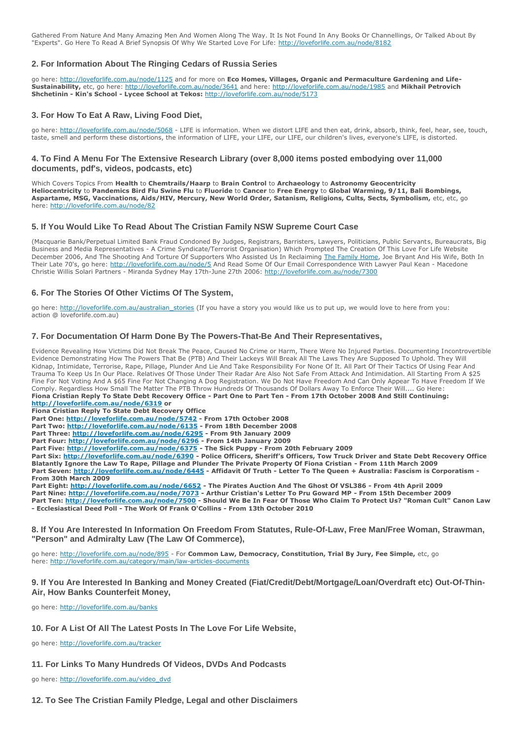Gathered From Nature And Many Amazing Men And Women Along The Way. It Is Not Found In Any Books Or Channellings, Or Talked About By "Experts". Go Here To Read A Brief Synopsis Of Why We Started Love For Life: http://loveforlife.com.au/node/8182

### 2. For Information About The Ringing Cedars of Russia Series

go here: http://loveforlife.com.au/node/1125 and for more on **Eco Homes, Villages, Organic and Permaculture Gardening and Life-Sustainability,** etc, go here: http://loveforlife.com.au/node/3641 and here: http://loveforlife.com.au/node/1985 and **Mikhail Petrovich Shchetinin - Kin's School - Lycee School at Tekos:** http://loveforlife.com.au/node/5173

### 3. For How To Eat A Raw, Living Food Diet,

go here: http://loveforlife.com.au/node/5068 - LIFE is information. When we distort LIFE and then eat, drink, absorb, think, feel, hear, see, touch, taste, smell and perform these distortions, the information of LIFE, your LIFE, our LIFE, our children's lives, everyone's LIFE, is distorted.

### 4. To Find A Menu For The Extensive Research Library (over 8,000 items posted embodying over 11,000 documents, pdf's, videos, podcasts, etc)

Which Covers Topics From **Health** to **Chemtrails/Haarp** to **Brain Control** to **Archaeology** to **Astronomy Geocentricity Heliocentricity** to **Pandemics Bird Flu Swine Flu** to **Fluoride** to **Cancer** to **Free Energy** to **Global Warming, 9/11, Bali Bombings, Aspartame, MSG, Vaccinations, Aids/HIV, Mercury, New World Order, Satanism, Religions, Cults, Sects, Symbolism,** etc, etc, go here: http://loveforlife.com.au/node/82

### 5. If You Would Like To Read About The Cristian Family NSW Supreme Court Case

(Macquarie Bank/Perpetual Limited Bank Fraud Condoned By Judges, Registrars, Barristers, Lawyers, Politicians, Public Servants, Bureaucrats, Big Business and Media Representatives - A Crime Syndicate/Terrorist Organisation) Which Prompted The Creation Of This Love For Life Website December 2006, And The Shooting And Torture Of Supporters Who Assisted Us In Reclaiming The Family Home, Joe Bryant And His Wife, Both In Their Late 70's, go here: http://loveforlife.com.au/node/5 And Read Some Of Our Email Correspondence With Lawyer Paul Kean - Macedone Christie Willis Solari Partners - Miranda Sydney May 17th-June 27th 2006: http://loveforlife.com.au/node/7300

### 6. For The Stories Of Other Victims Of The System,

go here: http://loveforlife.com.au/australian_stories (If you have a story you would like us to put up, we would love to here from you: action @ loveforlife.com.au)

### 7. For Documentation Of Harm Done By The Powers-That-Be And Their Representatives,

Evidence Revealing How Victims Did Not Break The Peace, Caused No Crime or Harm, There Were No Injured Parties. Documenting Incontrovertible Evidence Demonstrating How The Powers That Be (PTB) And Their Lackeys Will Break All The Laws They Are Supposed To Uphold. They Will Kidnap, Intimidate, Terrorise, Rape, Pillage, Plunder And Lie And Take Responsibility For None Of It. All Part Of Their Tactics Of Using Fear And Trauma To Keep Us In Our Place. Relatives Of Those Under Their Radar Are Also Not Safe From Attack And Intimidation. All Starting From A $25 Fine For Not Voting And A $65 Fine For Not Changing A Dog Registration. We Do Not Have Freedom And Can Only Appear To Have Freedom If We Comply. Regardless How Small The Matter The PTB Throw Hundreds Of Thousands Of Dollars Away To Enforce Their Will.... Go Here:
**Fiona Cristian Reply To State Debt Recovery Office - Part One to Part Ten - From 17th October 2008 And Still Continuing: http://loveforlife.com.au/node/6319 or**
**Fiona Cristian Reply To State Debt Recovery Office**
**Part One: http://loveforlife.com.au/node/5742 - From 17th October 2008**
**Part Two: http://loveforlife.com.au/node/6135 - From 18th December 2008**
**Part Three: http://loveforlife.com.au/node/6295 - From 9th January 2009**
**Part Four: http://loveforlife.com.au/node/6296 - From 14th January 2009**
**Part Five: http://loveforlife.com.au/node/6375 - The Sick Puppy - From 20th February 2009**
**Part Six: http://loveforlife.com.au/node/6390 - Police Officers, Sheriff's Officers, Tow Truck Driver and State Debt Recovery Office Blatantly Ignore the Law To Rape, Pillage and Plunder The Private Property Of Fiona Cristian - From 11th March 2009**
**Part Seven: http://loveforlife.com.au/node/6445 - Affidavit Of Truth - Letter To The Queen + Australia: Fascism is Corporatism - From 30th March 2009**
**Part Eight: http://loveforlife.com.au/node/6652 - The Pirates Auction And The Ghost Of VSL386 - From 4th April 2009**
**Part Nine: http://loveforlife.com.au/node/7073 - Arthur Cristian's Letter To Pru Goward MP - From 15th December 2009**
**Part Ten: http://loveforlife.com.au/node/7500 - Should We Be In Fear Of Those Who Claim To Protect Us? "Roman Cult" Canon Law - Ecclesiastical Deed Poll - The Work Of Frank O'Collins - From 13th October 2010**

### 8. If You Are Interested In Information On Freedom From Statutes, Rule-Of-Law, Free Man/Free Woman, Strawman, "Person" and Admiralty Law (The Law Of Commerce),

go here: http://loveforlife.com.au/node/895 - For **Common Law, Democracy, Constitution, Trial By Jury, Fee Simple,** etc, go here: http://loveforlife.com.au/category/main/law-articles-documents

### 9. If You Are Interested In Banking and Money Created (Fiat/Credit/Debt/Mortgage/Loan/Overdraft etc) Out-Of-Thin-Air, How Banks Counterfeit Money,

go here: http://loveforlife.com.au/banks

### 10. For A List Of All The Latest Posts In The Love For Life Website,

go here: http://loveforlife.com.au/tracker

### 11. For Links To Many Hundreds Of Videos, DVDs And Podcasts

go here: http://loveforlife.com.au/video_dvd

### 12. To See The Cristian Family Pledge, Legal and other Disclaimers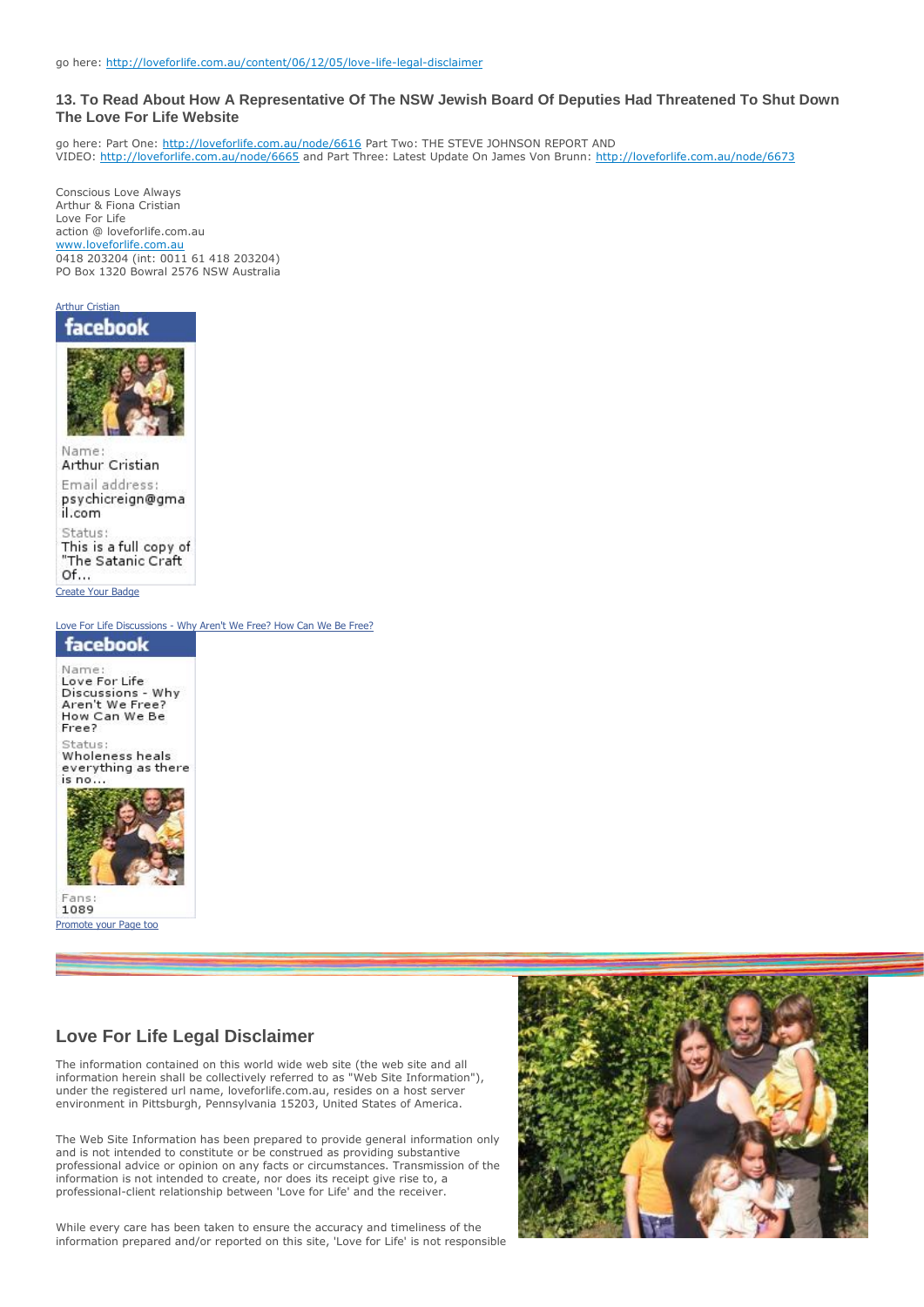go here: http://loveforlife.com.au/content/06/12/05/love-life-legal-disclaimer

### 13. To Read About How A Representative Of The NSW Jewish Board Of Deputies Had Threatened To Shut Down The Love For Life Website

go here: Part One: http://loveforlife.com.au/node/6616 Part Two: THE STEVE JOHNSON REPORT AND VIDEO: http://loveforlife.com.au/node/6665 and Part Three: Latest Update On James Von Brunn: http://loveforlife.com.au/node/6673

Conscious Love Always
Arthur & Fiona Cristian
Love For Life
action @ loveforlife.com.au
www.loveforlife.com.au
0418 203204 (int: 0011 61 418 203204)
PO Box 1320 Bowral 2576 NSW Australia

Arthur Cristian

facebook

Name:
Arthur Cristian

Email address:
psychicreign@gmail.com

Status:
This is a full copy of "The Satanic Craft Of...

Create Your Badge

Love For Life Discussions - Why Aren't We Free? How Can We Be Free?

facebook

Name:
Love For Life Discussions - Why Aren't We Free? How Can We Be Free?

Status:
Wholeness heals everything as there is no...

Fans:
1089

Promote your Page too

## Love For Life Legal Disclaimer

The information contained on this world wide web site (the web site and all information herein shall be collectively referred to as "Web Site Information"), under the registered url name, loveforlife.com.au, resides on a host server environment in Pittsburgh, Pennsylvania 15203, United States of America.

The Web Site Information has been prepared to provide general information only and is not intended to constitute or be construed as providing substantive professional advice or opinion on any facts or circumstances. Transmission of the information is not intended to create, nor does its receipt give rise to, a professional-client relationship between 'Love for Life' and the receiver.

While every care has been taken to ensure the accuracy and timeliness of the information prepared and/or reported on this site, 'Love for Life' is not responsible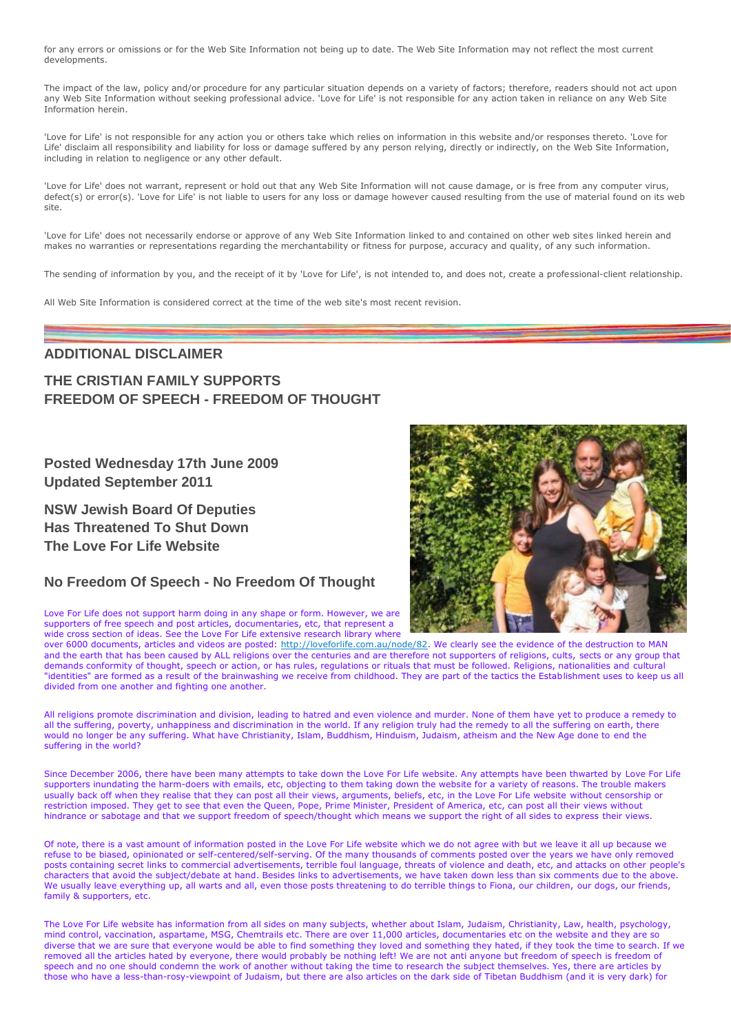for any errors or omissions or for the Web Site Information not being up to date. The Web Site Information may not reflect the most current developments.

The impact of the law, policy and/or procedure for any particular situation depends on a variety of factors; therefore, readers should not act upon any Web Site Information without seeking professional advice. 'Love for Life' is not responsible for any action taken in reliance on any Web Site Information herein.

'Love for Life' is not responsible for any action you or others take which relies on information in this website and/or responses thereto. 'Love for Life' disclaim all responsibility and liability for loss or damage suffered by any person relying, directly or indirectly, on the Web Site Information, including in relation to negligence or any other default.

'Love for Life' does not warrant, represent or hold out that any Web Site Information will not cause damage, or is free from any computer virus, defect(s) or error(s). 'Love for Life' is not liable to users for any loss or damage however caused resulting from the use of material found on its web site.

'Love for Life' does not necessarily endorse or approve of any Web Site Information linked to and contained on other web sites linked herein and makes no warranties or representations regarding the merchantability or fitness for purpose, accuracy and quality, of any such information.

The sending of information by you, and the receipt of it by 'Love for Life', is not intended to, and does not, create a professional-client relationship.

All Web Site Information is considered correct at the time of the web site's most recent revision.

---

## ADDITIONAL DISCLAIMER

## THE CRISTIAN FAMILY SUPPORTS FREEDOM OF SPEECH - FREEDOM OF THOUGHT

### Posted Wednesday 17th June 2009
### Updated September 2011

### NSW Jewish Board Of Deputies Has Threatened To Shut Down The Love For Life Website

### No Freedom Of Speech - No Freedom Of Thought

Love For Life does not support harm doing in any shape or form. However, we are supporters of free speech and post articles, documentaries, etc, that represent a wide cross section of ideas. See the Love For Life extensive research library where over 6000 documents, articles and videos are posted: http://loveforlife.com.au/node/82. We clearly see the evidence of the destruction to MAN and the earth that has been caused by ALL religions over the centuries and are therefore not supporters of religions, cults, sects or any group that demands conformity of thought, speech or action, or has rules, regulations or rituals that must be followed. Religions, nationalities and cultural "identities" are formed as a result of the brainwashing we receive from childhood. They are part of the tactics the Establishment uses to keep us all divided from one another and fighting one another.

All religions promote discrimination and division, leading to hatred and even violence and murder. None of them have yet to produce a remedy to all the suffering, poverty, unhappiness and discrimination in the world. If any religion truly had the remedy to all the suffering on earth, there would no longer be any suffering. What have Christianity, Islam, Buddhism, Hinduism, Judaism, atheism and the New Age done to end the suffering in the world?

Since December 2006, there have been many attempts to take down the Love For Life website. Any attempts have been thwarted by Love For Life supporters inundating the harm-doers with emails, etc, objecting to them taking down the website for a variety of reasons. The trouble makers usually back off when they realise that they can post all their views, arguments, beliefs, etc, in the Love For Life website without censorship or restriction imposed. They get to see that even the Queen, Pope, Prime Minister, President of America, etc, can post all their views without hindrance or sabotage and that we support freedom of speech/thought which means we support the right of all sides to express their views.

Of note, there is a vast amount of information posted in the Love For Life website which we do not agree with but we leave it all up because we refuse to be biased, opinionated or self-centered/self-serving. Of the many thousands of comments posted over the years we have only removed posts containing secret links to commercial advertisements, terrible foul language, threats of violence and death, etc, and attacks on other people's characters that avoid the subject/debate at hand. Besides links to advertisements, we have taken down less than six comments due to the above. We usually leave everything up, all warts and all, even those posts threatening to do terrible things to Fiona, our children, our dogs, our friends, family & supporters, etc.

The Love For Life website has information from all sides on many subjects, whether about Islam, Judaism, Christianity, Law, health, psychology, mind control, vaccination, aspartame, MSG, Chemtrails etc. There are over 11,000 articles, documentaries etc on the website and they are so diverse that we are sure that everyone would be able to find something they loved and something they hated, if they took the time to search. If we removed all the articles hated by everyone, there would probably be nothing left! We are not anti anyone but freedom of speech is freedom of speech and no one should condemn the work of another without taking the time to research the subject themselves. Yes, there are articles by those who have a less-than-rosy-viewpoint of Judaism, but there are also articles on the dark side of Tibetan Buddhism (and it is very dark) for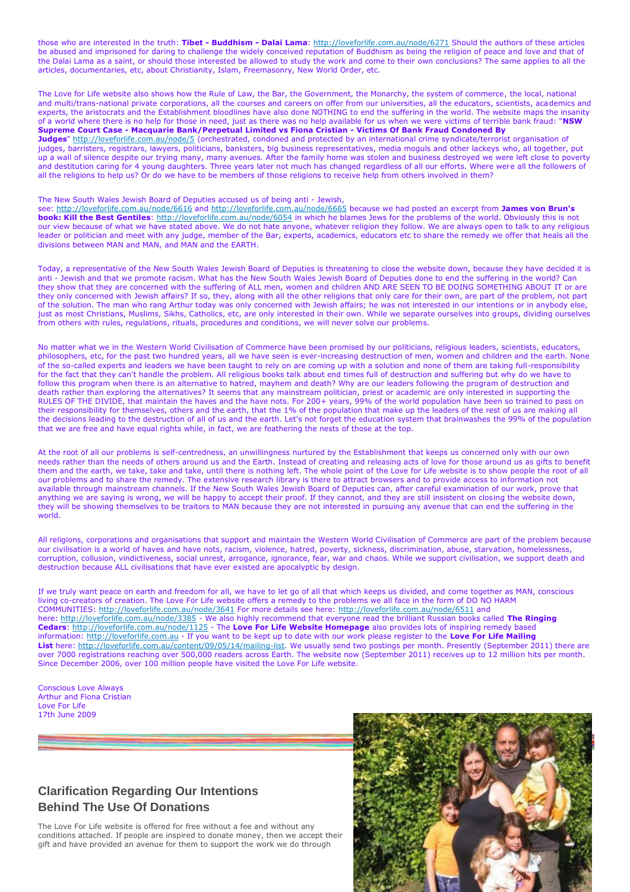those who are interested in the truth: **Tibet - Buddhism - Dalai Lama**: http://loveforlife.com.au/node/6271 Should the authors of these articles be abused and imprisoned for daring to challenge the widely conceived reputation of Buddhism as being the religion of peace and love and that of the Dalai Lama as a saint, or should those interested be allowed to study the work and come to their own conclusions? The same applies to all the articles, documentaries, etc, about Christianity, Islam, Freemasonry, New World Order, etc.

The Love for Life website also shows how the Rule of Law, the Bar, the Government, the Monarchy, the system of commerce, the local, national and multi/trans-national private corporations, all the courses and careers on offer from our universities, all the educators, scientists, academics and experts, the aristocrats and the Establishment bloodlines have also done NOTHING to end the suffering in the world. The website maps the insanity of a world where there is no help for those in need, just as there was no help available for us when we were victims of terrible bank fraud: "**NSW Supreme Court Case - Macquarie Bank/Perpetual Limited vs Fiona Cristian - Victims Of Bank Fraud Condoned By Judges**" http://loveforlife.com.au/node/5 (orchestrated, condoned and protected by an international crime syndicate/terrorist organisation of judges, barristers, registrars, lawyers, politicians, banksters, big business representatives, media moguls and other lackeys who, all together, put up a wall of silence despite our trying many, many avenues. After the family home was stolen and business destroyed we were left close to poverty and destitution caring for 4 young daughters. Three years later not much has changed regardless of all our efforts. Where were all the followers of all the religions to help us? Or do we have to be members of those religions to receive help from others involved in them?

The New South Wales Jewish Board of Deputies accused us of being anti - Jewish, see: http://loveforlife.com.au/node/6616 and http://loveforlife.com.au/node/6665 because we had posted an excerpt from **James von Brun's book: Kill the Best Gentiles**: http://loveforlife.com.au/node/6054 in which he blames Jews for the problems of the world. Obviously this is not our view because of what we have stated above. We do not hate anyone, whatever religion they follow. We are always open to talk to any religious leader or politician and meet with any judge, member of the Bar, experts, academics, educators etc to share the remedy we offer that heals all the divisions between MAN and MAN, and MAN and the EARTH.

Today, a representative of the New South Wales Jewish Board of Deputies is threatening to close the website down, because they have decided it is anti - Jewish and that we promote racism. What has the New South Wales Jewish Board of Deputies done to end the suffering in the world? Can they show that they are concerned with the suffering of ALL men, women and children AND ARE SEEN TO BE DOING SOMETHING ABOUT IT or are they only concerned with Jewish affairs? If so, they, along with all the other religions that only care for their own, are part of the problem, not part of the solution. The man who rang Arthur today was only concerned with Jewish affairs; he was not interested in our intentions or in anybody else, just as most Christians, Muslims, Sikhs, Catholics, etc, are only interested in their own. While we separate ourselves into groups, dividing ourselves from others with rules, regulations, rituals, procedures and conditions, we will never solve our problems.

No matter what we in the Western World Civilisation of Commerce have been promised by our politicians, religious leaders, scientists, educators, philosophers, etc, for the past two hundred years, all we have seen is ever-increasing destruction of men, women and children and the earth. None of the so-called experts and leaders we have been taught to rely on are coming up with a solution and none of them are taking full-responsibility for the fact that they can't handle the problem. All religious books talk about end times full of destruction and suffering but why do we have to follow this program when there is an alternative to hatred, mayhem and death? Why are our leaders following the program of destruction and death rather than exploring the alternatives? It seems that any mainstream politician, priest or academic are only interested in supporting the RULES OF THE DIVIDE, that maintain the haves and the have nots. For 200+ years, 99% of the world population have been so trained to pass on their responsibility for themselves, others and the earth, that the 1% of the population that make up the leaders of the rest of us are making all the decisions leading to the destruction of all of us and the earth. Let's not forget the education system that brainwashes the 99% of the population that we are free and have equal rights while, in fact, we are feathering the nests of those at the top.

At the root of all our problems is self-centredness, an unwillingness nurtured by the Establishment that keeps us concerned only with our own needs rather than the needs of others around us and the Earth. Instead of creating and releasing acts of love for those around us as gifts to benefit them and the earth, we take, take and take, until there is nothing left. The whole point of the Love for Life website is to show people the root of all our problems and to share the remedy. The extensive research library is there to attract browsers and to provide access to information not available through mainstream channels. If the New South Wales Jewish Board of Deputies can, after careful examination of our work, prove that anything we are saying is wrong, we will be happy to accept their proof. If they cannot, and they are still insistent on closing the website down, they will be showing themselves to be traitors to MAN because they are not interested in pursuing any avenue that can end the suffering in the world.

All religions, corporations and organisations that support and maintain the Western World Civilisation of Commerce are part of the problem because our civilisation is a world of haves and have nots, racism, violence, hatred, poverty, sickness, discrimination, abuse, starvation, homelessness, corruption, collusion, vindictiveness, social unrest, arrogance, ignorance, fear, war and chaos. While we support civilisation, we support death and destruction because ALL civilisations that have ever existed are apocalyptic by design.

If we truly want peace on earth and freedom for all, we have to let go of all that which keeps us divided, and come together as MAN, conscious living co-creators of creation. The Love For Life website offers a remedy to the problems we all face in the form of DO NO HARM COMMUNITIES: http://loveforlife.com.au/node/3641 For more details see here: http://loveforlife.com.au/node/6511 and here: http://loveforlife.com.au/node/3385 - We also highly recommend that everyone read the brilliant Russian books called **The Ringing Cedars**: http://loveforlife.com.au/node/1125 - The **Love For Life Website Homepage** also provides lots of inspiring remedy based information: http://loveforlife.com.au - If you want to be kept up to date with our work please register to the **Love For Life Mailing List** here: http://loveforlife.com.au/content/09/05/14/mailing-list. We usually send two postings per month. Presently (September 2011) there are over 7000 registrations reaching over 500,000 readers across Earth. The website now (September 2011) receives up to 12 million hits per month. Since December 2006, over 100 million people have visited the Love For Life website.

Conscious Love Always
Arthur and Fiona Cristian
Love For Life
17th June 2009

## Clarification Regarding Our Intentions Behind The Use Of Donations

The Love For Life website is offered for free without a fee and without any conditions attached. If people are inspired to donate money, then we accept their gift and have provided an avenue for them to support the work we do through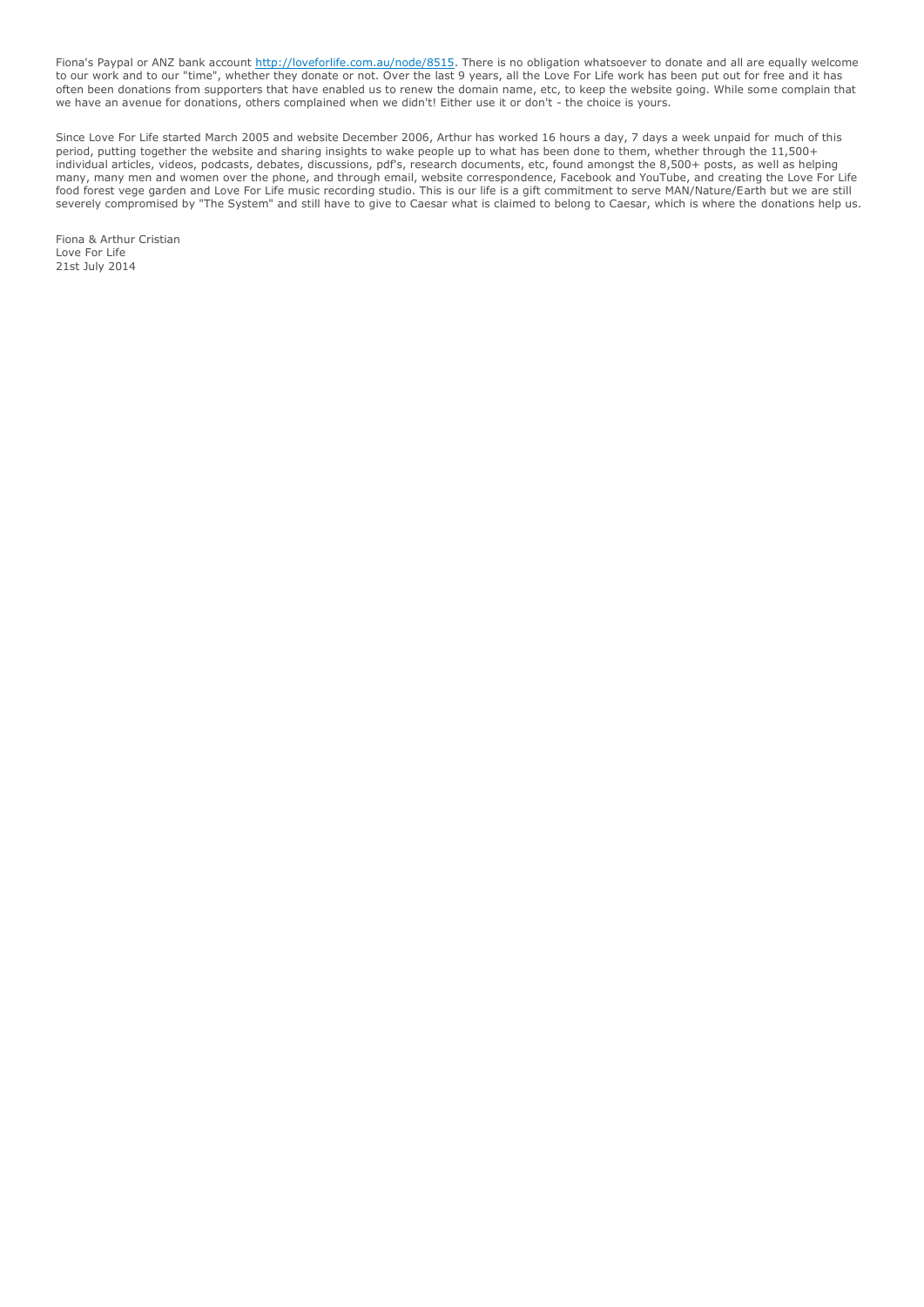Fiona's Paypal or ANZ bank account http://loveforlife.com.au/node/8515. There is no obligation whatsoever to donate and all are equally welcome to our work and to our "time", whether they donate or not. Over the last 9 years, all the Love For Life work has been put out for free and it has often been donations from supporters that have enabled us to renew the domain name, etc, to keep the website going. While some complain that we have an avenue for donations, others complained when we didn't! Either use it or don't - the choice is yours.

Since Love For Life started March 2005 and website December 2006, Arthur has worked 16 hours a day, 7 days a week unpaid for much of this period, putting together the website and sharing insights to wake people up to what has been done to them, whether through the 11,500+ individual articles, videos, podcasts, debates, discussions, pdf's, research documents, etc, found amongst the 8,500+ posts, as well as helping many, many men and women over the phone, and through email, website correspondence, Facebook and YouTube, and creating the Love For Life food forest vege garden and Love For Life music recording studio. This is our life is a gift commitment to serve MAN/Nature/Earth but we are still severely compromised by "The System" and still have to give to Caesar what is claimed to belong to Caesar, which is where the donations help us.

Fiona & Arthur Cristian
Love For Life
21st July 2014